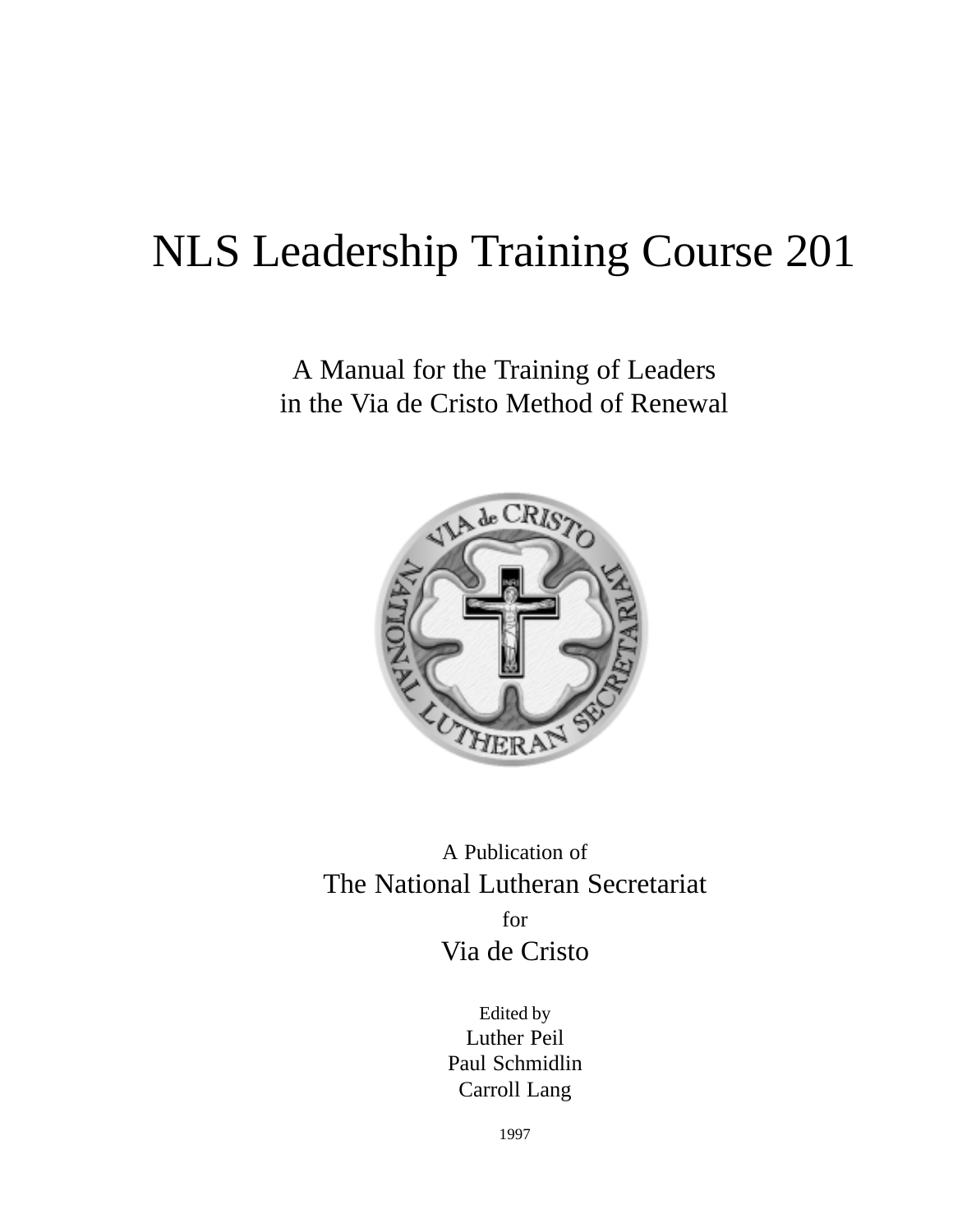# NLS Leadership Training Course 201

A Manual for the Training of Leaders
in the Via de Cristo Method of Renewal

A Publication of

The National Lutheran Secretariat

for

Via de Cristo

Edited by

Luther Peil
Paul Schmidlin
Carroll Lang

1997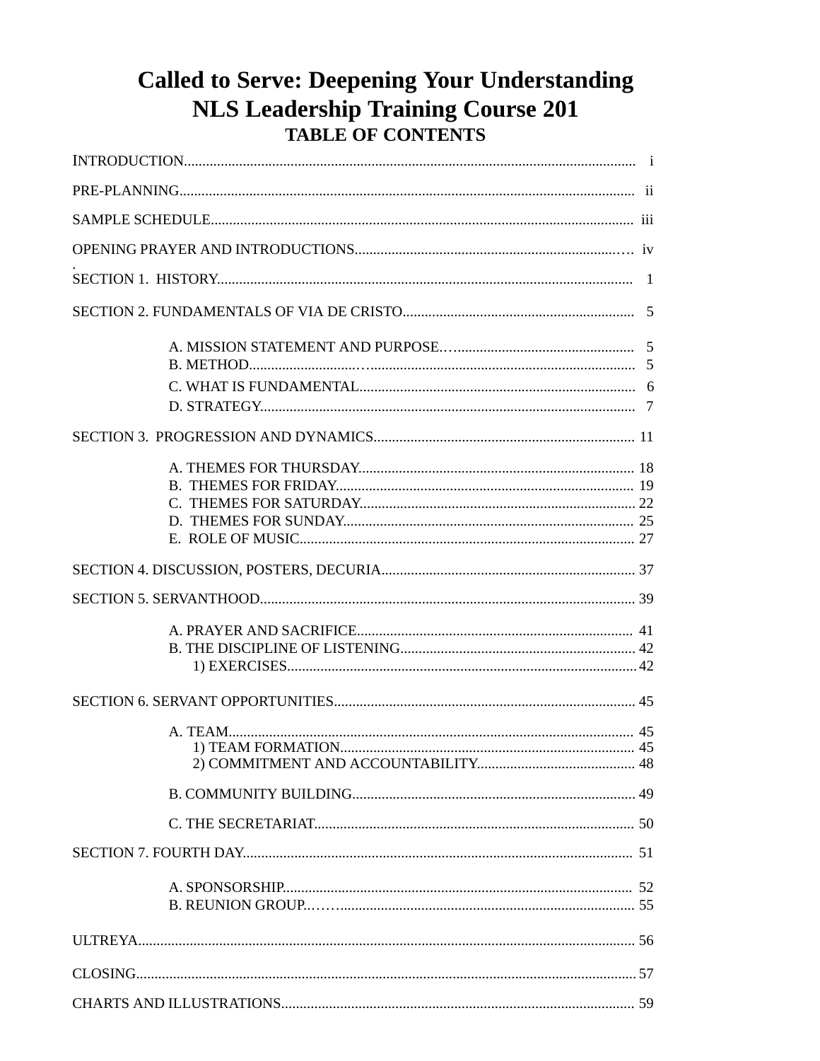# Called to Serve: Deepening Your Understanding
# NLS Leadership Training Course 201
## TABLE OF CONTENTS

INTRODUCTION........................................................................................................ i

PRE-PLANNING....................................................................................................... ii

SAMPLE SCHEDULE.............................................................................................. iii

OPENING PRAYER AND INTRODUCTIONS........................................................ iv

SECTION 1. HISTORY............................................................................................ 1

SECTION 2. FUNDAMENTALS OF VIA DE CRISTO............................................. 5

- A. MISSION STATEMENT AND PURPOSE........................................................ 5
- B. METHOD.......................................................................................................... 5
- C. WHAT IS FUNDAMENTAL............................................................................... 6
- D. STRATEGY...................................................................................................... 7

SECTION 3. PROGRESSION AND DYNAMICS..................................................... 11

- A. THEMES FOR THURSDAY.............................................................................. 18
- B. THEMES FOR FRIDAY..................................................................................... 19
- C. THEMES FOR SATURDAY............................................................................... 22
- D. THEMES FOR SUNDAY.................................................................................... 25
- E. ROLE OF MUSIC............................................................................................... 27

SECTION 4. DISCUSSION, POSTERS, DECURIA.................................................. 37

SECTION 5. SERVANTHOOD.................................................................................. 39

- A. PRAYER AND SACRIFICE................................................................................ 41
- B. THE DISCIPLINE OF LISTENING..................................................................... 42
  - 1) EXERCISES.................................................................................................. 42

SECTION 6. SERVANT OPPORTUNITIES.............................................................. 45

- A. TEAM................................................................................................................ 45
  - 1) TEAM FORMATION...................................................................................... 45
  - 2) COMMITMENT AND ACCOUNTABILITY..................................................... 48
- B. COMMUNITY BUILDING................................................................................... 49
- C. THE SECRETARIAT........................................................................................... 50

SECTION 7. FOURTH DAY...................................................................................... 51

- A. SPONSORSHIP.................................................................................................. 52
- B. REUNION GROUP.............................................................................................. 55

ULTREYA.................................................................................................................. 56

CLOSING.................................................................................................................. 57

CHARTS AND ILLUSTRATIONS............................................................................... 59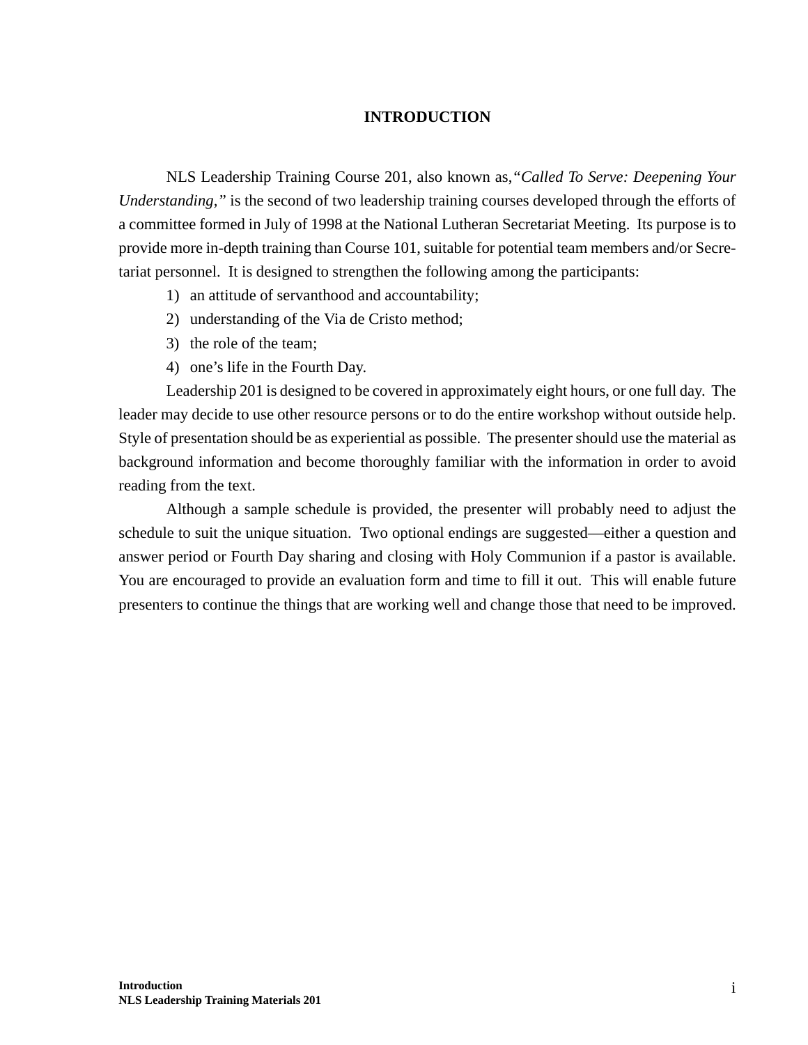# INTRODUCTION

NLS Leadership Training Course 201, also known as, *"Called To Serve: Deepening Your Understanding,"* is the second of two leadership training courses developed through the efforts of a committee formed in July of 1998 at the National Lutheran Secretariat Meeting. Its purpose is to provide more in-depth training than Course 101, suitable for potential team members and/or Secretariat personnel. It is designed to strengthen the following among the participants:

1) an attitude of servanthood and accountability;
2) understanding of the Via de Cristo method;
3) the role of the team;
4) one's life in the Fourth Day.

Leadership 201 is designed to be covered in approximately eight hours, or one full day. The leader may decide to use other resource persons or to do the entire workshop without outside help. Style of presentation should be as experiential as possible. The presenter should use the material as background information and become thoroughly familiar with the information in order to avoid reading from the text.

Although a sample schedule is provided, the presenter will probably need to adjust the schedule to suit the unique situation. Two optional endings are suggested—either a question and answer period or Fourth Day sharing and closing with Holy Communion if a pastor is available. You are encouraged to provide an evaluation form and time to fill it out. This will enable future presenters to continue the things that are working well and change those that need to be improved.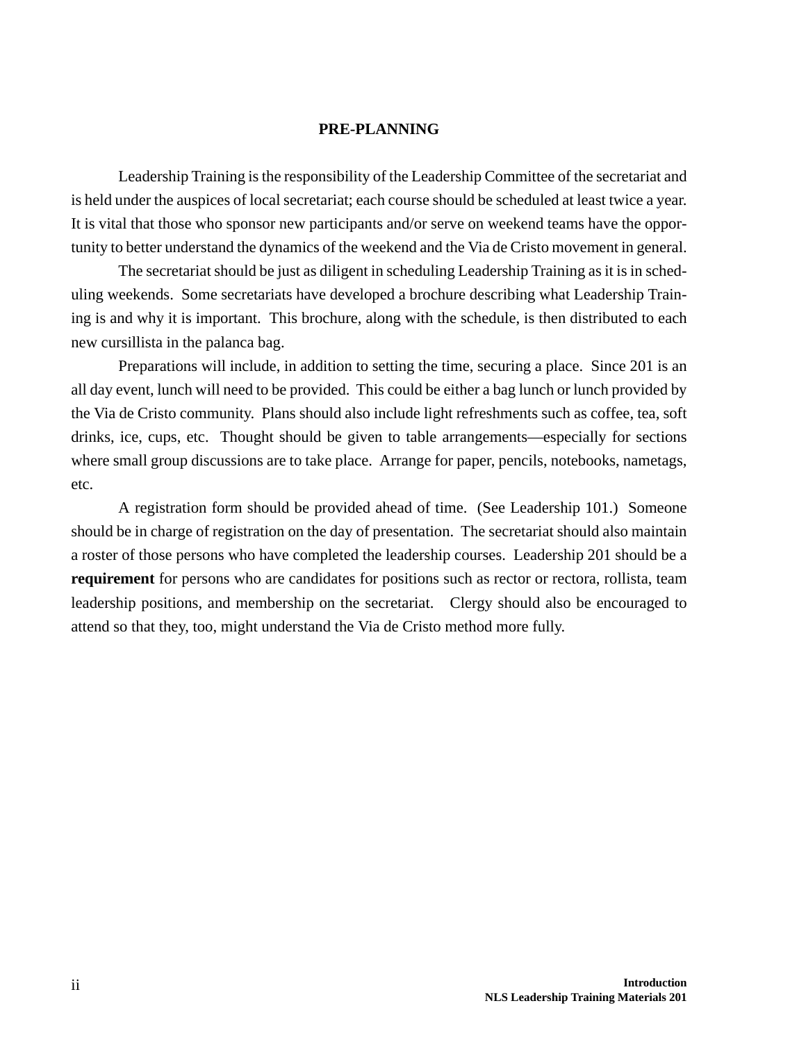## PRE-PLANNING

Leadership Training is the responsibility of the Leadership Committee of the secretariat and is held under the auspices of local secretariat; each course should be scheduled at least twice a year. It is vital that those who sponsor new participants and/or serve on weekend teams have the opportunity to better understand the dynamics of the weekend and the Via de Cristo movement in general.

The secretariat should be just as diligent in scheduling Leadership Training as it is in scheduling weekends. Some secretariats have developed a brochure describing what Leadership Training is and why it is important. This brochure, along with the schedule, is then distributed to each new cursillista in the palanca bag.

Preparations will include, in addition to setting the time, securing a place. Since 201 is an all day event, lunch will need to be provided. This could be either a bag lunch or lunch provided by the Via de Cristo community. Plans should also include light refreshments such as coffee, tea, soft drinks, ice, cups, etc. Thought should be given to table arrangements—especially for sections where small group discussions are to take place. Arrange for paper, pencils, notebooks, nametags, etc.

A registration form should be provided ahead of time. (See Leadership 101.) Someone should be in charge of registration on the day of presentation. The secretariat should also maintain a roster of those persons who have completed the leadership courses. Leadership 201 should be a **requirement** for persons who are candidates for positions such as rector or rectora, rollista, team leadership positions, and membership on the secretariat. Clergy should also be encouraged to attend so that they, too, might understand the Via de Cristo method more fully.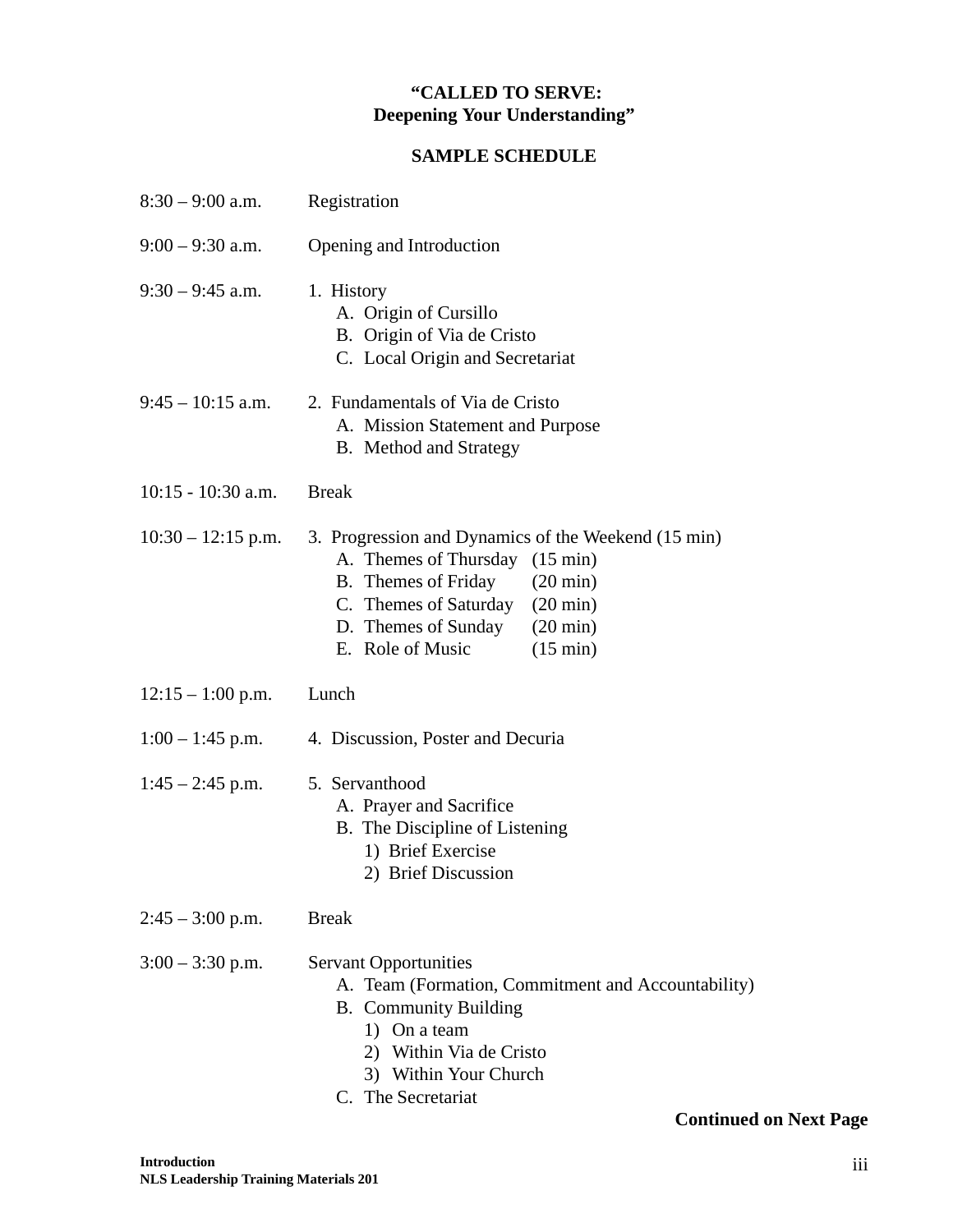**"CALLED TO SERVE:**
**Deepening Your Understanding"**

**SAMPLE SCHEDULE**

| | |
|---|---|
| 8:30 – 9:00 a.m. | Registration |
| 9:00 – 9:30 a.m. | Opening and Introduction |
| 9:30 – 9:45 a.m. | 1. History<br>A. Origin of Cursillo<br>B. Origin of Via de Cristo<br>C. Local Origin and Secretariat |
| 9:45 – 10:15 a.m. | 2. Fundamentals of Via de Cristo<br>A. Mission Statement and Purpose<br>B. Method and Strategy |
| 10:15 - 10:30 a.m. | Break |
| 10:30 – 12:15 p.m. | 3. Progression and Dynamics of the Weekend (15 min)<br>A. Themes of Thursday (15 min)<br>B. Themes of Friday (20 min)<br>C. Themes of Saturday (20 min)<br>D. Themes of Sunday (20 min)<br>E. Role of Music (15 min) |
| 12:15 – 1:00 p.m. | Lunch |
| 1:00 – 1:45 p.m. | 4. Discussion, Poster and Decuria |
| 1:45 – 2:45 p.m. | 5. Servanthood<br>A. Prayer and Sacrifice<br>B. The Discipline of Listening<br>1) Brief Exercise<br>2) Brief Discussion |
| 2:45 – 3:00 p.m. | Break |
| 3:00 – 3:30 p.m. | Servant Opportunities<br>A. Team (Formation, Commitment and Accountability)<br>B. Community Building<br>1) On a team<br>2) Within Via de Cristo<br>3) Within Your Church<br>C. The Secretariat |

**Continued on Next Page**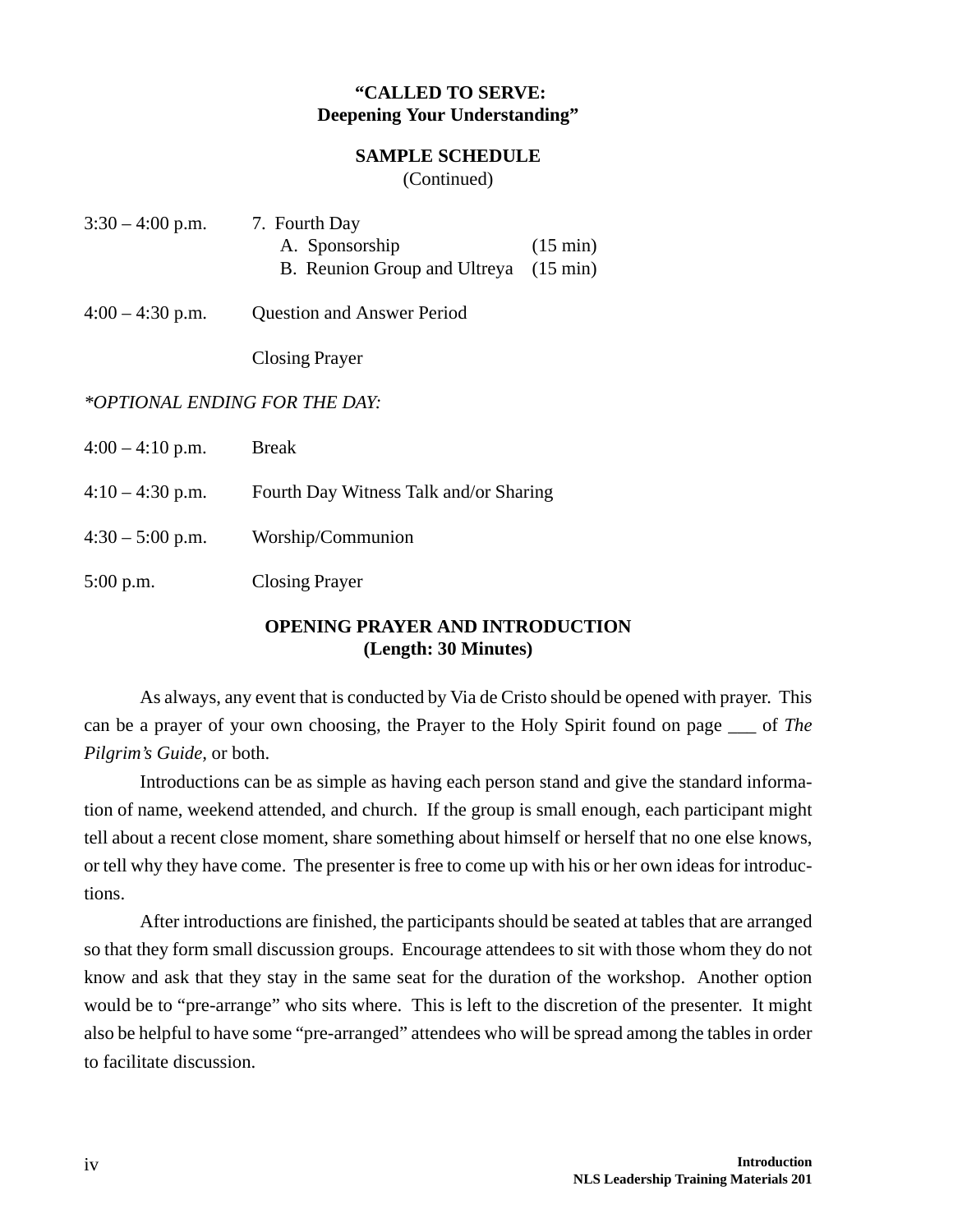**"CALLED TO SERVE: Deepening Your Understanding"**

**SAMPLE SCHEDULE**
(Continued)

| | | |
|---|---|---|
| 3:30 – 4:00 p.m. | 7. Fourth Day | |
| | A. Sponsorship | (15 min) |
| | B. Reunion Group and Ultreya | (15 min) |
| 4:00 – 4:30 p.m. | Question and Answer Period | |
| | Closing Prayer | |

*\*OPTIONAL ENDING FOR THE DAY:*

| | |
|---|---|
| 4:00 – 4:10 p.m. | Break |
| 4:10 – 4:30 p.m. | Fourth Day Witness Talk and/or Sharing |
| 4:30 – 5:00 p.m. | Worship/Communion |
| 5:00 p.m. | Closing Prayer |

## OPENING PRAYER AND INTRODUCTION
**(Length: 30 Minutes)**

As always, any event that is conducted by Via de Cristo should be opened with prayer. This can be a prayer of your own choosing, the Prayer to the Holy Spirit found on page ___ of *The Pilgrim's Guide,* or both.

Introductions can be as simple as having each person stand and give the standard information of name, weekend attended, and church. If the group is small enough, each participant might tell about a recent close moment, share something about himself or herself that no one else knows, or tell why they have come. The presenter is free to come up with his or her own ideas for introductions.

After introductions are finished, the participants should be seated at tables that are arranged so that they form small discussion groups. Encourage attendees to sit with those whom they do not know and ask that they stay in the same seat for the duration of the workshop. Another option would be to "pre-arrange" who sits where. This is left to the discretion of the presenter. It might also be helpful to have some "pre-arranged" attendees who will be spread among the tables in order to facilitate discussion.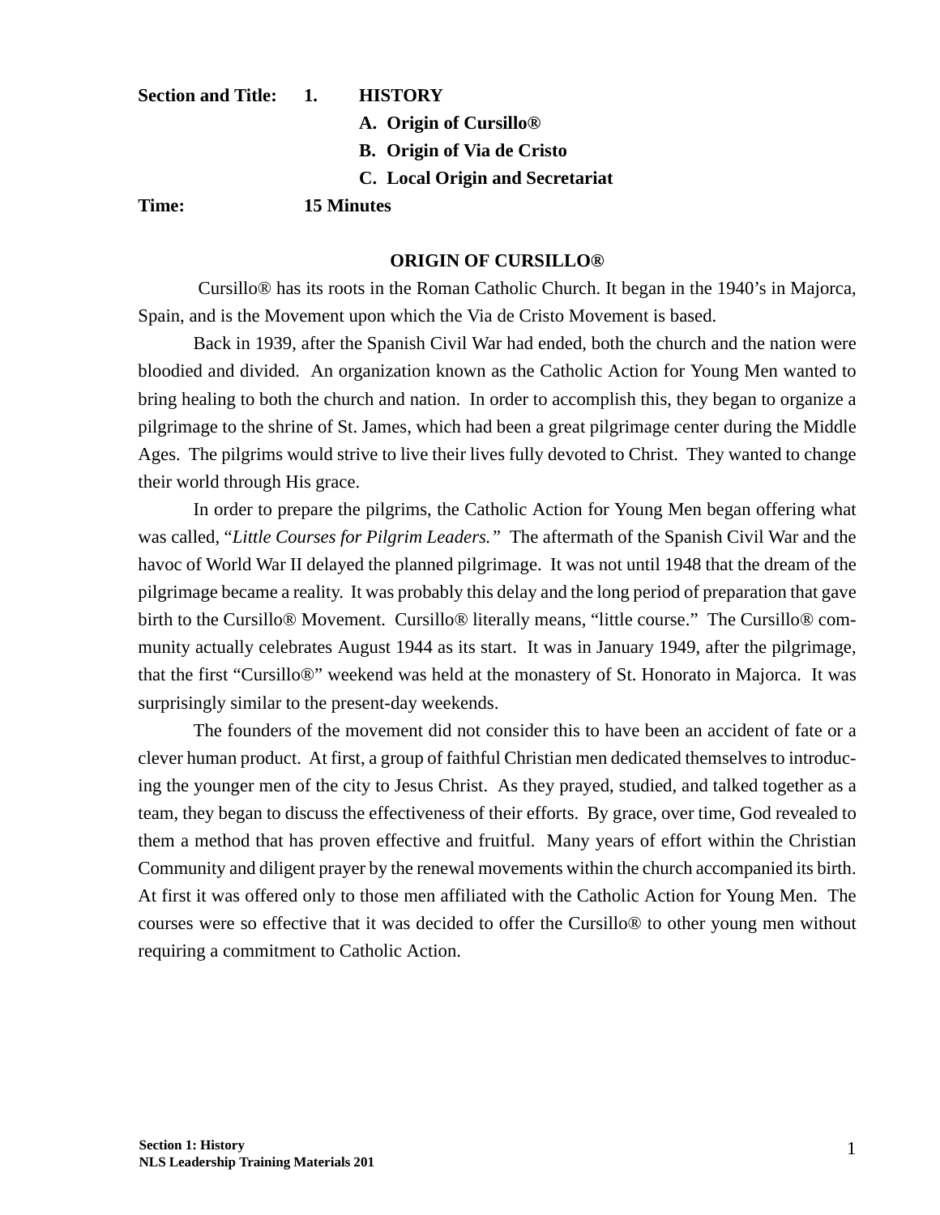**Section and Title:** **1. HISTORY**

**A. Origin of Cursillo®**

**B. Origin of Via de Cristo**

**C. Local Origin and Secretariat**

**Time:** **15 Minutes**

## ORIGIN OF CURSILLO®

Cursillo® has its roots in the Roman Catholic Church. It began in the 1940's in Majorca, Spain, and is the Movement upon which the Via de Cristo Movement is based.

Back in 1939, after the Spanish Civil War had ended, both the church and the nation were bloodied and divided. An organization known as the Catholic Action for Young Men wanted to bring healing to both the church and nation. In order to accomplish this, they began to organize a pilgrimage to the shrine of St. James, which had been a great pilgrimage center during the Middle Ages. The pilgrims would strive to live their lives fully devoted to Christ. They wanted to change their world through His grace.

In order to prepare the pilgrims, the Catholic Action for Young Men began offering what was called, "*Little Courses for Pilgrim Leaders.*" The aftermath of the Spanish Civil War and the havoc of World War II delayed the planned pilgrimage. It was not until 1948 that the dream of the pilgrimage became a reality. It was probably this delay and the long period of preparation that gave birth to the Cursillo® Movement. Cursillo® literally means, "little course." The Cursillo® community actually celebrates August 1944 as its start. It was in January 1949, after the pilgrimage, that the first "Cursillo®" weekend was held at the monastery of St. Honorato in Majorca. It was surprisingly similar to the present-day weekends.

The founders of the movement did not consider this to have been an accident of fate or a clever human product. At first, a group of faithful Christian men dedicated themselves to introducing the younger men of the city to Jesus Christ. As they prayed, studied, and talked together as a team, they began to discuss the effectiveness of their efforts. By grace, over time, God revealed to them a method that has proven effective and fruitful. Many years of effort within the Christian Community and diligent prayer by the renewal movements within the church accompanied its birth. At first it was offered only to those men affiliated with the Catholic Action for Young Men. The courses were so effective that it was decided to offer the Cursillo® to other young men without requiring a commitment to Catholic Action.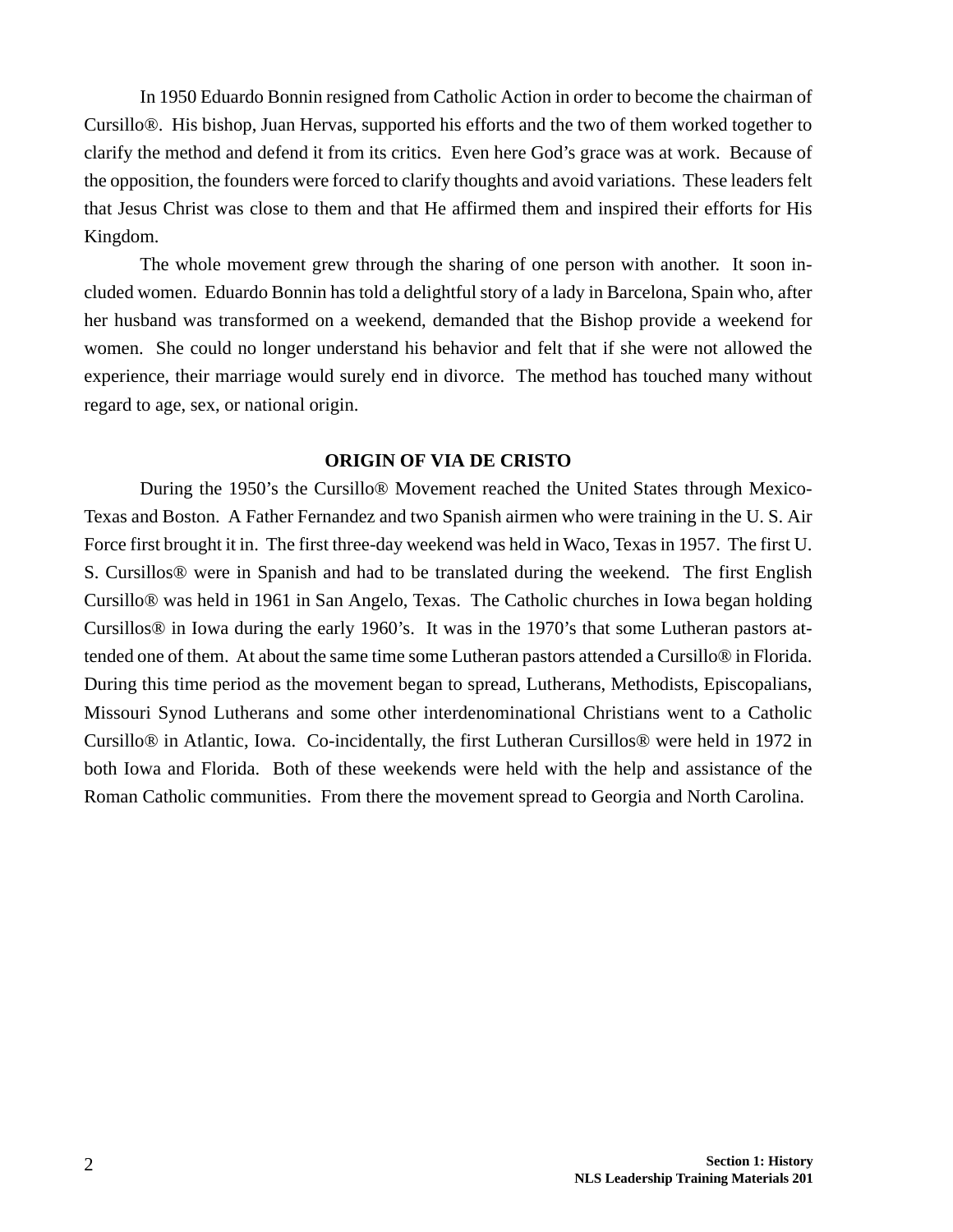In 1950 Eduardo Bonnin resigned from Catholic Action in order to become the chairman of Cursillo®. His bishop, Juan Hervas, supported his efforts and the two of them worked together to clarify the method and defend it from its critics. Even here God's grace was at work. Because of the opposition, the founders were forced to clarify thoughts and avoid variations. These leaders felt that Jesus Christ was close to them and that He affirmed them and inspired their efforts for His Kingdom.

The whole movement grew through the sharing of one person with another. It soon included women. Eduardo Bonnin has told a delightful story of a lady in Barcelona, Spain who, after her husband was transformed on a weekend, demanded that the Bishop provide a weekend for women. She could no longer understand his behavior and felt that if she were not allowed the experience, their marriage would surely end in divorce. The method has touched many without regard to age, sex, or national origin.

## ORIGIN OF VIA DE CRISTO

During the 1950's the Cursillo® Movement reached the United States through Mexico-Texas and Boston. A Father Fernandez and two Spanish airmen who were training in the U. S. Air Force first brought it in. The first three-day weekend was held in Waco, Texas in 1957. The first U. S. Cursillos® were in Spanish and had to be translated during the weekend. The first English Cursillo® was held in 1961 in San Angelo, Texas. The Catholic churches in Iowa began holding Cursillos® in Iowa during the early 1960's. It was in the 1970's that some Lutheran pastors attended one of them. At about the same time some Lutheran pastors attended a Cursillo® in Florida. During this time period as the movement began to spread, Lutherans, Methodists, Episcopalians, Missouri Synod Lutherans and some other interdenominational Christians went to a Catholic Cursillo® in Atlantic, Iowa. Co-incidentally, the first Lutheran Cursillos® were held in 1972 in both Iowa and Florida. Both of these weekends were held with the help and assistance of the Roman Catholic communities. From there the movement spread to Georgia and North Carolina.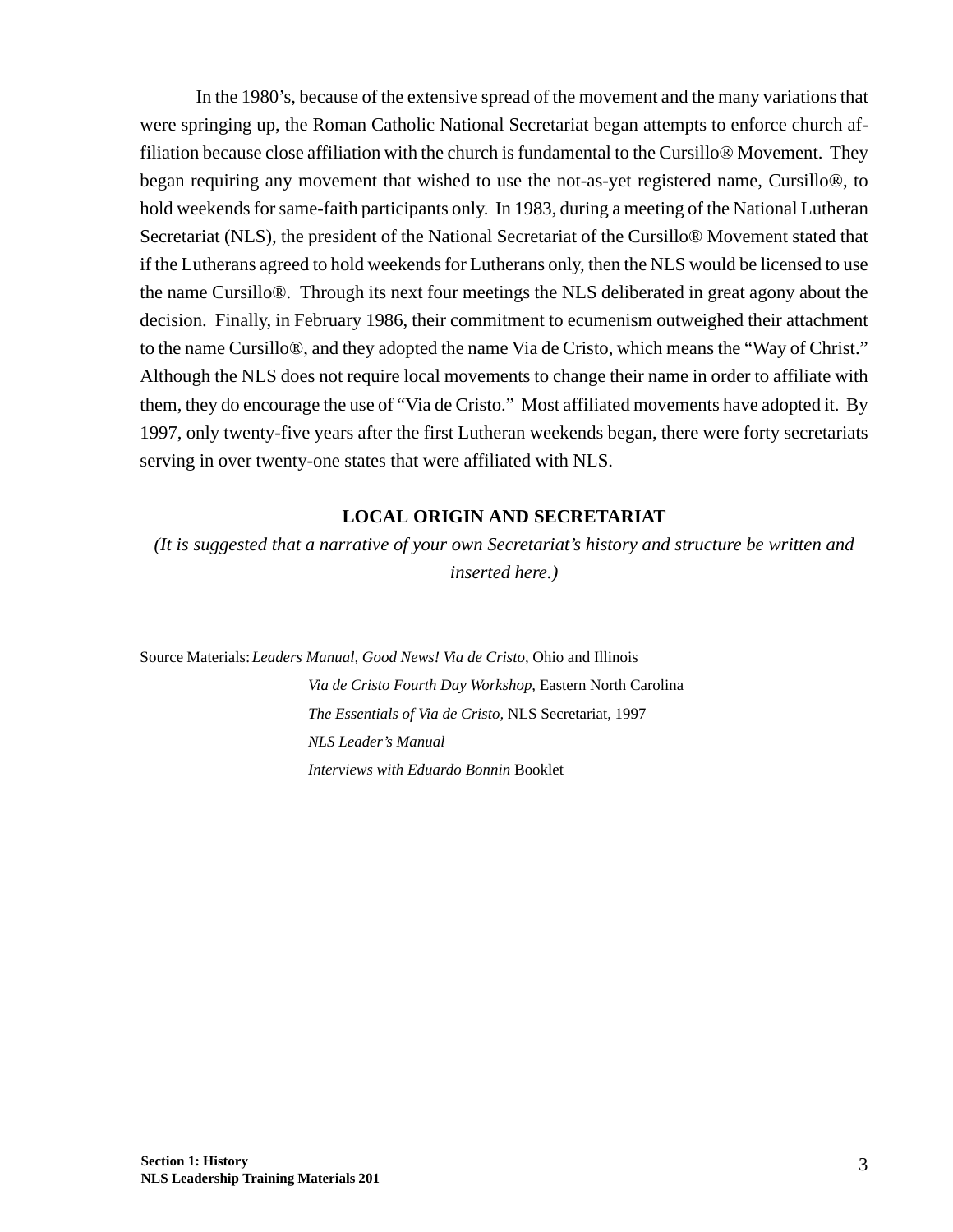In the 1980's, because of the extensive spread of the movement and the many variations that were springing up, the Roman Catholic National Secretariat began attempts to enforce church affiliation because close affiliation with the church is fundamental to the Cursillo® Movement. They began requiring any movement that wished to use the not-as-yet registered name, Cursillo®, to hold weekends for same-faith participants only. In 1983, during a meeting of the National Lutheran Secretariat (NLS), the president of the National Secretariat of the Cursillo® Movement stated that if the Lutherans agreed to hold weekends for Lutherans only, then the NLS would be licensed to use the name Cursillo®. Through its next four meetings the NLS deliberated in great agony about the decision. Finally, in February 1986, their commitment to ecumenism outweighed their attachment to the name Cursillo®, and they adopted the name Via de Cristo, which means the "Way of Christ." Although the NLS does not require local movements to change their name in order to affiliate with them, they do encourage the use of "Via de Cristo." Most affiliated movements have adopted it. By 1997, only twenty-five years after the first Lutheran weekends began, there were forty secretariats serving in over twenty-one states that were affiliated with NLS.

## LOCAL ORIGIN AND SECRETARIAT

*(It is suggested that a narrative of your own Secretariat's history and structure be written and inserted here.)*

Source Materials: *Leaders Manual, Good News! Via de Cristo,* Ohio and Illinois
*Via de Cristo Fourth Day Workshop,* Eastern North Carolina
*The Essentials of Via de Cristo,* NLS Secretariat, 1997
*NLS Leader's Manual*
*Interviews with Eduardo Bonnin* Booklet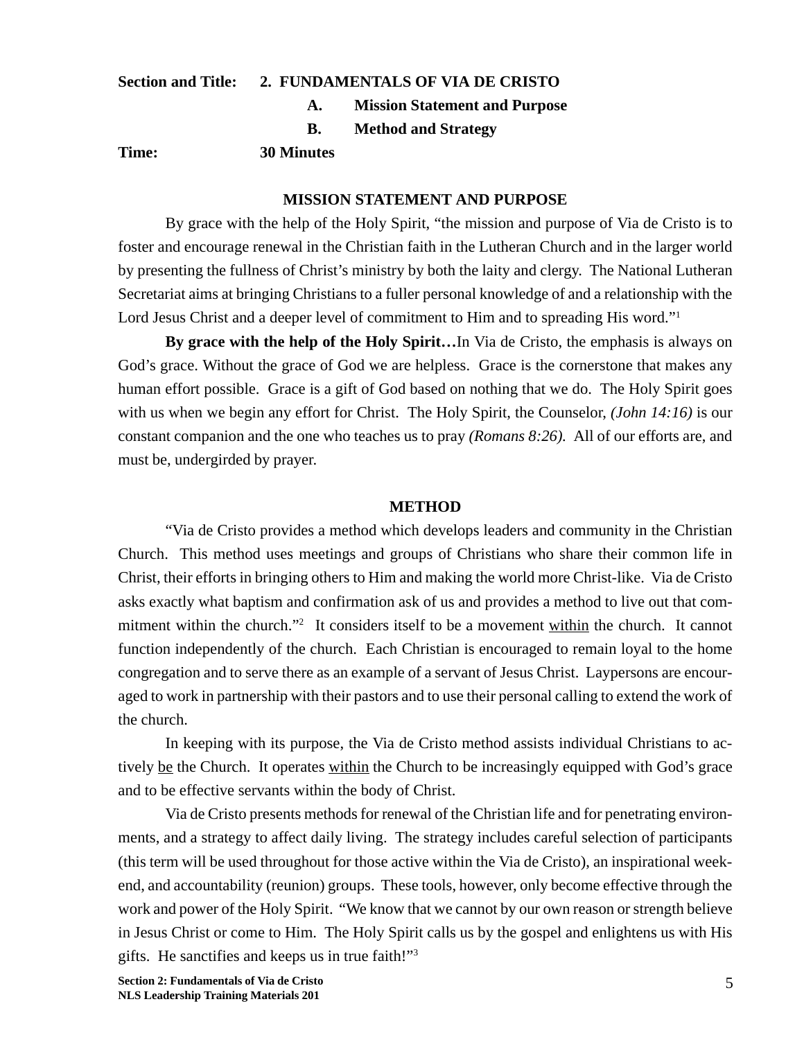**Section and Title:** **2. FUNDAMENTALS OF VIA DE CRISTO**

**A. Mission Statement and Purpose**

**B. Method and Strategy**

**Time:** **30 Minutes**

## MISSION STATEMENT AND PURPOSE

By grace with the help of the Holy Spirit, "the mission and purpose of Via de Cristo is to foster and encourage renewal in the Christian faith in the Lutheran Church and in the larger world by presenting the fullness of Christ's ministry by both the laity and clergy. The National Lutheran Secretariat aims at bringing Christians to a fuller personal knowledge of and a relationship with the Lord Jesus Christ and a deeper level of commitment to Him and to spreading His word."[1]

**By grace with the help of the Holy Spirit…**In Via de Cristo, the emphasis is always on God's grace. Without the grace of God we are helpless. Grace is the cornerstone that makes any human effort possible. Grace is a gift of God based on nothing that we do. The Holy Spirit goes with us when we begin any effort for Christ. The Holy Spirit, the Counselor, *(John 14:16)* is our constant companion and the one who teaches us to pray *(Romans 8:26)*. All of our efforts are, and must be, undergirded by prayer.

## METHOD

"Via de Cristo provides a method which develops leaders and community in the Christian Church. This method uses meetings and groups of Christians who share their common life in Christ, their efforts in bringing others to Him and making the world more Christ-like. Via de Cristo asks exactly what baptism and confirmation ask of us and provides a method to live out that commitment within the church."[2] It considers itself to be a movement <u>within</u> the church. It cannot function independently of the church. Each Christian is encouraged to remain loyal to the home congregation and to serve there as an example of a servant of Jesus Christ. Laypersons are encouraged to work in partnership with their pastors and to use their personal calling to extend the work of the church.

In keeping with its purpose, the Via de Cristo method assists individual Christians to actively <u>be</u> the Church. It operates <u>within</u> the Church to be increasingly equipped with God's grace and to be effective servants within the body of Christ.

Via de Cristo presents methods for renewal of the Christian life and for penetrating environments, and a strategy to affect daily living. The strategy includes careful selection of participants (this term will be used throughout for those active within the Via de Cristo), an inspirational weekend, and accountability (reunion) groups. These tools, however, only become effective through the work and power of the Holy Spirit. "We know that we cannot by our own reason or strength believe in Jesus Christ or come to Him. The Holy Spirit calls us by the gospel and enlightens us with His gifts. He sanctifies and keeps us in true faith!"[3]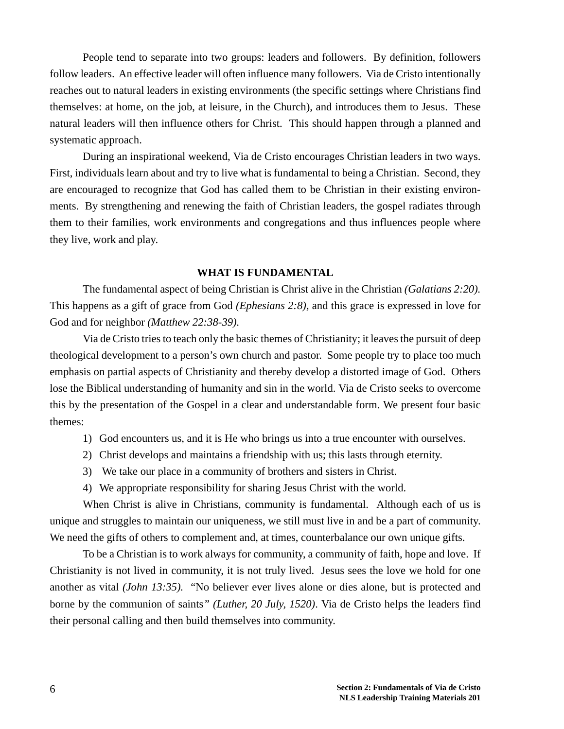People tend to separate into two groups: leaders and followers. By definition, followers follow leaders. An effective leader will often influence many followers. Via de Cristo intentionally reaches out to natural leaders in existing environments (the specific settings where Christians find themselves: at home, on the job, at leisure, in the Church), and introduces them to Jesus. These natural leaders will then influence others for Christ. This should happen through a planned and systematic approach.

During an inspirational weekend, Via de Cristo encourages Christian leaders in two ways. First, individuals learn about and try to live what is fundamental to being a Christian. Second, they are encouraged to recognize that God has called them to be Christian in their existing environments. By strengthening and renewing the faith of Christian leaders, the gospel radiates through them to their families, work environments and congregations and thus influences people where they live, work and play.

## WHAT IS FUNDAMENTAL

The fundamental aspect of being Christian is Christ alive in the Christian *(Galatians 2:20).* This happens as a gift of grace from God *(Ephesians 2:8),* and this grace is expressed in love for God and for neighbor *(Matthew 22:38-39).*

Via de Cristo tries to teach only the basic themes of Christianity; it leaves the pursuit of deep theological development to a person's own church and pastor. Some people try to place too much emphasis on partial aspects of Christianity and thereby develop a distorted image of God. Others lose the Biblical understanding of humanity and sin in the world. Via de Cristo seeks to overcome this by the presentation of the Gospel in a clear and understandable form. We present four basic themes:

1) God encounters us, and it is He who brings us into a true encounter with ourselves.
2) Christ develops and maintains a friendship with us; this lasts through eternity.
3) We take our place in a community of brothers and sisters in Christ.
4) We appropriate responsibility for sharing Jesus Christ with the world.

When Christ is alive in Christians, community is fundamental. Although each of us is unique and struggles to maintain our uniqueness, we still must live in and be a part of community. We need the gifts of others to complement and, at times, counterbalance our own unique gifts.

To be a Christian is to work always for community, a community of faith, hope and love. If Christianity is not lived in community, it is not truly lived. Jesus sees the love we hold for one another as vital *(John 13:35).* "No believer ever lives alone or dies alone, but is protected and borne by the communion of saints*" (Luther, 20 July, 1520)*. Via de Cristo helps the leaders find their personal calling and then build themselves into community.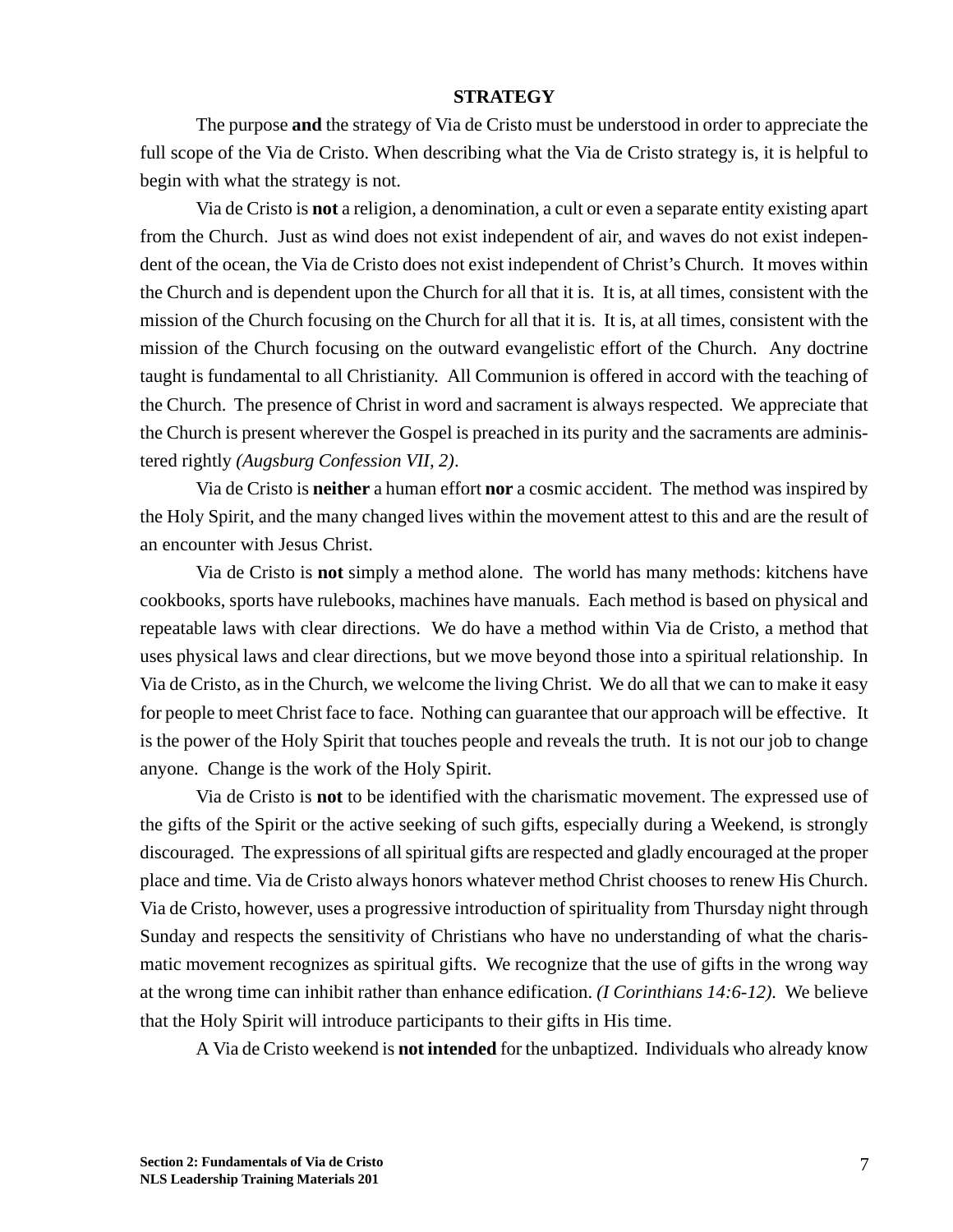## STRATEGY

The purpose **and** the strategy of Via de Cristo must be understood in order to appreciate the full scope of the Via de Cristo. When describing what the Via de Cristo strategy is, it is helpful to begin with what the strategy is not.

Via de Cristo is **not** a religion, a denomination, a cult or even a separate entity existing apart from the Church. Just as wind does not exist independent of air, and waves do not exist independent of the ocean, the Via de Cristo does not exist independent of Christ's Church. It moves within the Church and is dependent upon the Church for all that it is. It is, at all times, consistent with the mission of the Church focusing on the Church for all that it is. It is, at all times, consistent with the mission of the Church focusing on the outward evangelistic effort of the Church. Any doctrine taught is fundamental to all Christianity. All Communion is offered in accord with the teaching of the Church. The presence of Christ in word and sacrament is always respected. We appreciate that the Church is present wherever the Gospel is preached in its purity and the sacraments are administered rightly *(Augsburg Confession VII, 2)*.

Via de Cristo is **neither** a human effort **nor** a cosmic accident. The method was inspired by the Holy Spirit, and the many changed lives within the movement attest to this and are the result of an encounter with Jesus Christ.

Via de Cristo is **not** simply a method alone. The world has many methods: kitchens have cookbooks, sports have rulebooks, machines have manuals. Each method is based on physical and repeatable laws with clear directions. We do have a method within Via de Cristo, a method that uses physical laws and clear directions, but we move beyond those into a spiritual relationship. In Via de Cristo, as in the Church, we welcome the living Christ. We do all that we can to make it easy for people to meet Christ face to face. Nothing can guarantee that our approach will be effective. It is the power of the Holy Spirit that touches people and reveals the truth. It is not our job to change anyone. Change is the work of the Holy Spirit.

Via de Cristo is **not** to be identified with the charismatic movement. The expressed use of the gifts of the Spirit or the active seeking of such gifts, especially during a Weekend, is strongly discouraged. The expressions of all spiritual gifts are respected and gladly encouraged at the proper place and time. Via de Cristo always honors whatever method Christ chooses to renew His Church. Via de Cristo, however, uses a progressive introduction of spirituality from Thursday night through Sunday and respects the sensitivity of Christians who have no understanding of what the charismatic movement recognizes as spiritual gifts. We recognize that the use of gifts in the wrong way at the wrong time can inhibit rather than enhance edification. *(I Corinthians 14:6-12).* We believe that the Holy Spirit will introduce participants to their gifts in His time.

A Via de Cristo weekend is **not intended** for the unbaptized. Individuals who already know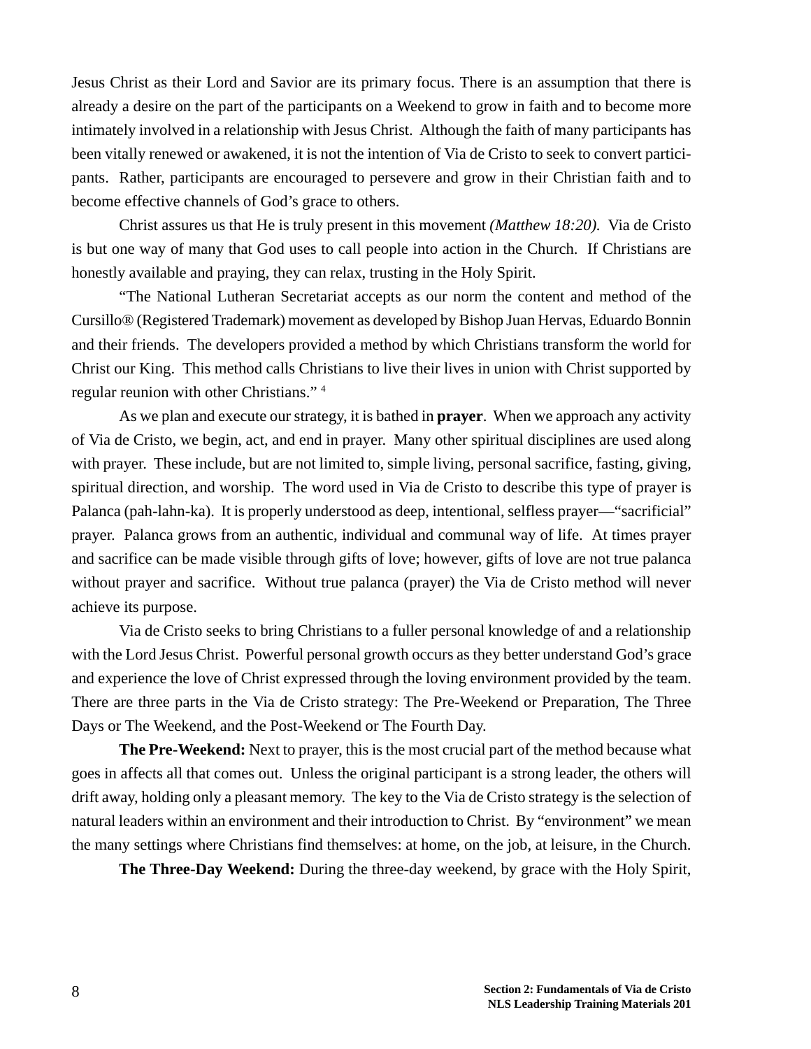Jesus Christ as their Lord and Savior are its primary focus. There is an assumption that there is already a desire on the part of the participants on a Weekend to grow in faith and to become more intimately involved in a relationship with Jesus Christ. Although the faith of many participants has been vitally renewed or awakened, it is not the intention of Via de Cristo to seek to convert participants. Rather, participants are encouraged to persevere and grow in their Christian faith and to become effective channels of God's grace to others.

Christ assures us that He is truly present in this movement *(Matthew 18:20).* Via de Cristo is but one way of many that God uses to call people into action in the Church. If Christians are honestly available and praying, they can relax, trusting in the Holy Spirit.

"The National Lutheran Secretariat accepts as our norm the content and method of the Cursillo® (Registered Trademark) movement as developed by Bishop Juan Hervas, Eduardo Bonnin and their friends. The developers provided a method by which Christians transform the world for Christ our King. This method calls Christians to live their lives in union with Christ supported by regular reunion with other Christians." [4]

As we plan and execute our strategy, it is bathed in **prayer**. When we approach any activity of Via de Cristo, we begin, act, and end in prayer. Many other spiritual disciplines are used along with prayer. These include, but are not limited to, simple living, personal sacrifice, fasting, giving, spiritual direction, and worship. The word used in Via de Cristo to describe this type of prayer is Palanca (pah-lahn-ka). It is properly understood as deep, intentional, selfless prayer—"sacrificial" prayer. Palanca grows from an authentic, individual and communal way of life. At times prayer and sacrifice can be made visible through gifts of love; however, gifts of love are not true palanca without prayer and sacrifice. Without true palanca (prayer) the Via de Cristo method will never achieve its purpose.

Via de Cristo seeks to bring Christians to a fuller personal knowledge of and a relationship with the Lord Jesus Christ. Powerful personal growth occurs as they better understand God's grace and experience the love of Christ expressed through the loving environment provided by the team. There are three parts in the Via de Cristo strategy: The Pre-Weekend or Preparation, The Three Days or The Weekend, and the Post-Weekend or The Fourth Day.

**The Pre-Weekend:** Next to prayer, this is the most crucial part of the method because what goes in affects all that comes out. Unless the original participant is a strong leader, the others will drift away, holding only a pleasant memory. The key to the Via de Cristo strategy is the selection of natural leaders within an environment and their introduction to Christ. By "environment" we mean the many settings where Christians find themselves: at home, on the job, at leisure, in the Church.

**The Three-Day Weekend:** During the three-day weekend, by grace with the Holy Spirit,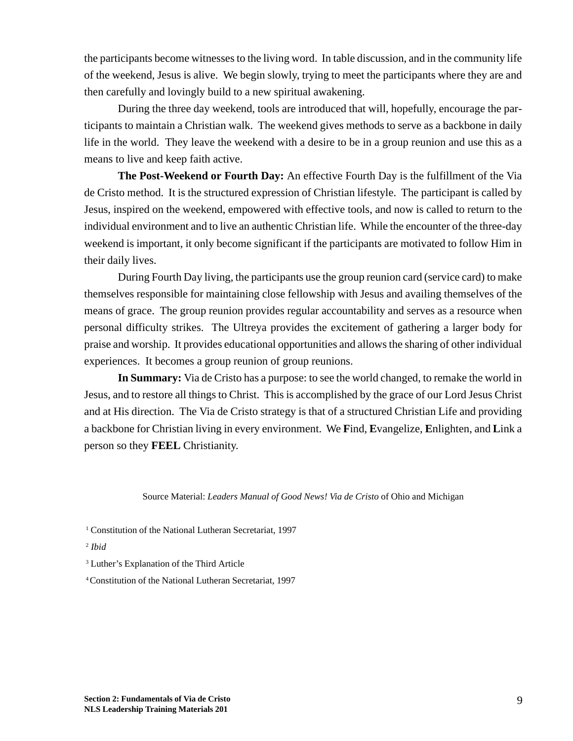the participants become witnesses to the living word. In table discussion, and in the community life of the weekend, Jesus is alive. We begin slowly, trying to meet the participants where they are and then carefully and lovingly build to a new spiritual awakening.

During the three day weekend, tools are introduced that will, hopefully, encourage the participants to maintain a Christian walk. The weekend gives methods to serve as a backbone in daily life in the world. They leave the weekend with a desire to be in a group reunion and use this as a means to live and keep faith active.

**The Post-Weekend or Fourth Day:** An effective Fourth Day is the fulfillment of the Via de Cristo method. It is the structured expression of Christian lifestyle. The participant is called by Jesus, inspired on the weekend, empowered with effective tools, and now is called to return to the individual environment and to live an authentic Christian life. While the encounter of the three-day weekend is important, it only become significant if the participants are motivated to follow Him in their daily lives.

During Fourth Day living, the participants use the group reunion card (service card) to make themselves responsible for maintaining close fellowship with Jesus and availing themselves of the means of grace. The group reunion provides regular accountability and serves as a resource when personal difficulty strikes. The Ultreya provides the excitement of gathering a larger body for praise and worship. It provides educational opportunities and allows the sharing of other individual experiences. It becomes a group reunion of group reunions.

**In Summary:** Via de Cristo has a purpose: to see the world changed, to remake the world in Jesus, and to restore all things to Christ. This is accomplished by the grace of our Lord Jesus Christ and at His direction. The Via de Cristo strategy is that of a structured Christian Life and providing a backbone for Christian living in every environment. We **F**ind, **E**vangelize, **E**nlighten, and **L**ink a person so they **FEEL** Christianity.

Source Material: *Leaders Manual of Good News! Via de Cristo* of Ohio and Michigan

[1] Constitution of the National Lutheran Secretariat, 1997

[2] *Ibid*

[3] Luther's Explanation of the Third Article

[4] Constitution of the National Lutheran Secretariat, 1997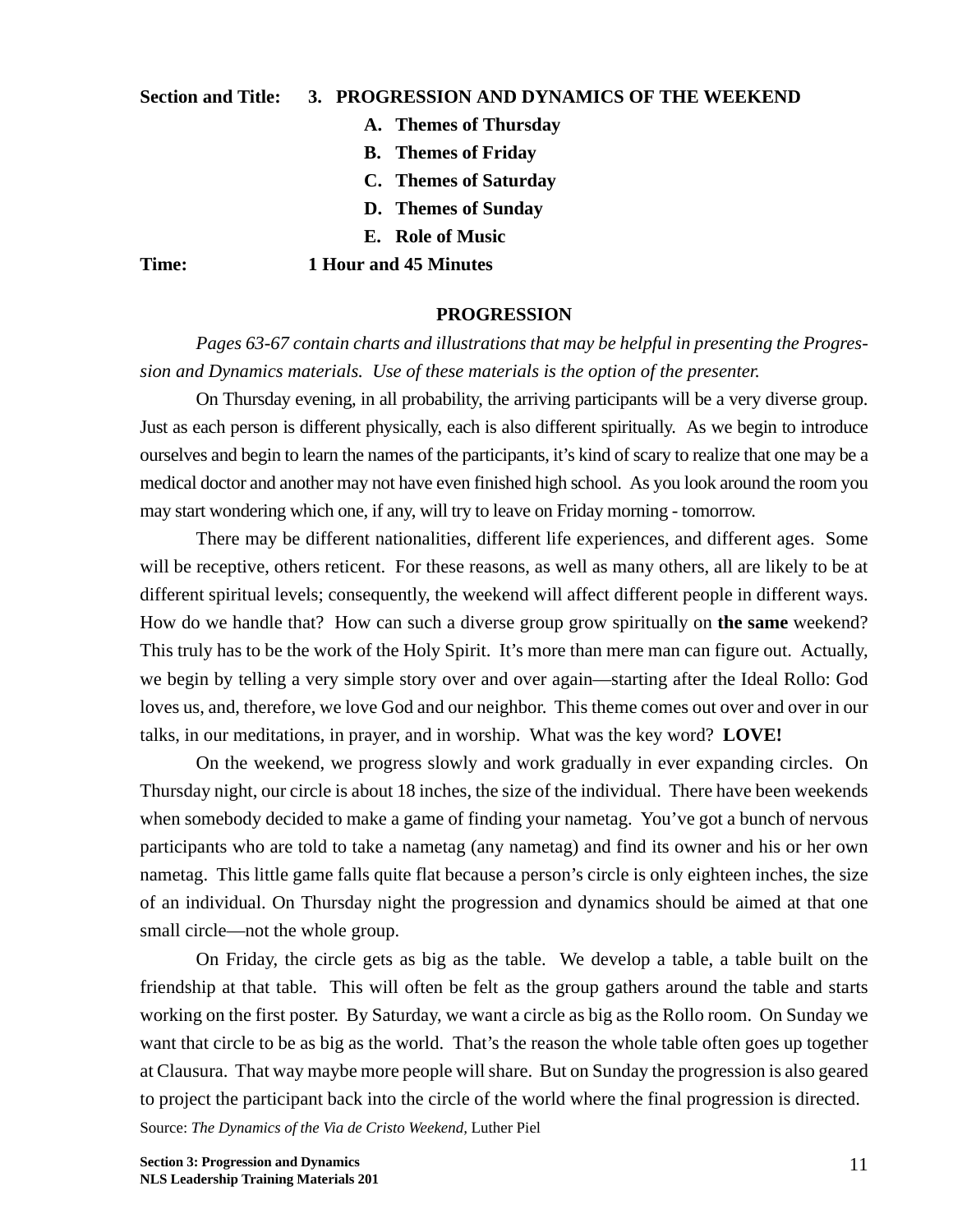**Section and Title:** **3. PROGRESSION AND DYNAMICS OF THE WEEKEND**

- **A. Themes of Thursday**
- **B. Themes of Friday**
- **C. Themes of Saturday**
- **D. Themes of Sunday**
- **E. Role of Music**

**Time:** **1 Hour and 45 Minutes**

## PROGRESSION

*Pages 63-67 contain charts and illustrations that may be helpful in presenting the Progression and Dynamics materials. Use of these materials is the option of the presenter.*

On Thursday evening, in all probability, the arriving participants will be a very diverse group. Just as each person is different physically, each is also different spiritually. As we begin to introduce ourselves and begin to learn the names of the participants, it's kind of scary to realize that one may be a medical doctor and another may not have even finished high school. As you look around the room you may start wondering which one, if any, will try to leave on Friday morning - tomorrow.

There may be different nationalities, different life experiences, and different ages. Some will be receptive, others reticent. For these reasons, as well as many others, all are likely to be at different spiritual levels; consequently, the weekend will affect different people in different ways. How do we handle that? How can such a diverse group grow spiritually on **the same** weekend? This truly has to be the work of the Holy Spirit. It's more than mere man can figure out. Actually, we begin by telling a very simple story over and over again—starting after the Ideal Rollo: God loves us, and, therefore, we love God and our neighbor. This theme comes out over and over in our talks, in our meditations, in prayer, and in worship. What was the key word? **LOVE!**

On the weekend, we progress slowly and work gradually in ever expanding circles. On Thursday night, our circle is about 18 inches, the size of the individual. There have been weekends when somebody decided to make a game of finding your nametag. You've got a bunch of nervous participants who are told to take a nametag (any nametag) and find its owner and his or her own nametag. This little game falls quite flat because a person's circle is only eighteen inches, the size of an individual. On Thursday night the progression and dynamics should be aimed at that one small circle—not the whole group.

On Friday, the circle gets as big as the table. We develop a table, a table built on the friendship at that table. This will often be felt as the group gathers around the table and starts working on the first poster. By Saturday, we want a circle as big as the Rollo room. On Sunday we want that circle to be as big as the world. That's the reason the whole table often goes up together at Clausura. That way maybe more people will share. But on Sunday the progression is also geared to project the participant back into the circle of the world where the final progression is directed.

Source: *The Dynamics of the Via de Cristo Weekend,* Luther Piel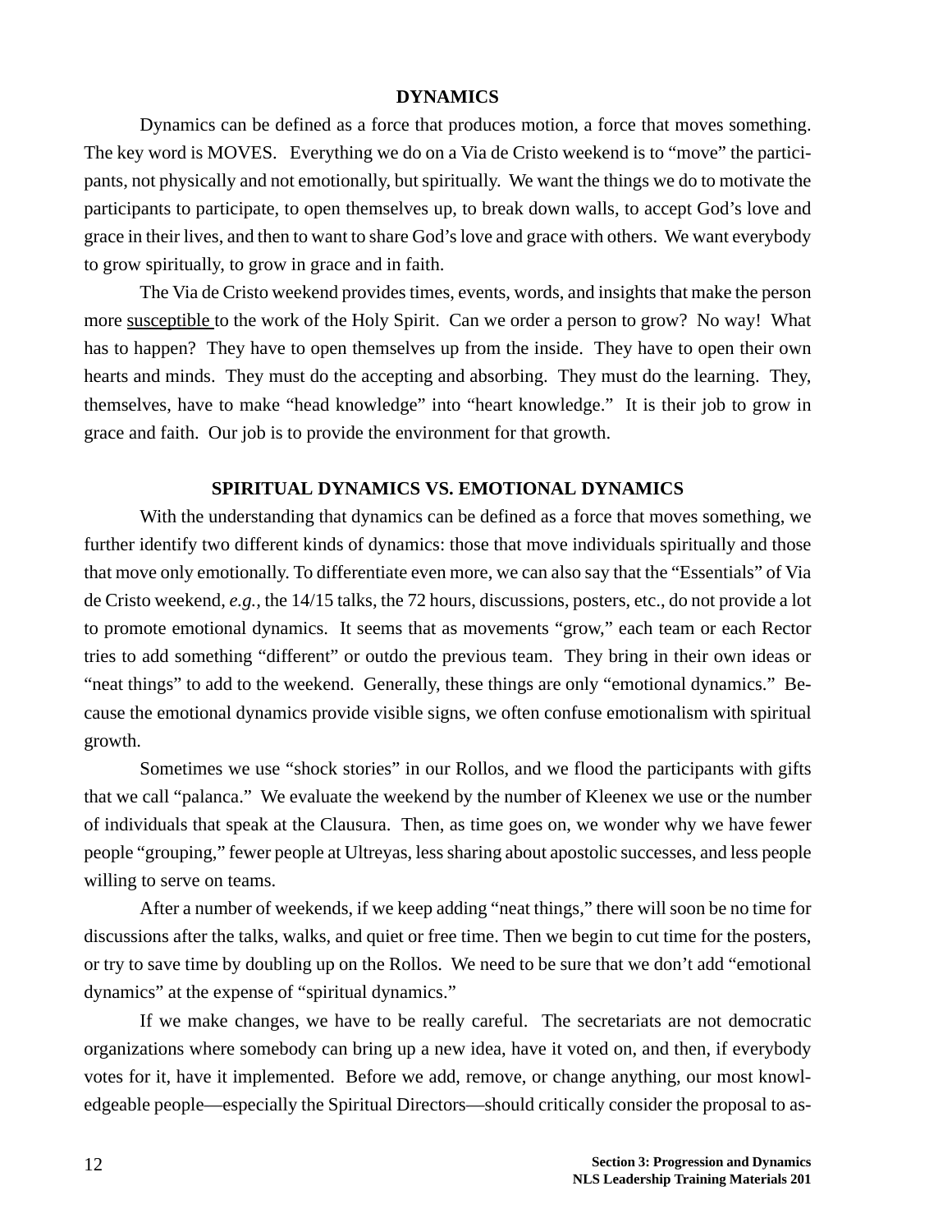## DYNAMICS

Dynamics can be defined as a force that produces motion, a force that moves something. The key word is MOVES. Everything we do on a Via de Cristo weekend is to "move" the participants, not physically and not emotionally, but spiritually. We want the things we do to motivate the participants to participate, to open themselves up, to break down walls, to accept God's love and grace in their lives, and then to want to share God's love and grace with others. We want everybody to grow spiritually, to grow in grace and in faith.

The Via de Cristo weekend provides times, events, words, and insights that make the person more <u>susceptible</u> to the work of the Holy Spirit. Can we order a person to grow? No way! What has to happen? They have to open themselves up from the inside. They have to open their own hearts and minds. They must do the accepting and absorbing. They must do the learning. They, themselves, have to make "head knowledge" into "heart knowledge." It is their job to grow in grace and faith. Our job is to provide the environment for that growth.

## SPIRITUAL DYNAMICS VS. EMOTIONAL DYNAMICS

With the understanding that dynamics can be defined as a force that moves something, we further identify two different kinds of dynamics: those that move individuals spiritually and those that move only emotionally. To differentiate even more, we can also say that the "Essentials" of Via de Cristo weekend, *e.g.,* the 14/15 talks, the 72 hours, discussions, posters, etc., do not provide a lot to promote emotional dynamics. It seems that as movements "grow," each team or each Rector tries to add something "different" or outdo the previous team. They bring in their own ideas or "neat things" to add to the weekend. Generally, these things are only "emotional dynamics." Because the emotional dynamics provide visible signs, we often confuse emotionalism with spiritual growth.

Sometimes we use "shock stories" in our Rollos, and we flood the participants with gifts that we call "palanca." We evaluate the weekend by the number of Kleenex we use or the number of individuals that speak at the Clausura. Then, as time goes on, we wonder why we have fewer people "grouping," fewer people at Ultreyas, less sharing about apostolic successes, and less people willing to serve on teams.

After a number of weekends, if we keep adding "neat things," there will soon be no time for discussions after the talks, walks, and quiet or free time. Then we begin to cut time for the posters, or try to save time by doubling up on the Rollos. We need to be sure that we don't add "emotional dynamics" at the expense of "spiritual dynamics."

If we make changes, we have to be really careful. The secretariats are not democratic organizations where somebody can bring up a new idea, have it voted on, and then, if everybody votes for it, have it implemented. Before we add, remove, or change anything, our most knowledgeable people—especially the Spiritual Directors—should critically consider the proposal to as-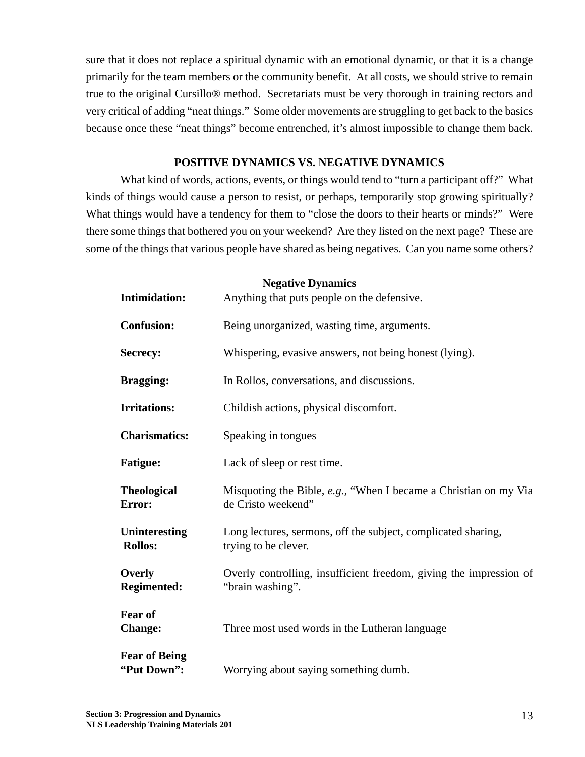sure that it does not replace a spiritual dynamic with an emotional dynamic, or that it is a change primarily for the team members or the community benefit. At all costs, we should strive to remain true to the original Cursillo® method. Secretariats must be very thorough in training rectors and very critical of adding "neat things." Some older movements are struggling to get back to the basics because once these "neat things" become entrenched, it's almost impossible to change them back.

## POSITIVE DYNAMICS VS. NEGATIVE DYNAMICS

What kind of words, actions, events, or things would tend to "turn a participant off?" What kinds of things would cause a person to resist, or perhaps, temporarily stop growing spiritually? What things would have a tendency for them to "close the doors to their hearts or minds?" Were there some things that bothered you on your weekend? Are they listed on the next page? These are some of the things that various people have shared as being negatives. Can you name some others?

| Negative Dynamics | |
|---|---|
| **Intimidation:** | Anything that puts people on the defensive. |
| **Confusion:** | Being unorganized, wasting time, arguments. |
| **Secrecy:** | Whispering, evasive answers, not being honest (lying). |
| **Bragging:** | In Rollos, conversations, and discussions. |
| **Irritations:** | Childish actions, physical discomfort. |
| **Charismatics:** | Speaking in tongues |
| **Fatigue:** | Lack of sleep or rest time. |
| **Theological Error:** | Misquoting the Bible, *e.g.*, "When I became a Christian on my Via de Cristo weekend" |
| **Uninteresting Rollos:** | Long lectures, sermons, off the subject, complicated sharing, trying to be clever. |
| **Overly Regimented:** | Overly controlling, insufficient freedom, giving the impression of "brain washing". |
| **Fear of Change:** | Three most used words in the Lutheran language |
| **Fear of Being "Put Down":** | Worrying about saying something dumb. |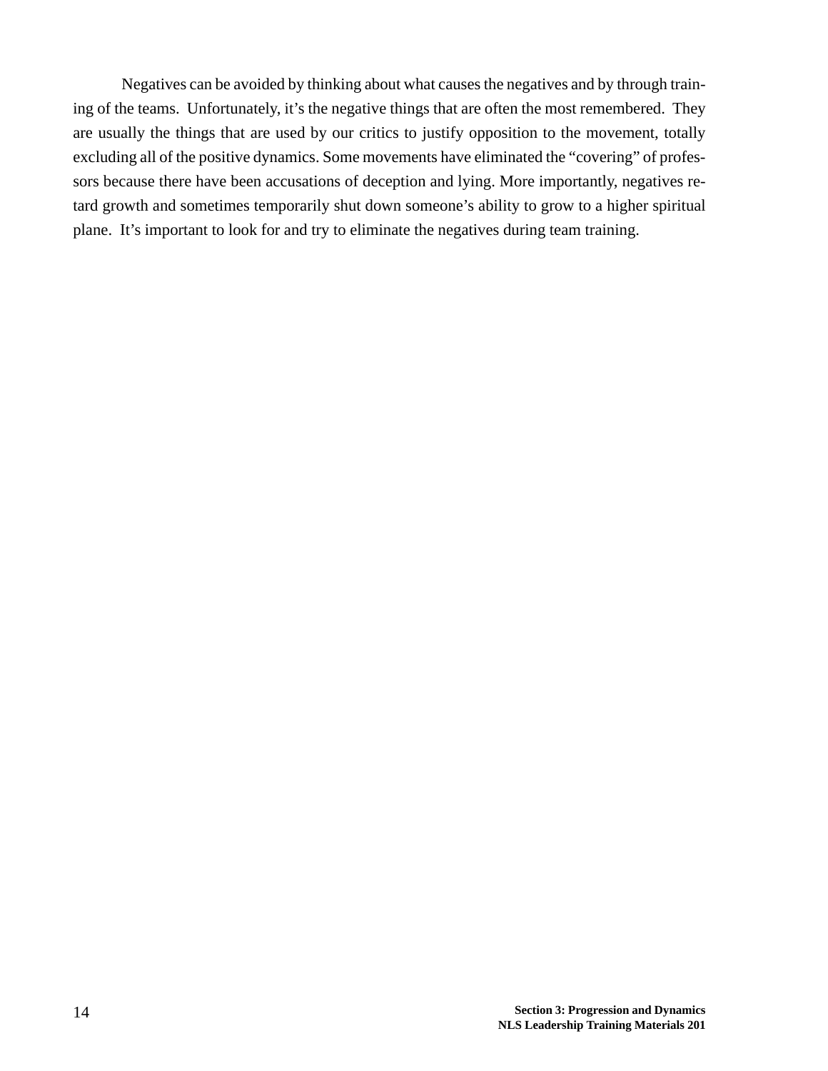Negatives can be avoided by thinking about what causes the negatives and by through training of the teams. Unfortunately, it's the negative things that are often the most remembered. They are usually the things that are used by our critics to justify opposition to the movement, totally excluding all of the positive dynamics. Some movements have eliminated the "covering" of professors because there have been accusations of deception and lying. More importantly, negatives retard growth and sometimes temporarily shut down someone's ability to grow to a higher spiritual plane. It's important to look for and try to eliminate the negatives during team training.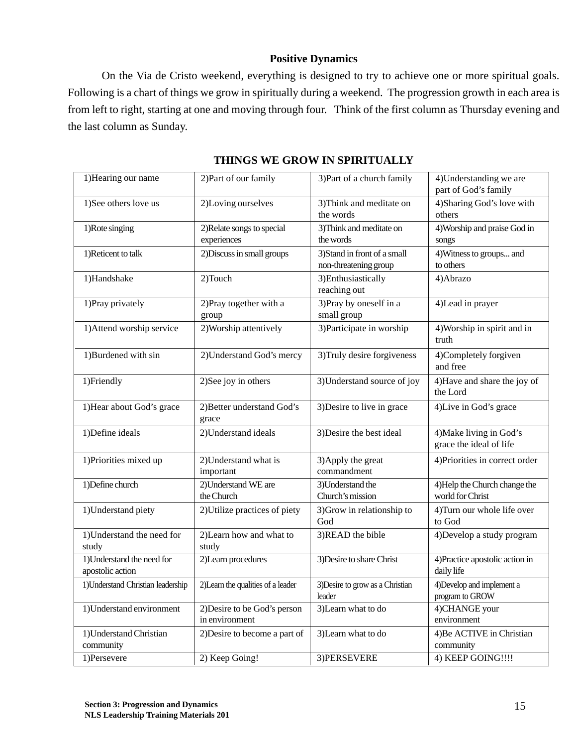## Positive Dynamics

On the Via de Cristo weekend, everything is designed to try to achieve one or more spiritual goals. Following is a chart of things we grow in spiritually during a weekend. The progression growth in each area is from left to right, starting at one and moving through four. Think of the first column as Thursday evening and the last column as Sunday.

### THINGS WE GROW IN SPIRITUALLY

| | | | |
|---|---|---|---|
| 1)Hearing our name | 2)Part of our family | 3)Part of a church family | 4)Understanding we are part of God's family |
| 1)See others love us | 2)Loving ourselves | 3)Think and meditate on the words | 4)Sharing God's love with others |
| 1)Rote singing | 2)Relate songs to special experiences | 3)Think and meditate on the words | 4)Worship and praise God in songs |
| 1)Reticent to talk | 2)Discuss in small groups | 3)Stand in front of a small non-threatening group | 4)Witness to groups... and to others |
| 1)Handshake | 2)Touch | 3)Enthusiastically reaching out | 4)Abrazo |
| 1)Pray privately | 2)Pray together with a group | 3)Pray by oneself in a small group | 4)Lead in prayer |
| 1)Attend worship service | 2)Worship attentively | 3)Participate in worship | 4)Worship in spirit and in truth |
| 1)Burdened with sin | 2)Understand God's mercy | 3)Truly desire forgiveness | 4)Completely forgiven and free |
| 1)Friendly | 2)See joy in others | 3)Understand source of joy | 4)Have and share the joy of the Lord |
| 1)Hear about God's grace | 2)Better understand God's grace | 3)Desire to live in grace | 4)Live in God's grace |
| 1)Define ideals | 2)Understand ideals | 3)Desire the best ideal | 4)Make living in God's grace the ideal of life |
| 1)Priorities mixed up | 2)Understand what is important | 3)Apply the great commandment | 4)Priorities in correct order |
| 1)Define church | 2)Understand WE are the Church | 3)Understand the Church's mission | 4)Help the Church change the world for Christ |
| 1)Understand piety | 2)Utilize practices of piety | 3)Grow in relationship to God | 4)Turn our whole life over to God |
| 1)Understand the need for study | 2)Learn how and what to study | 3)READ the bible | 4)Develop a study program |
| 1)Understand the need for apostolic action | 2)Learn procedures | 3)Desire to share Christ | 4)Practice apostolic action in daily life |
| 1)Understand Christian leadership | 2)Learn the qualities of a leader | 3)Desire to grow as a Christian leader | 4)Develop and implement a program to GROW |
| 1)Understand environment | 2)Desire to be God's person in environment | 3)Learn what to do | 4)CHANGE your environment |
| 1)Understand Christian community | 2)Desire to become a part of | 3)Learn what to do | 4)Be ACTIVE in Christian community |
| 1)Persevere | 2) Keep Going! | 3)PERSEVERE | 4) KEEP GOING!!!! |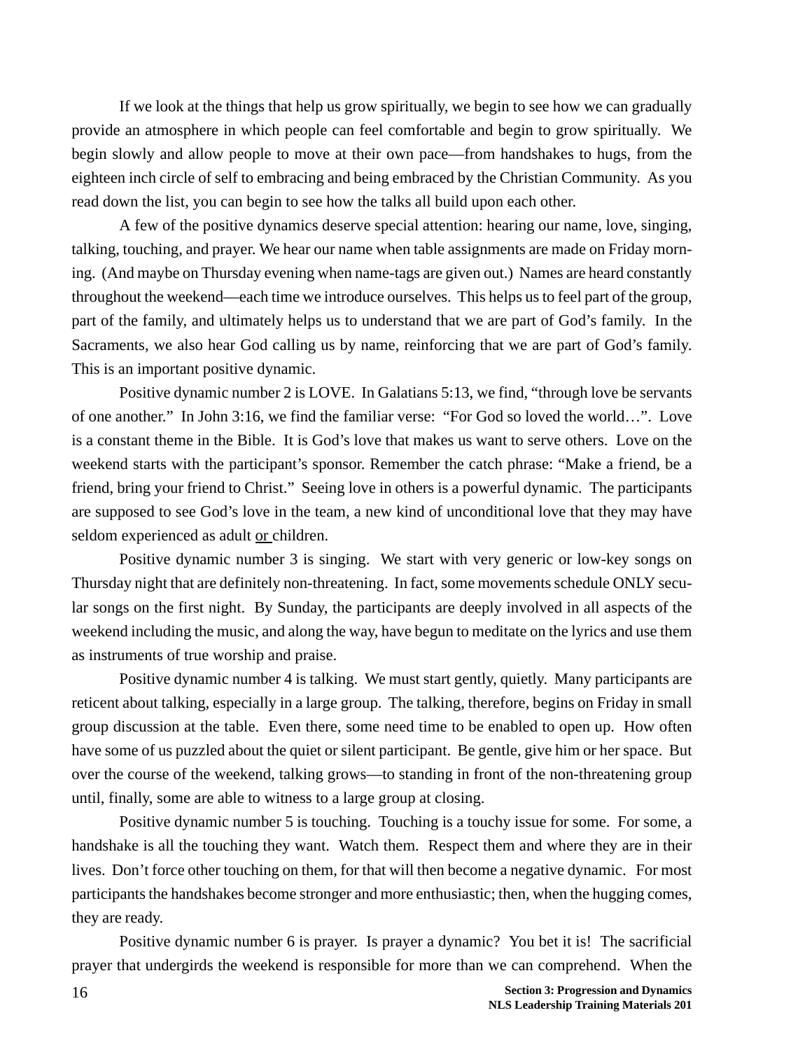If we look at the things that help us grow spiritually, we begin to see how we can gradually provide an atmosphere in which people can feel comfortable and begin to grow spiritually. We begin slowly and allow people to move at their own pace—from handshakes to hugs, from the eighteen inch circle of self to embracing and being embraced by the Christian Community. As you read down the list, you can begin to see how the talks all build upon each other.

A few of the positive dynamics deserve special attention: hearing our name, love, singing, talking, touching, and prayer. We hear our name when table assignments are made on Friday morning. (And maybe on Thursday evening when name-tags are given out.) Names are heard constantly throughout the weekend—each time we introduce ourselves. This helps us to feel part of the group, part of the family, and ultimately helps us to understand that we are part of God's family. In the Sacraments, we also hear God calling us by name, reinforcing that we are part of God's family. This is an important positive dynamic.

Positive dynamic number 2 is LOVE. In Galatians 5:13, we find, "through love be servants of one another." In John 3:16, we find the familiar verse: "For God so loved the world…". Love is a constant theme in the Bible. It is God's love that makes us want to serve others. Love on the weekend starts with the participant's sponsor. Remember the catch phrase: "Make a friend, be a friend, bring your friend to Christ." Seeing love in others is a powerful dynamic. The participants are supposed to see God's love in the team, a new kind of unconditional love that they may have seldom experienced as adult <u>or</u> children.

Positive dynamic number 3 is singing. We start with very generic or low-key songs on Thursday night that are definitely non-threatening. In fact, some movements schedule ONLY secular songs on the first night. By Sunday, the participants are deeply involved in all aspects of the weekend including the music, and along the way, have begun to meditate on the lyrics and use them as instruments of true worship and praise.

Positive dynamic number 4 is talking. We must start gently, quietly. Many participants are reticent about talking, especially in a large group. The talking, therefore, begins on Friday in small group discussion at the table. Even there, some need time to be enabled to open up. How often have some of us puzzled about the quiet or silent participant. Be gentle, give him or her space. But over the course of the weekend, talking grows—to standing in front of the non-threatening group until, finally, some are able to witness to a large group at closing.

Positive dynamic number 5 is touching. Touching is a touchy issue for some. For some, a handshake is all the touching they want. Watch them. Respect them and where they are in their lives. Don't force other touching on them, for that will then become a negative dynamic. For most participants the handshakes become stronger and more enthusiastic; then, when the hugging comes, they are ready.

Positive dynamic number 6 is prayer. Is prayer a dynamic? You bet it is! The sacrificial prayer that undergirds the weekend is responsible for more than we can comprehend. When the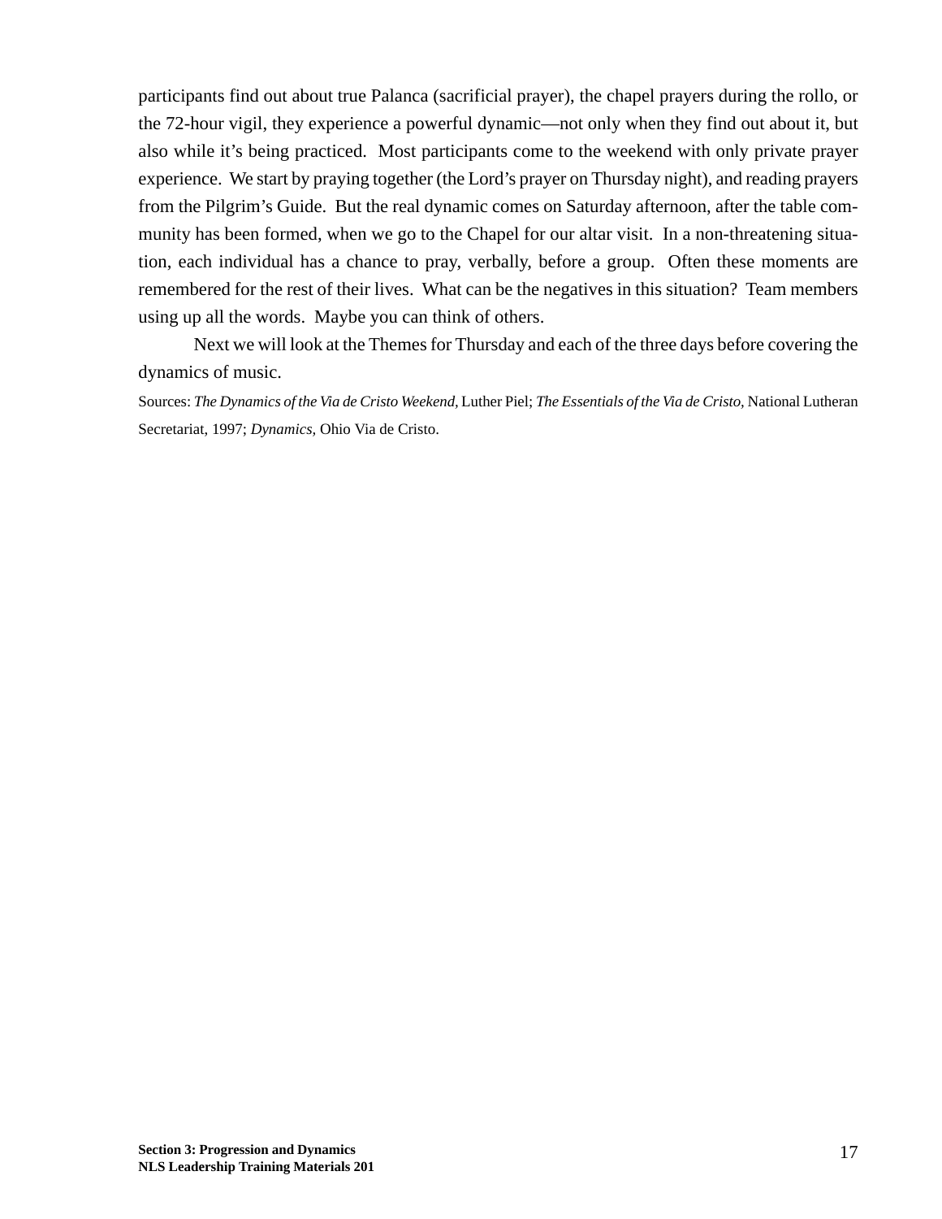participants find out about true Palanca (sacrificial prayer), the chapel prayers during the rollo, or the 72-hour vigil, they experience a powerful dynamic—not only when they find out about it, but also while it's being practiced. Most participants come to the weekend with only private prayer experience. We start by praying together (the Lord's prayer on Thursday night), and reading prayers from the Pilgrim's Guide. But the real dynamic comes on Saturday afternoon, after the table community has been formed, when we go to the Chapel for our altar visit. In a non-threatening situation, each individual has a chance to pray, verbally, before a group. Often these moments are remembered for the rest of their lives. What can be the negatives in this situation? Team members using up all the words. Maybe you can think of others.

Next we will look at the Themes for Thursday and each of the three days before covering the dynamics of music.

Sources: *The Dynamics of the Via de Cristo Weekend,* Luther Piel; *The Essentials of the Via de Cristo,* National Lutheran Secretariat, 1997; *Dynamics,* Ohio Via de Cristo.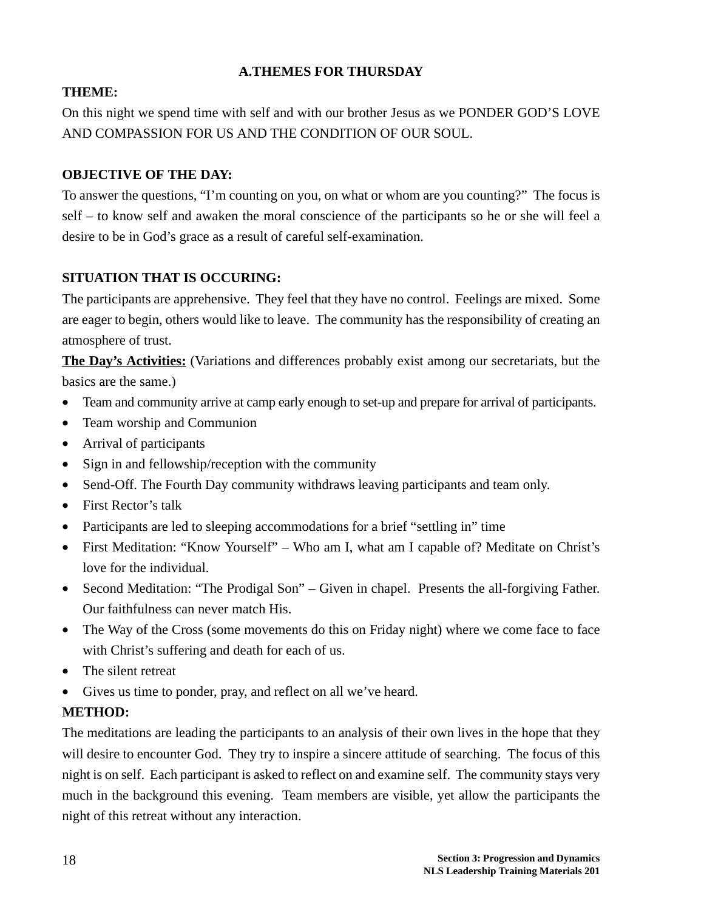## A.THEMES FOR THURSDAY

**THEME:**

On this night we spend time with self and with our brother Jesus as we PONDER GOD'S LOVE AND COMPASSION FOR US AND THE CONDITION OF OUR SOUL.

**OBJECTIVE OF THE DAY:**

To answer the questions, "I'm counting on you, on what or whom are you counting?" The focus is self – to know self and awaken the moral conscience of the participants so he or she will feel a desire to be in God's grace as a result of careful self-examination.

**SITUATION THAT IS OCCURING:**

The participants are apprehensive. They feel that they have no control. Feelings are mixed. Some are eager to begin, others would like to leave. The community has the responsibility of creating an atmosphere of trust.

**<u>The Day's Activities:</u>** (Variations and differences probably exist among our secretariats, but the basics are the same.)

- Team and community arrive at camp early enough to set-up and prepare for arrival of participants.
- Team worship and Communion
- Arrival of participants
- Sign in and fellowship/reception with the community
- Send-Off. The Fourth Day community withdraws leaving participants and team only.
- First Rector's talk
- Participants are led to sleeping accommodations for a brief "settling in" time
- First Meditation: "Know Yourself" – Who am I, what am I capable of? Meditate on Christ's love for the individual.
- Second Meditation: "The Prodigal Son" – Given in chapel. Presents the all-forgiving Father. Our faithfulness can never match His.
- The Way of the Cross (some movements do this on Friday night) where we come face to face with Christ's suffering and death for each of us.
- The silent retreat
- Gives us time to ponder, pray, and reflect on all we've heard.

**METHOD:**

The meditations are leading the participants to an analysis of their own lives in the hope that they will desire to encounter God. They try to inspire a sincere attitude of searching. The focus of this night is on self. Each participant is asked to reflect on and examine self. The community stays very much in the background this evening. Team members are visible, yet allow the participants the night of this retreat without any interaction.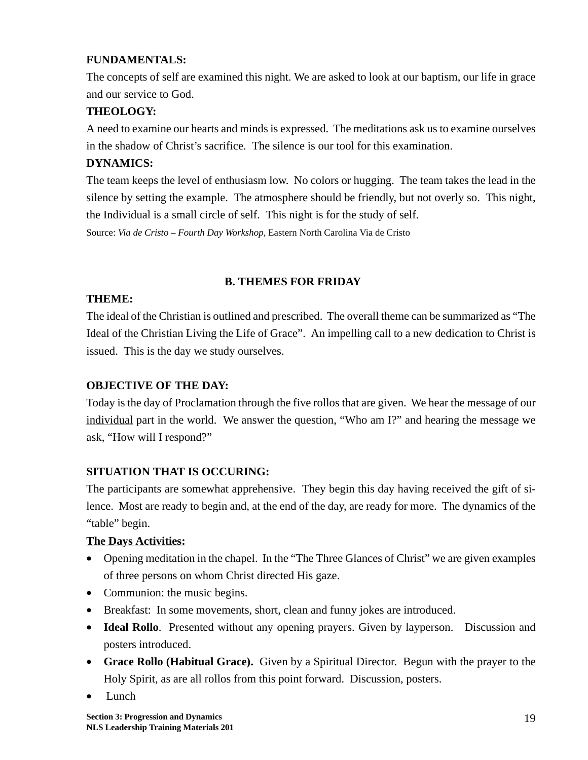**FUNDAMENTALS:**

The concepts of self are examined this night. We are asked to look at our baptism, our life in grace and our service to God.

**THEOLOGY:**

A need to examine our hearts and minds is expressed. The meditations ask us to examine ourselves in the shadow of Christ's sacrifice. The silence is our tool for this examination.

**DYNAMICS:**

The team keeps the level of enthusiasm low. No colors or hugging. The team takes the lead in the silence by setting the example. The atmosphere should be friendly, but not overly so. This night, the Individual is a small circle of self. This night is for the study of self.

Source: *Via de Cristo – Fourth Day Workshop,* Eastern North Carolina Via de Cristo

## B. THEMES FOR FRIDAY

**THEME:**

The ideal of the Christian is outlined and prescribed. The overall theme can be summarized as "The Ideal of the Christian Living the Life of Grace". An impelling call to a new dedication to Christ is issued. This is the day we study ourselves.

**OBJECTIVE OF THE DAY:**

Today is the day of Proclamation through the five rollos that are given. We hear the message of our <u>individual</u> part in the world. We answer the question, "Who am I?" and hearing the message we ask, "How will I respond?"

**SITUATION THAT IS OCCURING:**

The participants are somewhat apprehensive. They begin this day having received the gift of silence. Most are ready to begin and, at the end of the day, are ready for more. The dynamics of the "table" begin.

**<u>The Days Activities:</u>**

- Opening meditation in the chapel. In the "The Three Glances of Christ" we are given examples of three persons on whom Christ directed His gaze.
- Communion: the music begins.
- Breakfast: In some movements, short, clean and funny jokes are introduced.
- **Ideal Rollo**. Presented without any opening prayers. Given by layperson. Discussion and posters introduced.
- **Grace Rollo (Habitual Grace).** Given by a Spiritual Director. Begun with the prayer to the Holy Spirit, as are all rollos from this point forward. Discussion, posters.
- Lunch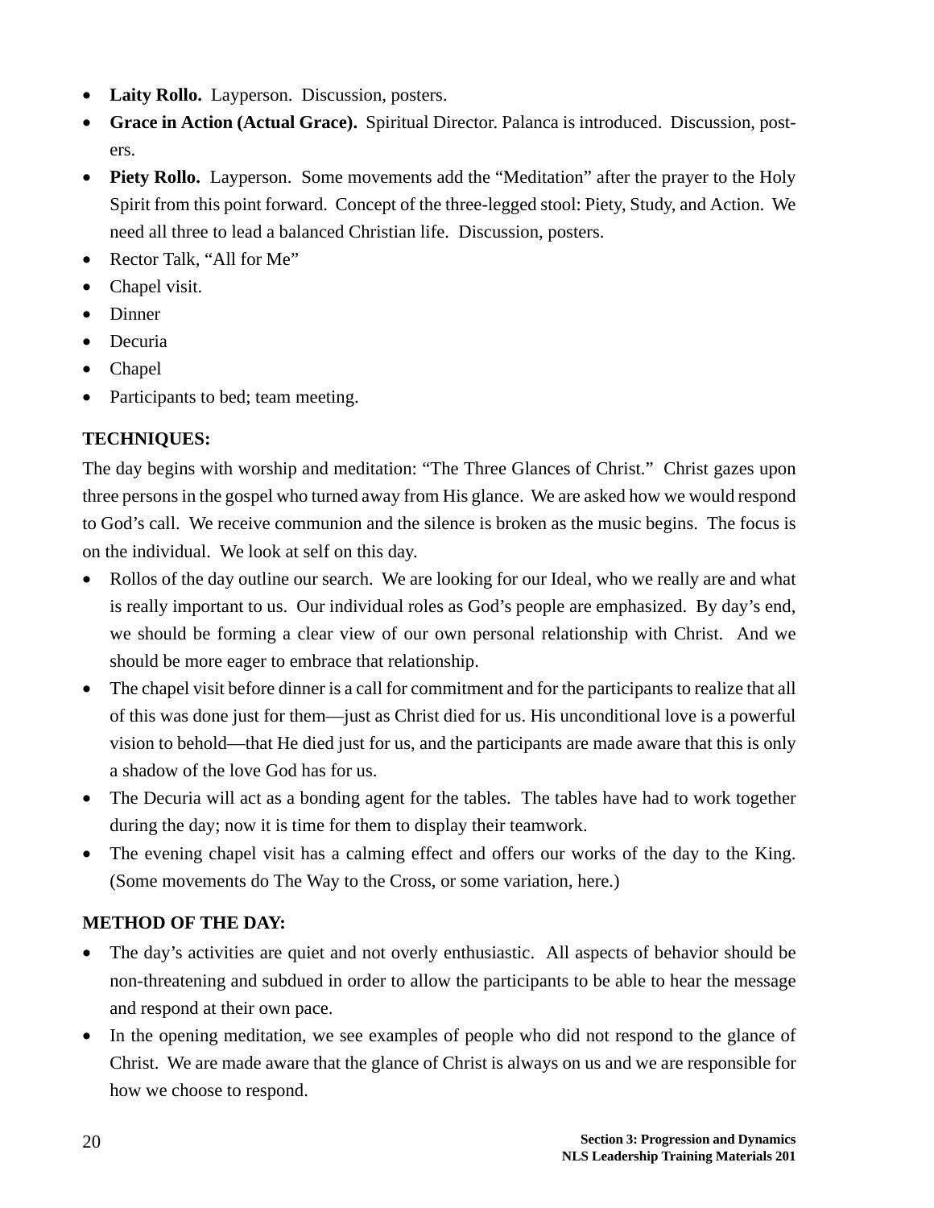- **Laity Rollo.** Layperson. Discussion, posters.
- **Grace in Action (Actual Grace).** Spiritual Director. Palanca is introduced. Discussion, posters.
- **Piety Rollo.** Layperson. Some movements add the "Meditation" after the prayer to the Holy Spirit from this point forward. Concept of the three-legged stool: Piety, Study, and Action. We need all three to lead a balanced Christian life. Discussion, posters.
- Rector Talk, "All for Me"
- Chapel visit.
- Dinner
- Decuria
- Chapel
- Participants to bed; team meeting.

**TECHNIQUES:**

The day begins with worship and meditation: "The Three Glances of Christ." Christ gazes upon three persons in the gospel who turned away from His glance. We are asked how we would respond to God's call. We receive communion and the silence is broken as the music begins. The focus is on the individual. We look at self on this day.

- Rollos of the day outline our search. We are looking for our Ideal, who we really are and what is really important to us. Our individual roles as God's people are emphasized. By day's end, we should be forming a clear view of our own personal relationship with Christ. And we should be more eager to embrace that relationship.
- The chapel visit before dinner is a call for commitment and for the participants to realize that all of this was done just for them—just as Christ died for us. His unconditional love is a powerful vision to behold—that He died just for us, and the participants are made aware that this is only a shadow of the love God has for us.
- The Decuria will act as a bonding agent for the tables. The tables have had to work together during the day; now it is time for them to display their teamwork.
- The evening chapel visit has a calming effect and offers our works of the day to the King. (Some movements do The Way to the Cross, or some variation, here.)

**METHOD OF THE DAY:**

- The day's activities are quiet and not overly enthusiastic. All aspects of behavior should be non-threatening and subdued in order to allow the participants to be able to hear the message and respond at their own pace.
- In the opening meditation, we see examples of people who did not respond to the glance of Christ. We are made aware that the glance of Christ is always on us and we are responsible for how we choose to respond.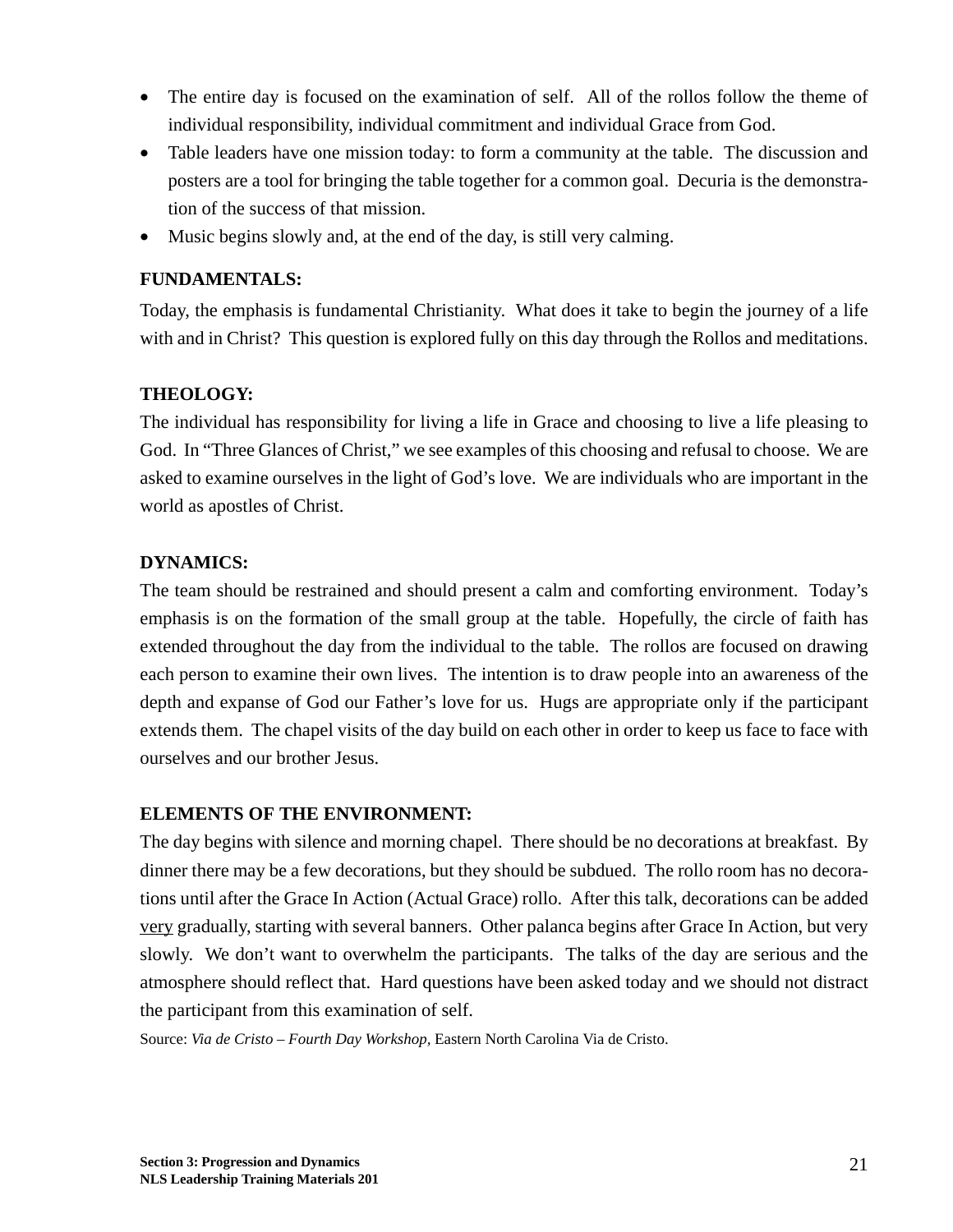- The entire day is focused on the examination of self. All of the rollos follow the theme of individual responsibility, individual commitment and individual Grace from God.
- Table leaders have one mission today: to form a community at the table. The discussion and posters are a tool for bringing the table together for a common goal. Decuria is the demonstration of the success of that mission.
- Music begins slowly and, at the end of the day, is still very calming.

**FUNDAMENTALS:**

Today, the emphasis is fundamental Christianity. What does it take to begin the journey of a life with and in Christ? This question is explored fully on this day through the Rollos and meditations.

**THEOLOGY:**

The individual has responsibility for living a life in Grace and choosing to live a life pleasing to God. In "Three Glances of Christ," we see examples of this choosing and refusal to choose. We are asked to examine ourselves in the light of God's love. We are individuals who are important in the world as apostles of Christ.

**DYNAMICS:**

The team should be restrained and should present a calm and comforting environment. Today's emphasis is on the formation of the small group at the table. Hopefully, the circle of faith has extended throughout the day from the individual to the table. The rollos are focused on drawing each person to examine their own lives. The intention is to draw people into an awareness of the depth and expanse of God our Father's love for us. Hugs are appropriate only if the participant extends them. The chapel visits of the day build on each other in order to keep us face to face with ourselves and our brother Jesus.

**ELEMENTS OF THE ENVIRONMENT:**

The day begins with silence and morning chapel. There should be no decorations at breakfast. By dinner there may be a few decorations, but they should be subdued. The rollo room has no decorations until after the Grace In Action (Actual Grace) rollo. After this talk, decorations can be added <u>very</u> gradually, starting with several banners. Other palanca begins after Grace In Action, but very slowly. We don't want to overwhelm the participants. The talks of the day are serious and the atmosphere should reflect that. Hard questions have been asked today and we should not distract the participant from this examination of self.

Source: *Via de Cristo – Fourth Day Workshop,* Eastern North Carolina Via de Cristo.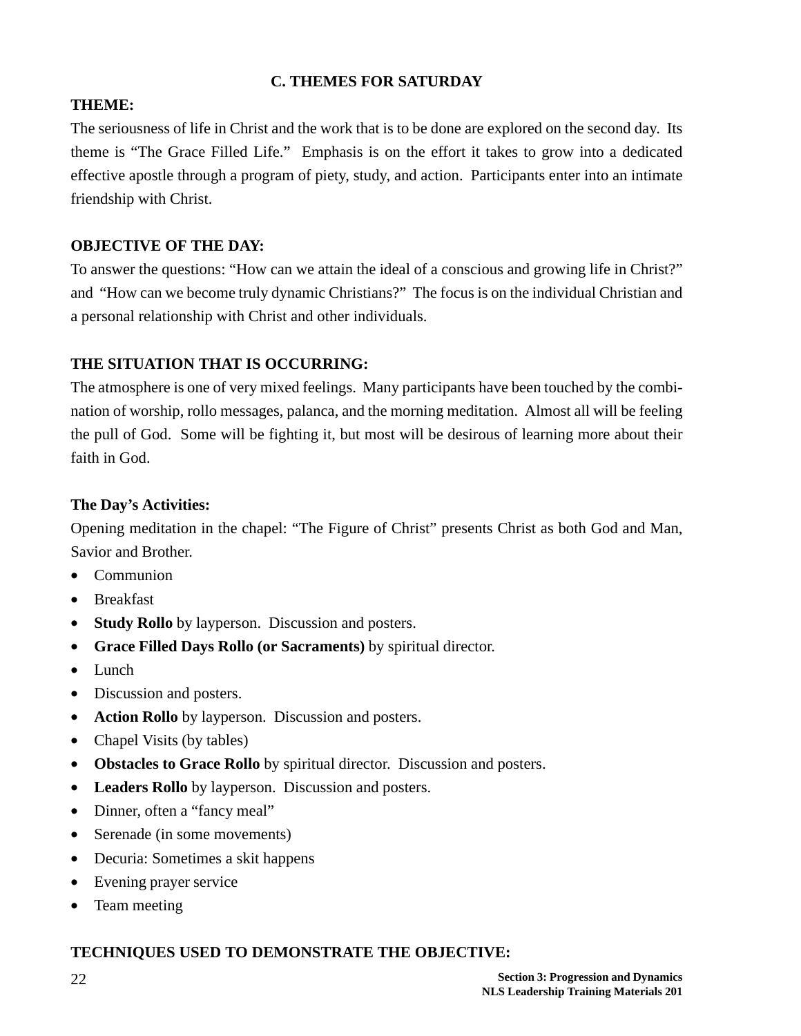## C. THEMES FOR SATURDAY

**THEME:**

The seriousness of life in Christ and the work that is to be done are explored on the second day. Its theme is "The Grace Filled Life." Emphasis is on the effort it takes to grow into a dedicated effective apostle through a program of piety, study, and action. Participants enter into an intimate friendship with Christ.

**OBJECTIVE OF THE DAY:**

To answer the questions: "How can we attain the ideal of a conscious and growing life in Christ?" and "How can we become truly dynamic Christians?" The focus is on the individual Christian and a personal relationship with Christ and other individuals.

**THE SITUATION THAT IS OCCURRING:**

The atmosphere is one of very mixed feelings. Many participants have been touched by the combination of worship, rollo messages, palanca, and the morning meditation. Almost all will be feeling the pull of God. Some will be fighting it, but most will be desirous of learning more about their faith in God.

**The Day's Activities:**

Opening meditation in the chapel: "The Figure of Christ" presents Christ as both God and Man, Savior and Brother.

- Communion
- Breakfast
- **Study Rollo** by layperson. Discussion and posters.
- **Grace Filled Days Rollo (or Sacraments)** by spiritual director.
- Lunch
- Discussion and posters.
- **Action Rollo** by layperson. Discussion and posters.
- Chapel Visits (by tables)
- **Obstacles to Grace Rollo** by spiritual director. Discussion and posters.
- **Leaders Rollo** by layperson. Discussion and posters.
- Dinner, often a "fancy meal"
- Serenade (in some movements)
- Decuria: Sometimes a skit happens
- Evening prayer service
- Team meeting

**TECHNIQUES USED TO DEMONSTRATE THE OBJECTIVE:**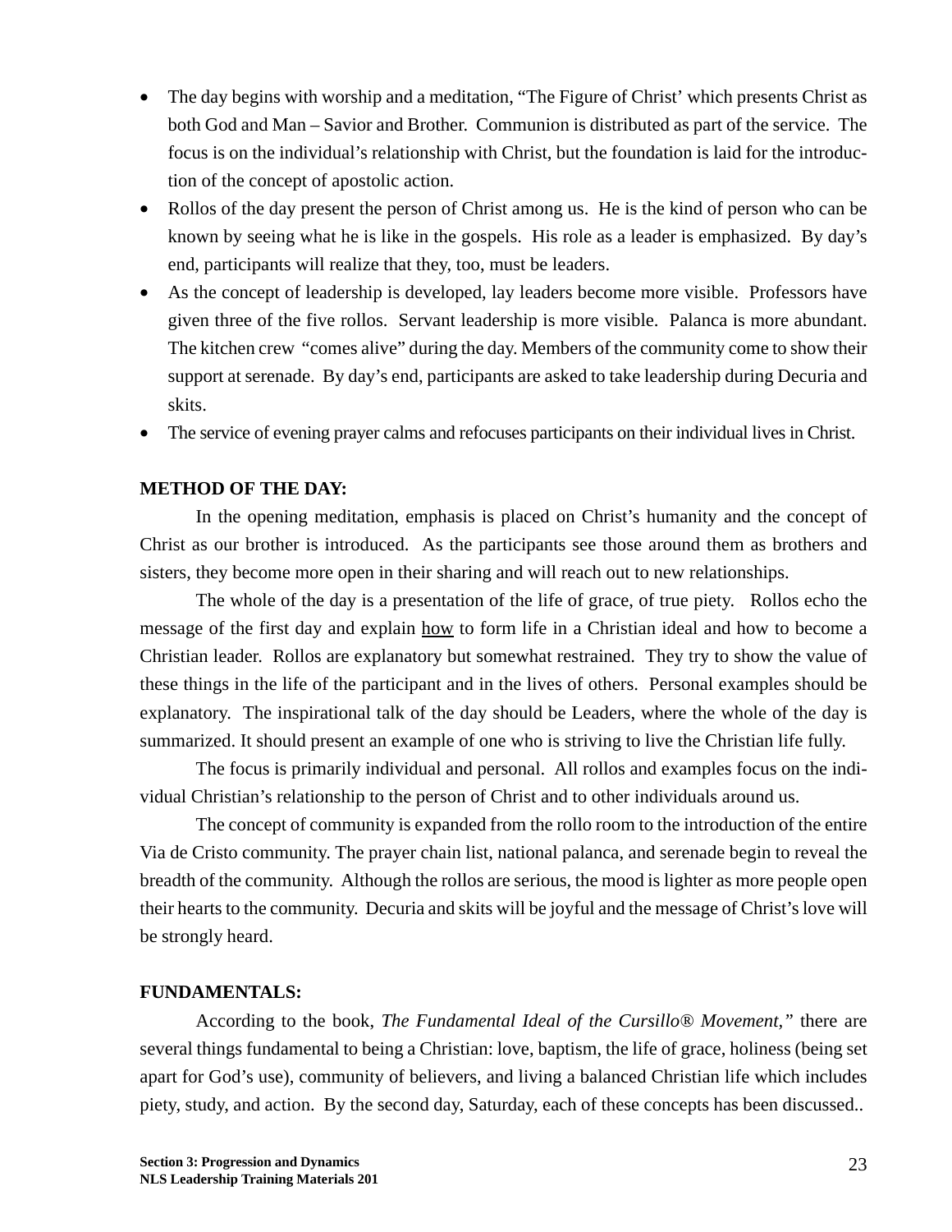- The day begins with worship and a meditation, "The Figure of Christ' which presents Christ as both God and Man – Savior and Brother. Communion is distributed as part of the service. The focus is on the individual's relationship with Christ, but the foundation is laid for the introduction of the concept of apostolic action.
- Rollos of the day present the person of Christ among us. He is the kind of person who can be known by seeing what he is like in the gospels. His role as a leader is emphasized. By day's end, participants will realize that they, too, must be leaders.
- As the concept of leadership is developed, lay leaders become more visible. Professors have given three of the five rollos. Servant leadership is more visible. Palanca is more abundant. The kitchen crew "comes alive" during the day. Members of the community come to show their support at serenade. By day's end, participants are asked to take leadership during Decuria and skits.
- The service of evening prayer calms and refocuses participants on their individual lives in Christ.

**METHOD OF THE DAY:**

In the opening meditation, emphasis is placed on Christ's humanity and the concept of Christ as our brother is introduced. As the participants see those around them as brothers and sisters, they become more open in their sharing and will reach out to new relationships.

The whole of the day is a presentation of the life of grace, of true piety. Rollos echo the message of the first day and explain <u>how</u> to form life in a Christian ideal and how to become a Christian leader. Rollos are explanatory but somewhat restrained. They try to show the value of these things in the life of the participant and in the lives of others. Personal examples should be explanatory. The inspirational talk of the day should be Leaders, where the whole of the day is summarized. It should present an example of one who is striving to live the Christian life fully.

The focus is primarily individual and personal. All rollos and examples focus on the individual Christian's relationship to the person of Christ and to other individuals around us.

The concept of community is expanded from the rollo room to the introduction of the entire Via de Cristo community. The prayer chain list, national palanca, and serenade begin to reveal the breadth of the community. Although the rollos are serious, the mood is lighter as more people open their hearts to the community. Decuria and skits will be joyful and the message of Christ's love will be strongly heard.

**FUNDAMENTALS:**

According to the book, *The Fundamental Ideal of the Cursillo® Movement,"* there are several things fundamental to being a Christian: love, baptism, the life of grace, holiness (being set apart for God's use), community of believers, and living a balanced Christian life which includes piety, study, and action. By the second day, Saturday, each of these concepts has been discussed..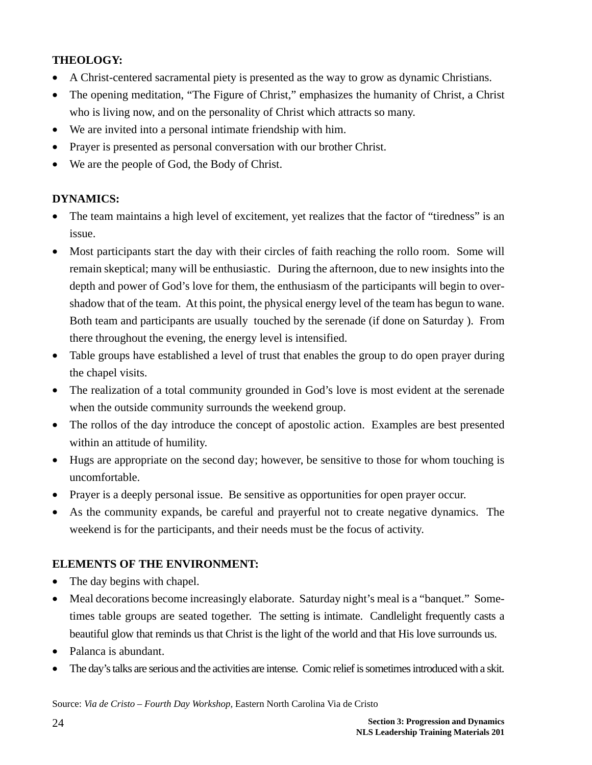**THEOLOGY:**

- A Christ-centered sacramental piety is presented as the way to grow as dynamic Christians.
- The opening meditation, "The Figure of Christ," emphasizes the humanity of Christ, a Christ who is living now, and on the personality of Christ which attracts so many.
- We are invited into a personal intimate friendship with him.
- Prayer is presented as personal conversation with our brother Christ.
- We are the people of God, the Body of Christ.

**DYNAMICS:**

- The team maintains a high level of excitement, yet realizes that the factor of "tiredness" is an issue.
- Most participants start the day with their circles of faith reaching the rollo room. Some will remain skeptical; many will be enthusiastic. During the afternoon, due to new insights into the depth and power of God's love for them, the enthusiasm of the participants will begin to overshadow that of the team. At this point, the physical energy level of the team has begun to wane. Both team and participants are usually touched by the serenade (if done on Saturday ). From there throughout the evening, the energy level is intensified.
- Table groups have established a level of trust that enables the group to do open prayer during the chapel visits.
- The realization of a total community grounded in God's love is most evident at the serenade when the outside community surrounds the weekend group.
- The rollos of the day introduce the concept of apostolic action. Examples are best presented within an attitude of humility.
- Hugs are appropriate on the second day; however, be sensitive to those for whom touching is uncomfortable.
- Prayer is a deeply personal issue. Be sensitive as opportunities for open prayer occur.
- As the community expands, be careful and prayerful not to create negative dynamics. The weekend is for the participants, and their needs must be the focus of activity.

**ELEMENTS OF THE ENVIRONMENT:**

- The day begins with chapel.
- Meal decorations become increasingly elaborate. Saturday night's meal is a "banquet." Sometimes table groups are seated together. The setting is intimate. Candlelight frequently casts a beautiful glow that reminds us that Christ is the light of the world and that His love surrounds us.
- Palanca is abundant.
- The day's talks are serious and the activities are intense. Comic relief is sometimes introduced with a skit.

Source: *Via de Cristo – Fourth Day Workshop,* Eastern North Carolina Via de Cristo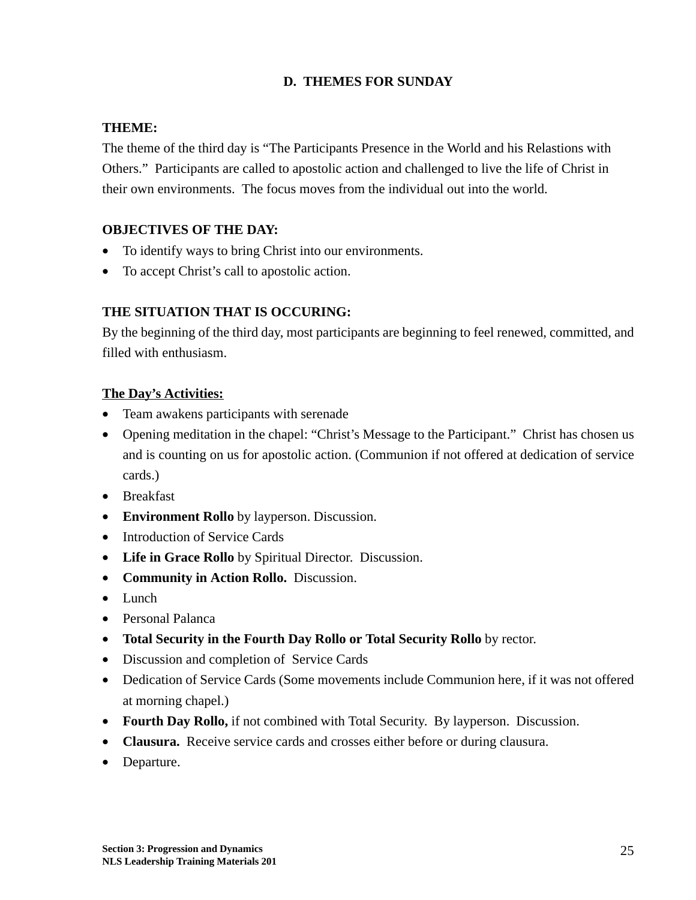## D. THEMES FOR SUNDAY

**THEME:**

The theme of the third day is "The Participants Presence in the World and his Relastions with Others." Participants are called to apostolic action and challenged to live the life of Christ in their own environments. The focus moves from the individual out into the world.

**OBJECTIVES OF THE DAY:**

- To identify ways to bring Christ into our environments.
- To accept Christ's call to apostolic action.

**THE SITUATION THAT IS OCCURING:**

By the beginning of the third day, most participants are beginning to feel renewed, committed, and filled with enthusiasm.

<u>**The Day's Activities:**</u>

- Team awakens participants with serenade
- Opening meditation in the chapel: "Christ's Message to the Participant." Christ has chosen us and is counting on us for apostolic action. (Communion if not offered at dedication of service cards.)
- Breakfast
- **Environment Rollo** by layperson. Discussion.
- Introduction of Service Cards
- **Life in Grace Rollo** by Spiritual Director. Discussion.
- **Community in Action Rollo.** Discussion.
- Lunch
- Personal Palanca
- **Total Security in the Fourth Day Rollo or Total Security Rollo** by rector.
- Discussion and completion of Service Cards
- Dedication of Service Cards (Some movements include Communion here, if it was not offered at morning chapel.)
- **Fourth Day Rollo,** if not combined with Total Security. By layperson. Discussion.
- **Clausura.** Receive service cards and crosses either before or during clausura.
- Departure.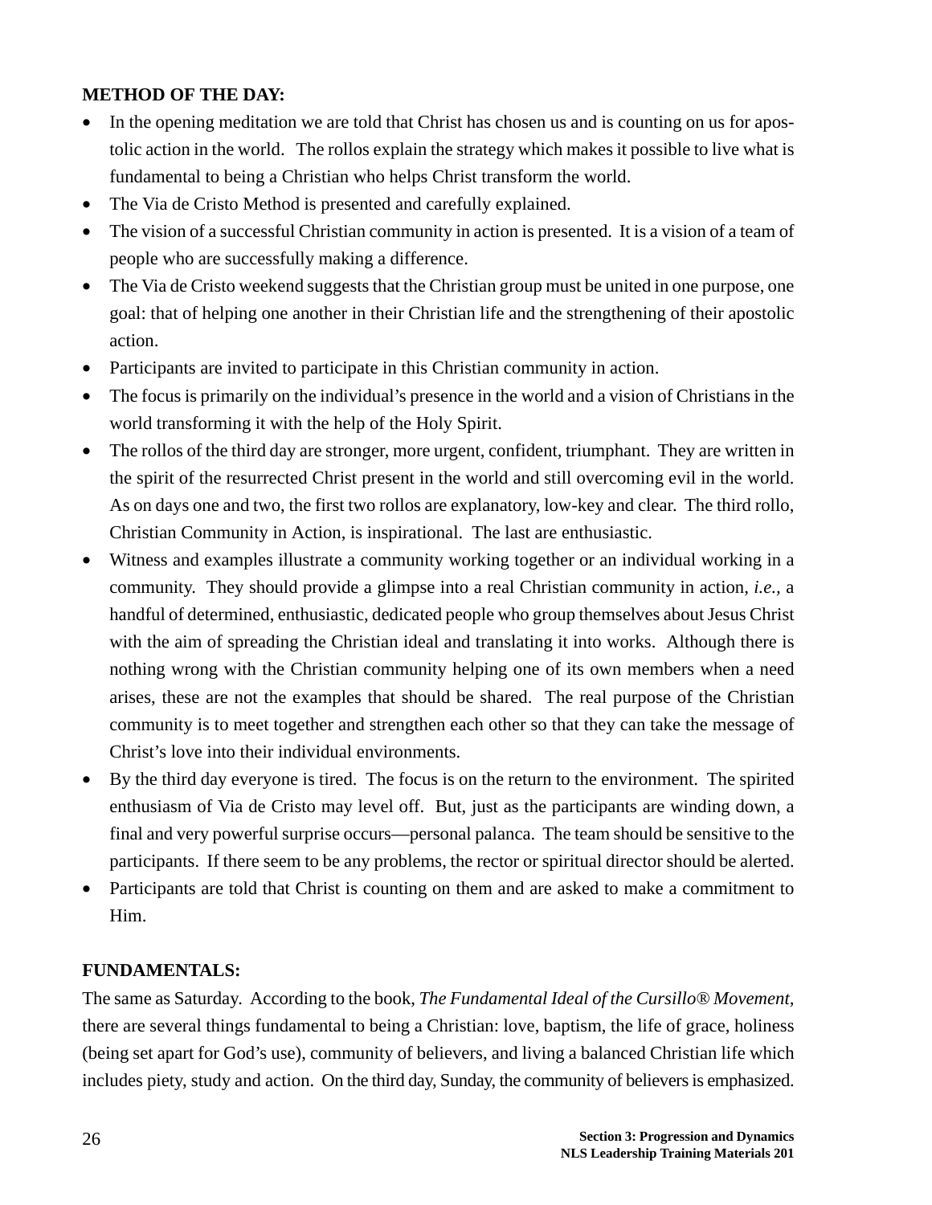**METHOD OF THE DAY:**

- In the opening meditation we are told that Christ has chosen us and is counting on us for apostolic action in the world. The rollos explain the strategy which makes it possible to live what is fundamental to being a Christian who helps Christ transform the world.
- The Via de Cristo Method is presented and carefully explained.
- The vision of a successful Christian community in action is presented. It is a vision of a team of people who are successfully making a difference.
- The Via de Cristo weekend suggests that the Christian group must be united in one purpose, one goal: that of helping one another in their Christian life and the strengthening of their apostolic action.
- Participants are invited to participate in this Christian community in action.
- The focus is primarily on the individual's presence in the world and a vision of Christians in the world transforming it with the help of the Holy Spirit.
- The rollos of the third day are stronger, more urgent, confident, triumphant. They are written in the spirit of the resurrected Christ present in the world and still overcoming evil in the world. As on days one and two, the first two rollos are explanatory, low-key and clear. The third rollo, Christian Community in Action, is inspirational. The last are enthusiastic.
- Witness and examples illustrate a community working together or an individual working in a community. They should provide a glimpse into a real Christian community in action, *i.e.*, a handful of determined, enthusiastic, dedicated people who group themselves about Jesus Christ with the aim of spreading the Christian ideal and translating it into works. Although there is nothing wrong with the Christian community helping one of its own members when a need arises, these are not the examples that should be shared. The real purpose of the Christian community is to meet together and strengthen each other so that they can take the message of Christ's love into their individual environments.
- By the third day everyone is tired. The focus is on the return to the environment. The spirited enthusiasm of Via de Cristo may level off. But, just as the participants are winding down, a final and very powerful surprise occurs—personal palanca. The team should be sensitive to the participants. If there seem to be any problems, the rector or spiritual director should be alerted.
- Participants are told that Christ is counting on them and are asked to make a commitment to Him.

**FUNDAMENTALS:**

The same as Saturday. According to the book, *The Fundamental Ideal of the Cursillo® Movement,* there are several things fundamental to being a Christian: love, baptism, the life of grace, holiness (being set apart for God's use), community of believers, and living a balanced Christian life which includes piety, study and action. On the third day, Sunday, the community of believers is emphasized.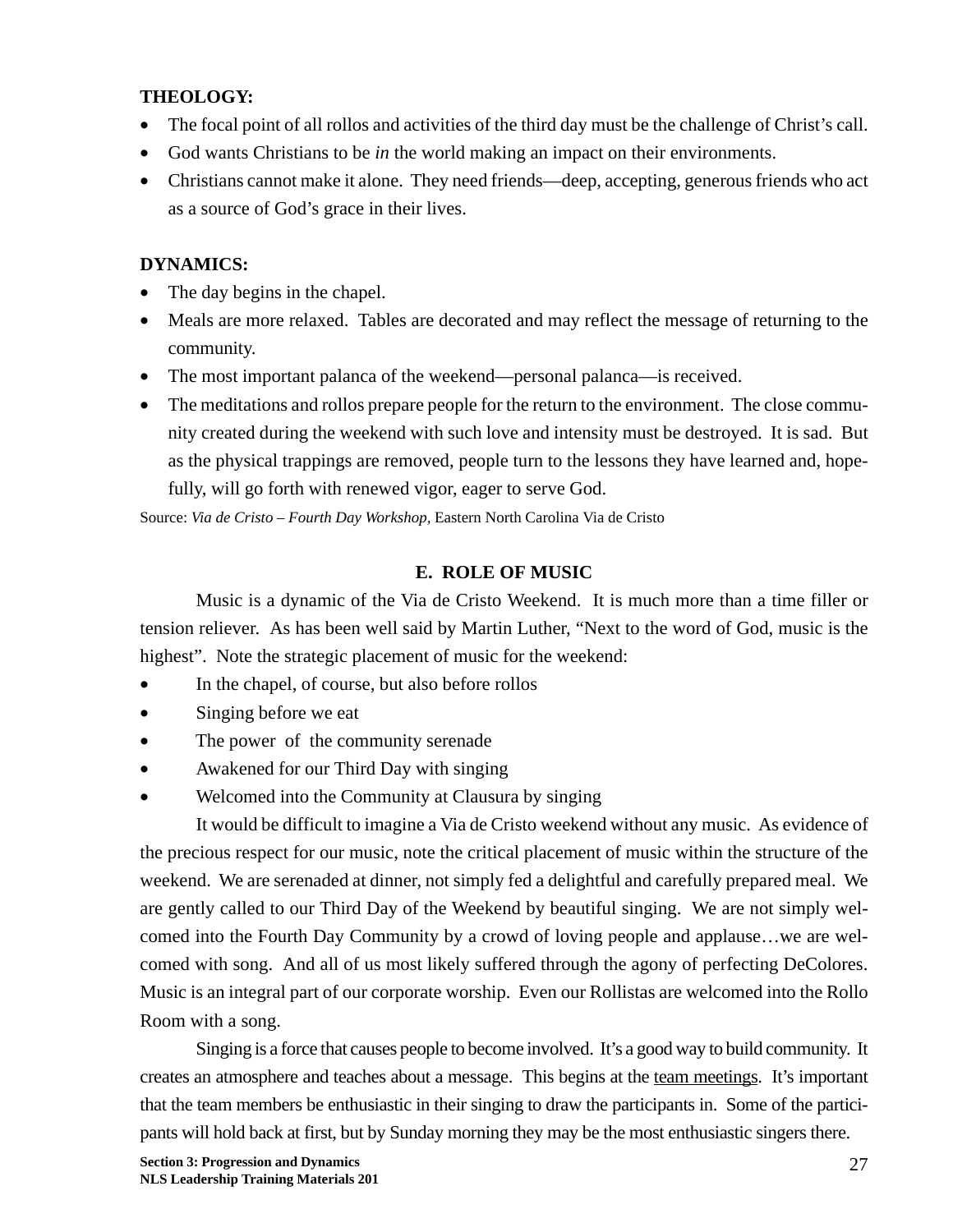**THEOLOGY:**

- The focal point of all rollos and activities of the third day must be the challenge of Christ's call.
- God wants Christians to be *in* the world making an impact on their environments.
- Christians cannot make it alone. They need friends—deep, accepting, generous friends who act as a source of God's grace in their lives.

**DYNAMICS:**

- The day begins in the chapel.
- Meals are more relaxed. Tables are decorated and may reflect the message of returning to the community.
- The most important palanca of the weekend—personal palanca—is received.
- The meditations and rollos prepare people for the return to the environment. The close community created during the weekend with such love and intensity must be destroyed. It is sad. But as the physical trappings are removed, people turn to the lessons they have learned and, hopefully, will go forth with renewed vigor, eager to serve God.

Source: *Via de Cristo – Fourth Day Workshop*, Eastern North Carolina Via de Cristo

## E. ROLE OF MUSIC

Music is a dynamic of the Via de Cristo Weekend. It is much more than a time filler or tension reliever. As has been well said by Martin Luther, "Next to the word of God, music is the highest". Note the strategic placement of music for the weekend:

- In the chapel, of course, but also before rollos
- Singing before we eat
- The power of the community serenade
- Awakened for our Third Day with singing
- Welcomed into the Community at Clausura by singing

It would be difficult to imagine a Via de Cristo weekend without any music. As evidence of the precious respect for our music, note the critical placement of music within the structure of the weekend. We are serenaded at dinner, not simply fed a delightful and carefully prepared meal. We are gently called to our Third Day of the Weekend by beautiful singing. We are not simply welcomed into the Fourth Day Community by a crowd of loving people and applause…we are welcomed with song. And all of us most likely suffered through the agony of perfecting DeColores. Music is an integral part of our corporate worship. Even our Rollistas are welcomed into the Rollo Room with a song.

Singing is a force that causes people to become involved. It's a good way to build community. It creates an atmosphere and teaches about a message. This begins at the team meetings. It's important that the team members be enthusiastic in their singing to draw the participants in. Some of the participants will hold back at first, but by Sunday morning they may be the most enthusiastic singers there.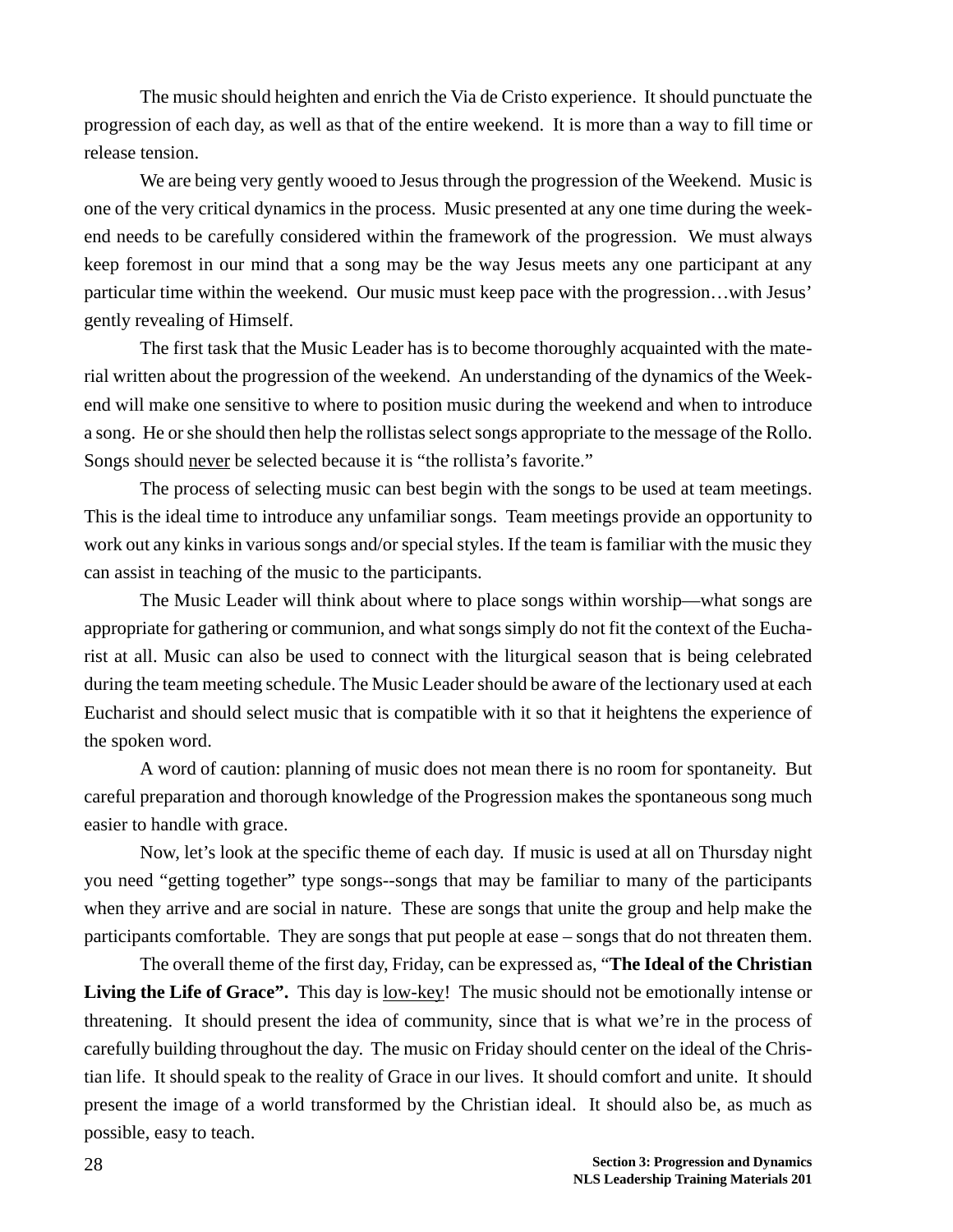The music should heighten and enrich the Via de Cristo experience. It should punctuate the progression of each day, as well as that of the entire weekend. It is more than a way to fill time or release tension.

We are being very gently wooed to Jesus through the progression of the Weekend. Music is one of the very critical dynamics in the process. Music presented at any one time during the weekend needs to be carefully considered within the framework of the progression. We must always keep foremost in our mind that a song may be the way Jesus meets any one participant at any particular time within the weekend. Our music must keep pace with the progression…with Jesus' gently revealing of Himself.

The first task that the Music Leader has is to become thoroughly acquainted with the material written about the progression of the weekend. An understanding of the dynamics of the Weekend will make one sensitive to where to position music during the weekend and when to introduce a song. He or she should then help the rollistas select songs appropriate to the message of the Rollo. Songs should <u>never</u> be selected because it is "the rollista's favorite."

The process of selecting music can best begin with the songs to be used at team meetings. This is the ideal time to introduce any unfamiliar songs. Team meetings provide an opportunity to work out any kinks in various songs and/or special styles. If the team is familiar with the music they can assist in teaching of the music to the participants.

The Music Leader will think about where to place songs within worship—what songs are appropriate for gathering or communion, and what songs simply do not fit the context of the Eucharist at all. Music can also be used to connect with the liturgical season that is being celebrated during the team meeting schedule. The Music Leader should be aware of the lectionary used at each Eucharist and should select music that is compatible with it so that it heightens the experience of the spoken word.

A word of caution: planning of music does not mean there is no room for spontaneity. But careful preparation and thorough knowledge of the Progression makes the spontaneous song much easier to handle with grace.

Now, let's look at the specific theme of each day. If music is used at all on Thursday night you need "getting together" type songs--songs that may be familiar to many of the participants when they arrive and are social in nature. These are songs that unite the group and help make the participants comfortable. They are songs that put people at ease – songs that do not threaten them.

The overall theme of the first day, Friday, can be expressed as, "**The Ideal of the Christian Living the Life of Grace".** This day is <u>low-key</u>! The music should not be emotionally intense or threatening. It should present the idea of community, since that is what we're in the process of carefully building throughout the day. The music on Friday should center on the ideal of the Christian life. It should speak to the reality of Grace in our lives. It should comfort and unite. It should present the image of a world transformed by the Christian ideal. It should also be, as much as possible, easy to teach.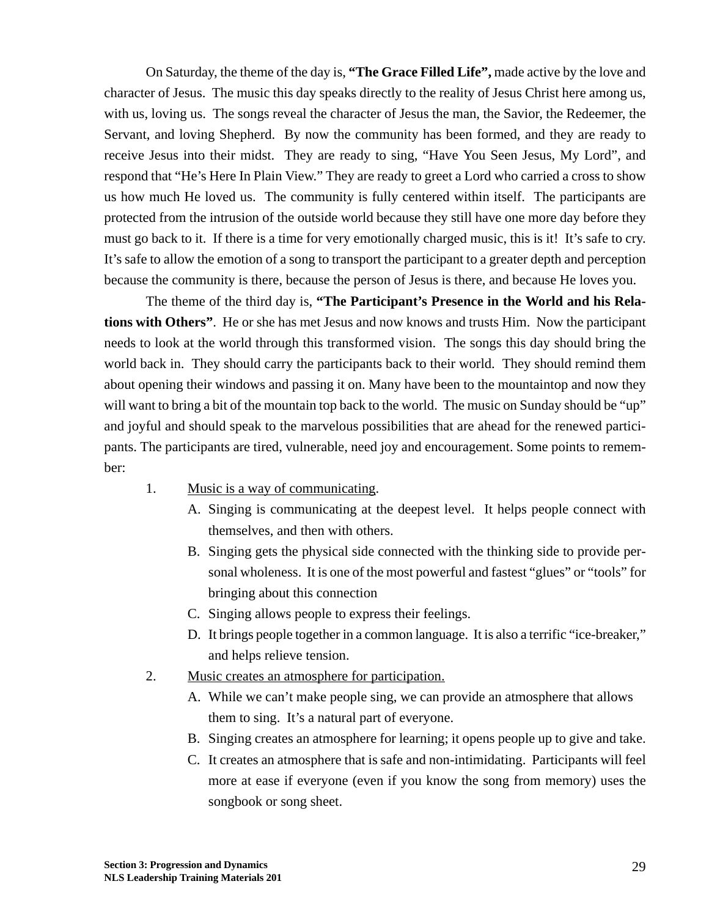On Saturday, the theme of the day is, **"The Grace Filled Life",** made active by the love and character of Jesus. The music this day speaks directly to the reality of Jesus Christ here among us, with us, loving us. The songs reveal the character of Jesus the man, the Savior, the Redeemer, the Servant, and loving Shepherd. By now the community has been formed, and they are ready to receive Jesus into their midst. They are ready to sing, "Have You Seen Jesus, My Lord", and respond that "He's Here In Plain View." They are ready to greet a Lord who carried a cross to show us how much He loved us. The community is fully centered within itself. The participants are protected from the intrusion of the outside world because they still have one more day before they must go back to it. If there is a time for very emotionally charged music, this is it! It's safe to cry. It's safe to allow the emotion of a song to transport the participant to a greater depth and perception because the community is there, because the person of Jesus is there, and because He loves you.

The theme of the third day is, **"The Participant's Presence in the World and his Relations with Others"**. He or she has met Jesus and now knows and trusts Him. Now the participant needs to look at the world through this transformed vision. The songs this day should bring the world back in. They should carry the participants back to their world. They should remind them about opening their windows and passing it on. Many have been to the mountaintop and now they will want to bring a bit of the mountain top back to the world. The music on Sunday should be "up" and joyful and should speak to the marvelous possibilities that are ahead for the renewed participants. The participants are tired, vulnerable, need joy and encouragement. Some points to remember:

1. <u>Music is a way of communicating</u>.
   - A. Singing is communicating at the deepest level. It helps people connect with themselves, and then with others.
   - B. Singing gets the physical side connected with the thinking side to provide personal wholeness. It is one of the most powerful and fastest "glues" or "tools" for bringing about this connection
   - C. Singing allows people to express their feelings.
   - D. It brings people together in a common language. It is also a terrific "ice-breaker," and helps relieve tension.
2. <u>Music creates an atmosphere for participation.</u>
   - A. While we can't make people sing, we can provide an atmosphere that allows them to sing. It's a natural part of everyone.
   - B. Singing creates an atmosphere for learning; it opens people up to give and take.
   - C. It creates an atmosphere that is safe and non-intimidating. Participants will feel more at ease if everyone (even if you know the song from memory) uses the songbook or song sheet.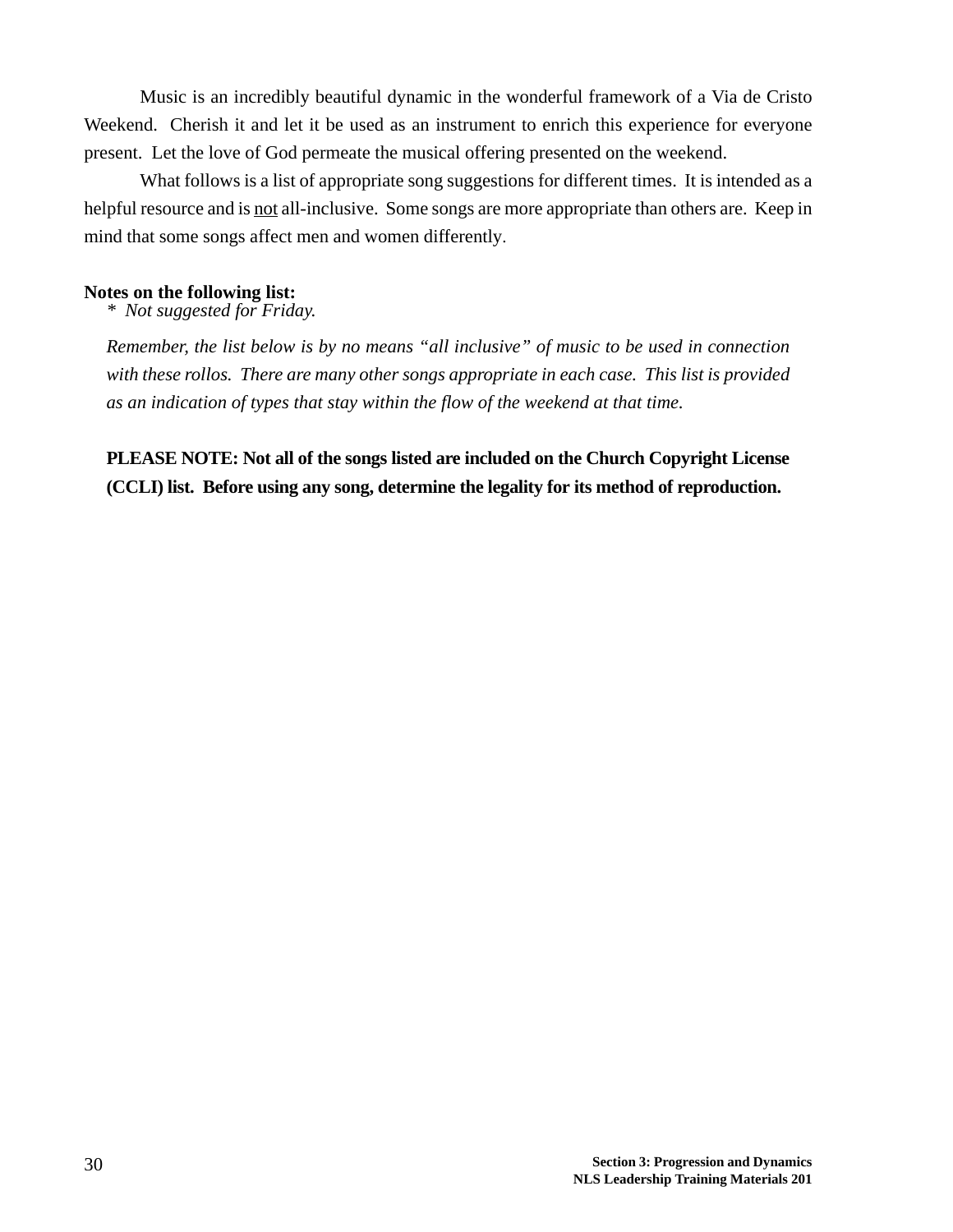Music is an incredibly beautiful dynamic in the wonderful framework of a Via de Cristo Weekend. Cherish it and let it be used as an instrument to enrich this experience for everyone present. Let the love of God permeate the musical offering presented on the weekend.

What follows is a list of appropriate song suggestions for different times. It is intended as a helpful resource and is <u>not</u> all-inclusive. Some songs are more appropriate than others are. Keep in mind that some songs affect men and women differently.

**Notes on the following list:**

\* *Not suggested for Friday.*

*Remember, the list below is by no means "all inclusive" of music to be used in connection with these rollos. There are many other songs appropriate in each case. This list is provided as an indication of types that stay within the flow of the weekend at that time.*

**PLEASE NOTE: Not all of the songs listed are included on the Church Copyright License (CCLI) list. Before using any song, determine the legality for its method of reproduction.**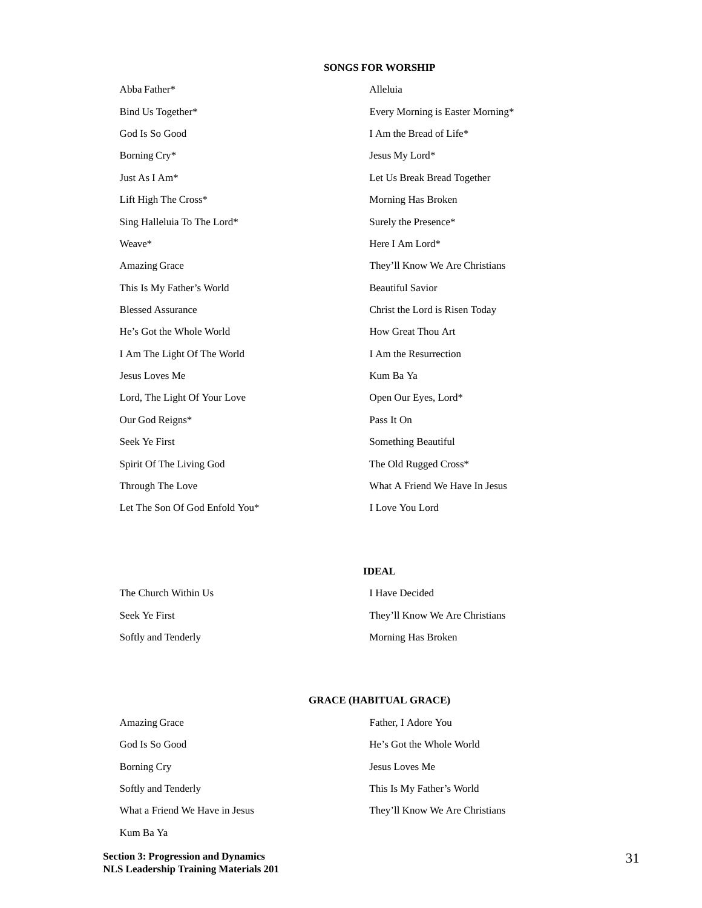## SONGS FOR WORSHIP

- Abba Father*
- Alleluia
- Bind Us Together*
- Every Morning is Easter Morning*
- God Is So Good
- I Am the Bread of Life*
- Borning Cry*
- Jesus My Lord*
- Just As I Am*
- Let Us Break Bread Together
- Lift High The Cross*
- Morning Has Broken
- Sing Halleluia To The Lord*
- Surely the Presence*
- Weave*
- Here I Am Lord*
- Amazing Grace
- They'll Know We Are Christians
- This Is My Father's World
- Beautiful Savior
- Blessed Assurance
- Christ the Lord is Risen Today
- He's Got the Whole World
- How Great Thou Art
- I Am The Light Of The World
- I Am the Resurrection
- Jesus Loves Me
- Kum Ba Ya
- Lord, The Light Of Your Love
- Open Our Eyes, Lord*
- Our God Reigns*
- Pass It On
- Seek Ye First
- Something Beautiful
- Spirit Of The Living God
- The Old Rugged Cross*
- Through The Love
- What A Friend We Have In Jesus
- Let The Son Of God Enfold You*
- I Love You Lord

## IDEAL

- The Church Within Us
- I Have Decided
- Seek Ye First
- They'll Know We Are Christians
- Softly and Tenderly
- Morning Has Broken

## GRACE (HABITUAL GRACE)

- Amazing Grace
- Father, I Adore You
- God Is So Good
- He's Got the Whole World
- Borning Cry
- Jesus Loves Me
- Softly and Tenderly
- This Is My Father's World
- What a Friend We Have in Jesus
- They'll Know We Are Christians
- Kum Ba Ya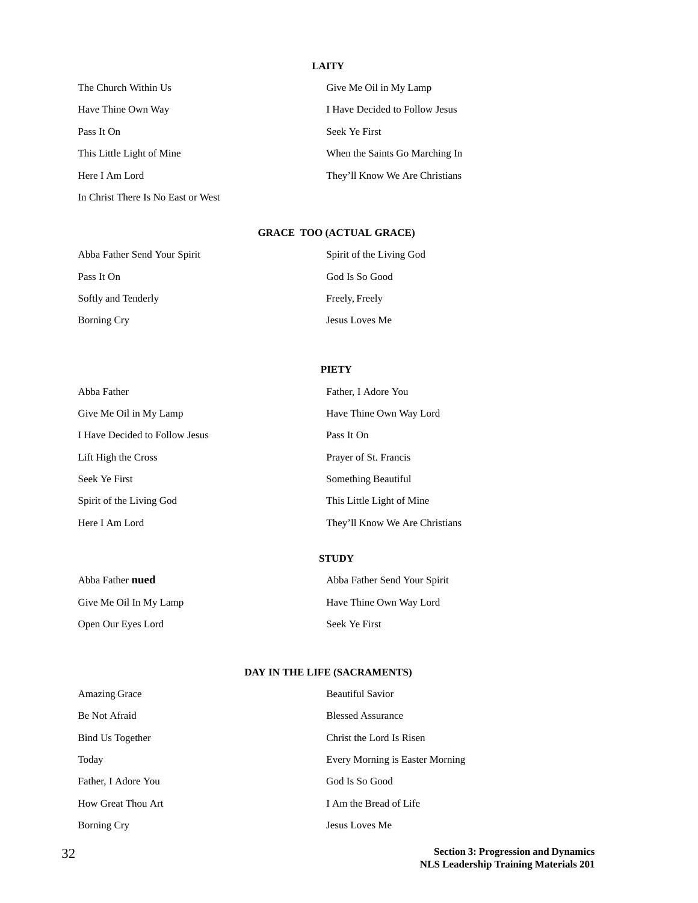### LAITY

The Church Within Us
Give Me Oil in My Lamp
Have Thine Own Way
I Have Decided to Follow Jesus
Pass It On
Seek Ye First
This Little Light of Mine
When the Saints Go Marching In
Here I Am Lord
They'll Know We Are Christians
In Christ There Is No East or West

### GRACE TOO (ACTUAL GRACE)

Abba Father Send Your Spirit
Spirit of the Living God
Pass It On
God Is So Good
Softly and Tenderly
Freely, Freely
Borning Cry
Jesus Loves Me

### PIETY

Abba Father
Father, I Adore You
Give Me Oil in My Lamp
Have Thine Own Way Lord
I Have Decided to Follow Jesus
Pass It On
Lift High the Cross
Prayer of St. Francis
Seek Ye First
Something Beautiful
Spirit of the Living God
This Little Light of Mine
Here I Am Lord
They'll Know We Are Christians

### STUDY

Abba Father **nued**
Abba Father Send Your Spirit
Give Me Oil In My Lamp
Have Thine Own Way Lord
Open Our Eyes Lord
Seek Ye First

### DAY IN THE LIFE (SACRAMENTS)

Amazing Grace
Beautiful Savior
Be Not Afraid
Blessed Assurance
Bind Us Together
Christ the Lord Is Risen
Today
Every Morning is Easter Morning
Father, I Adore You
God Is So Good
How Great Thou Art
I Am the Bread of Life
Borning Cry
Jesus Loves Me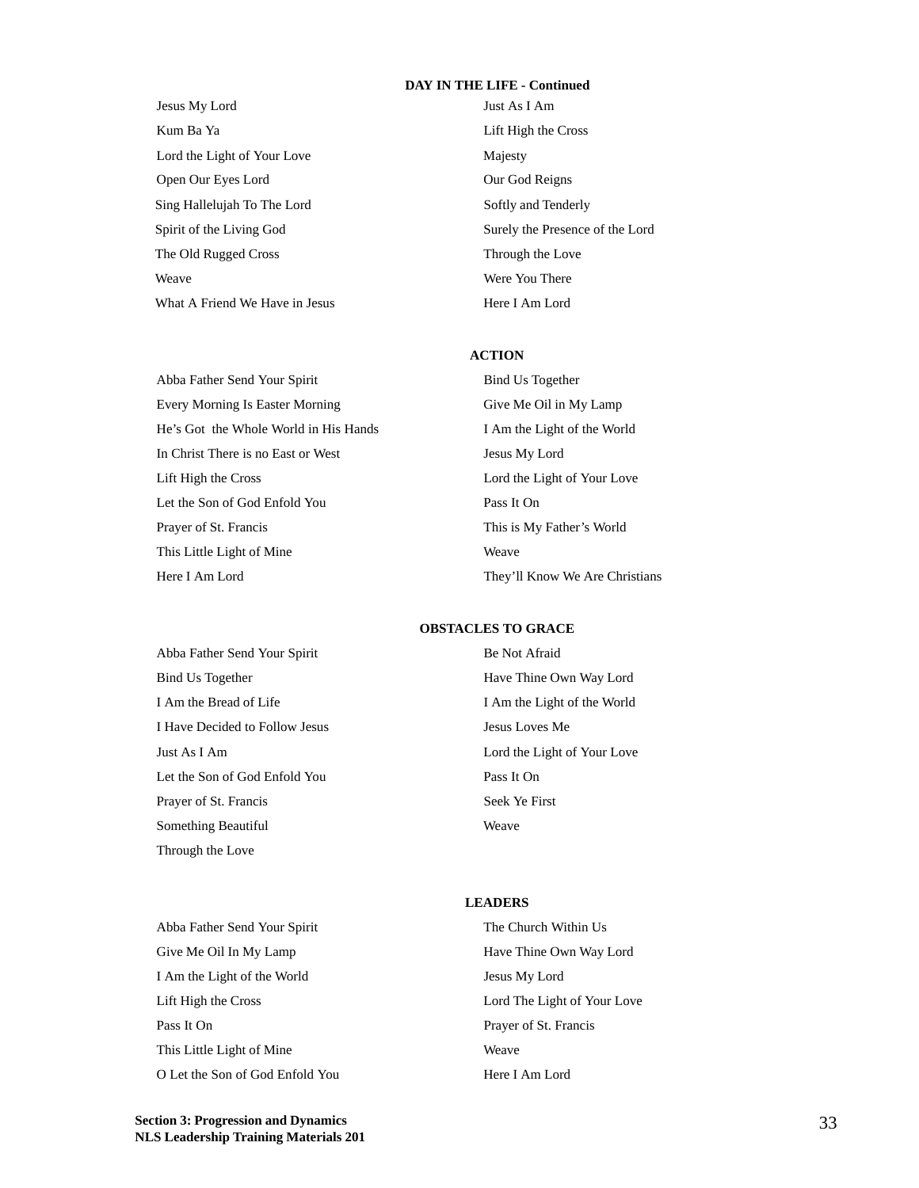**DAY IN THE LIFE - Continued**

Jesus My Lord
Kum Ba Ya
Lord the Light of Your Love
Open Our Eyes Lord
Sing Hallelujah To The Lord
Spirit of the Living God
The Old Rugged Cross
Weave
What A Friend We Have in Jesus
Just As I Am
Lift High the Cross
Majesty
Our God Reigns
Softly and Tenderly
Surely the Presence of the Lord
Through the Love
Were You There
Here I Am Lord

**ACTION**

Abba Father Send Your Spirit
Every Morning Is Easter Morning
He's Got the Whole World in His Hands
In Christ There is no East or West
Lift High the Cross
Let the Son of God Enfold You
Prayer of St. Francis
This Little Light of Mine
Here I Am Lord
Bind Us Together
Give Me Oil in My Lamp
I Am the Light of the World
Jesus My Lord
Lord the Light of Your Love
Pass It On
This is My Father's World
Weave
They'll Know We Are Christians

**OBSTACLES TO GRACE**

Abba Father Send Your Spirit
Bind Us Together
I Am the Bread of Life
I Have Decided to Follow Jesus
Just As I Am
Let the Son of God Enfold You
Prayer of St. Francis
Something Beautiful
Through the Love
Be Not Afraid
Have Thine Own Way Lord
I Am the Light of the World
Jesus Loves Me
Lord the Light of Your Love
Pass It On
Seek Ye First
Weave

**LEADERS**

Abba Father Send Your Spirit
Give Me Oil In My Lamp
I Am the Light of the World
Lift High the Cross
Pass It On
This Little Light of Mine
O Let the Son of God Enfold You
The Church Within Us
Have Thine Own Way Lord
Jesus My Lord
Lord The Light of Your Love
Prayer of St. Francis
Weave
Here I Am Lord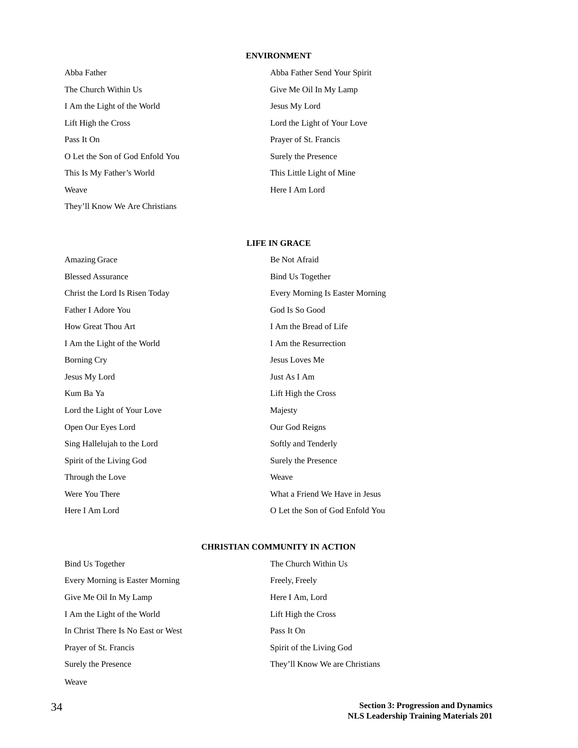## ENVIRONMENT

Abba Father
Abba Father Send Your Spirit
The Church Within Us
Give Me Oil In My Lamp
I Am the Light of the World
Jesus My Lord
Lift High the Cross
Lord the Light of Your Love
Pass It On
Prayer of St. Francis
O Let the Son of God Enfold You
Surely the Presence
This Is My Father's World
This Little Light of Mine
Weave
Here I Am Lord
They'll Know We Are Christians

## LIFE IN GRACE

Amazing Grace
Be Not Afraid
Blessed Assurance
Bind Us Together
Christ the Lord Is Risen Today
Every Morning Is Easter Morning
Father I Adore You
God Is So Good
How Great Thou Art
I Am the Bread of Life
I Am the Light of the World
I Am the Resurrection
Borning Cry
Jesus Loves Me
Jesus My Lord
Just As I Am
Kum Ba Ya
Lift High the Cross
Lord the Light of Your Love
Majesty
Open Our Eyes Lord
Our God Reigns
Sing Hallelujah to the Lord
Softly and Tenderly
Spirit of the Living God
Surely the Presence
Through the Love
Weave
Were You There
What a Friend We Have in Jesus
Here I Am Lord
O Let the Son of God Enfold You

## CHRISTIAN COMMUNITY IN ACTION

Bind Us Together
The Church Within Us
Every Morning is Easter Morning
Freely, Freely
Give Me Oil In My Lamp
Here I Am, Lord
I Am the Light of the World
Lift High the Cross
In Christ There Is No East or West
Pass It On
Prayer of St. Francis
Spirit of the Living God
Surely the Presence
They'll Know We are Christians
Weave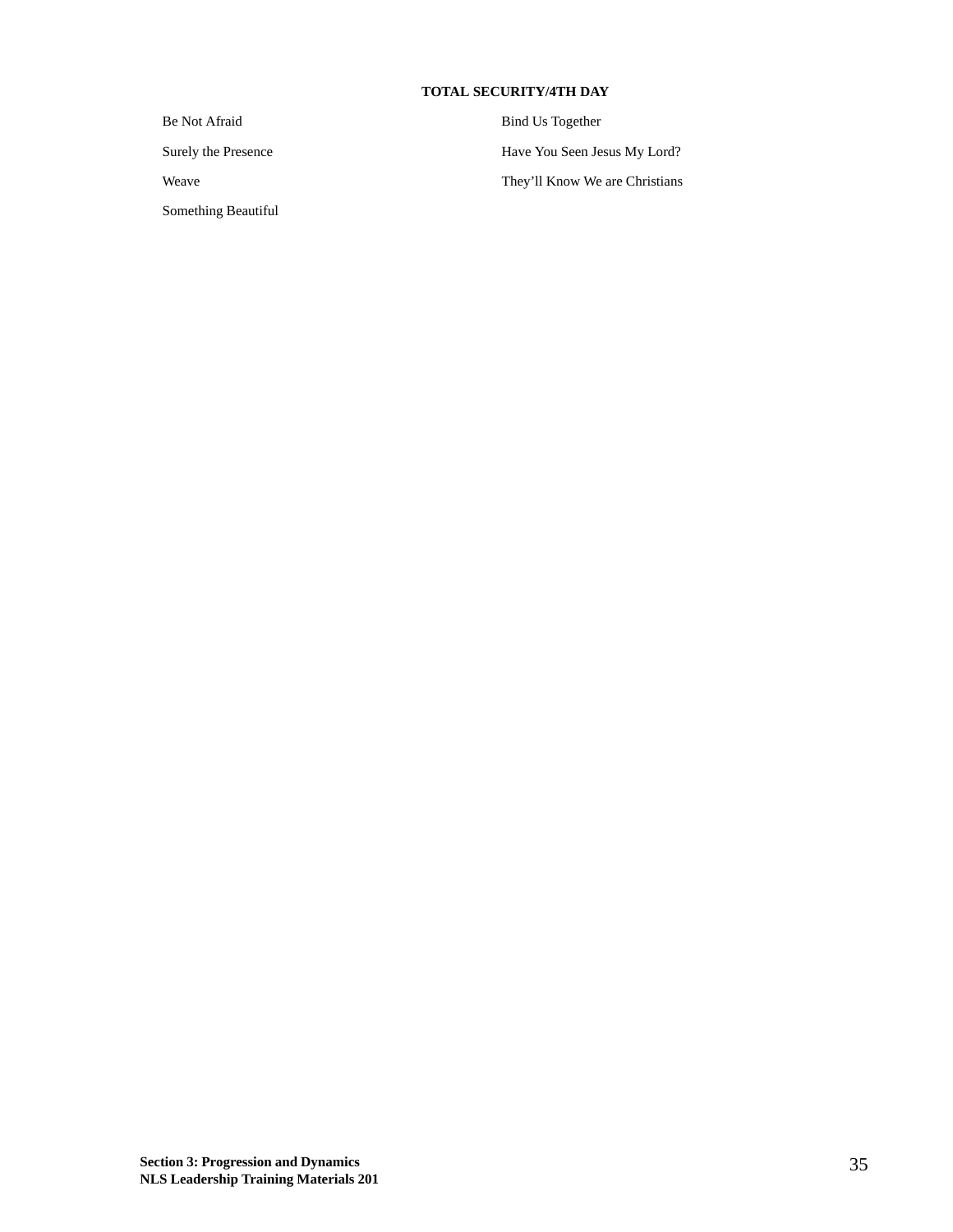**TOTAL SECURITY/4TH DAY**

- Be Not Afraid
- Surely the Presence
- Weave
- Something Beautiful
- Bind Us Together
- Have You Seen Jesus My Lord?
- They'll Know We are Christians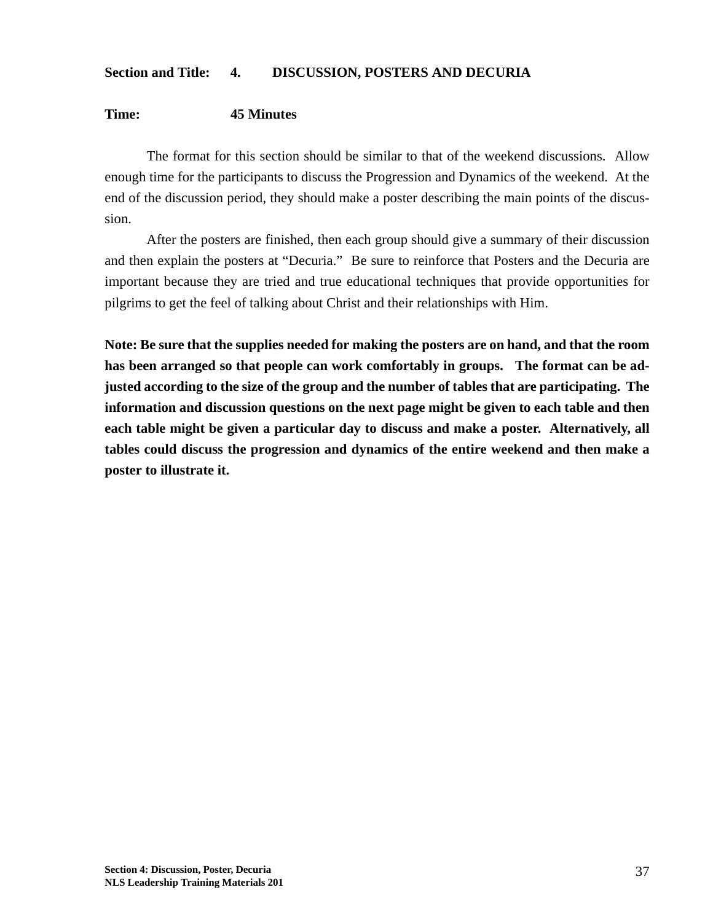**Section and Title: 4. DISCUSSION, POSTERS AND DECURIA**

**Time: 45 Minutes**

The format for this section should be similar to that of the weekend discussions. Allow enough time for the participants to discuss the Progression and Dynamics of the weekend. At the end of the discussion period, they should make a poster describing the main points of the discussion.

After the posters are finished, then each group should give a summary of their discussion and then explain the posters at "Decuria." Be sure to reinforce that Posters and the Decuria are important because they are tried and true educational techniques that provide opportunities for pilgrims to get the feel of talking about Christ and their relationships with Him.

**Note: Be sure that the supplies needed for making the posters are on hand, and that the room has been arranged so that people can work comfortably in groups. The format can be adjusted according to the size of the group and the number of tables that are participating. The information and discussion questions on the next page might be given to each table and then each table might be given a particular day to discuss and make a poster. Alternatively, all tables could discuss the progression and dynamics of the entire weekend and then make a poster to illustrate it.**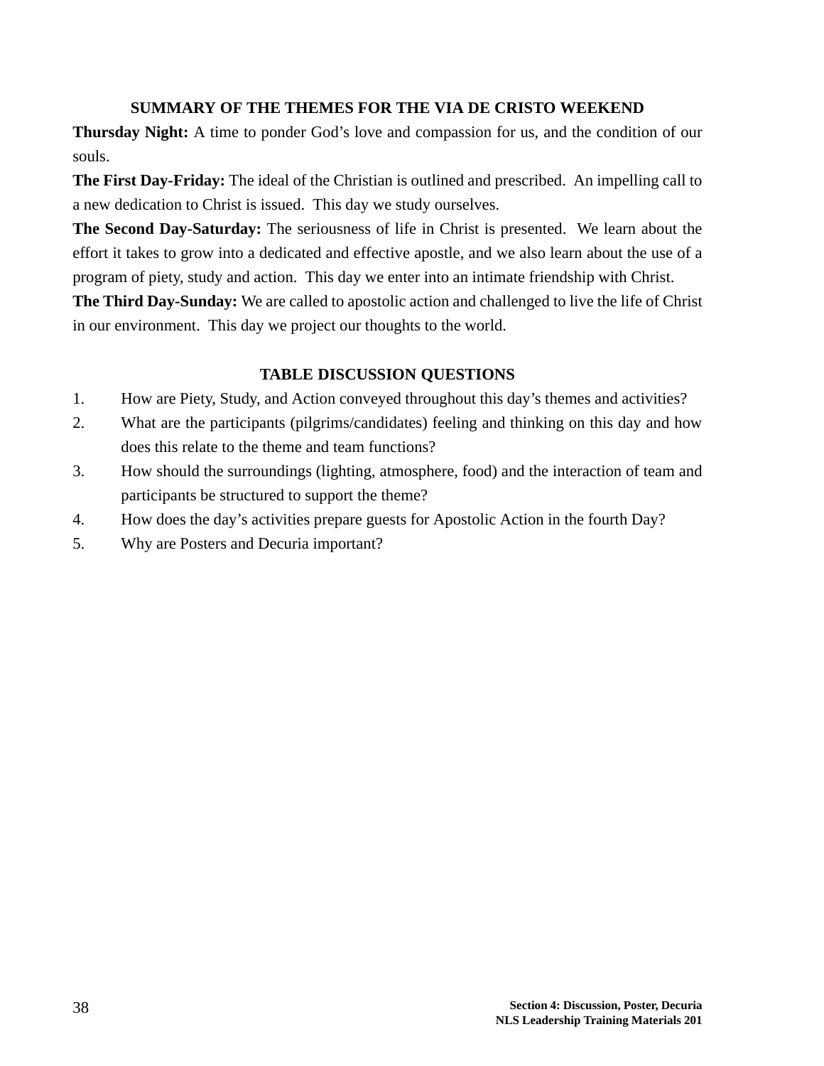## SUMMARY OF THE THEMES FOR THE VIA DE CRISTO WEEKEND

**Thursday Night:** A time to ponder God's love and compassion for us, and the condition of our souls.

**The First Day-Friday:** The ideal of the Christian is outlined and prescribed. An impelling call to a new dedication to Christ is issued. This day we study ourselves.

**The Second Day-Saturday:** The seriousness of life in Christ is presented. We learn about the effort it takes to grow into a dedicated and effective apostle, and we also learn about the use of a program of piety, study and action. This day we enter into an intimate friendship with Christ.

**The Third Day-Sunday:** We are called to apostolic action and challenged to live the life of Christ in our environment. This day we project our thoughts to the world.

## TABLE DISCUSSION QUESTIONS

1. How are Piety, Study, and Action conveyed throughout this day's themes and activities?
2. What are the participants (pilgrims/candidates) feeling and thinking on this day and how does this relate to the theme and team functions?
3. How should the surroundings (lighting, atmosphere, food) and the interaction of team and participants be structured to support the theme?
4. How does the day's activities prepare guests for Apostolic Action in the fourth Day?
5. Why are Posters and Decuria important?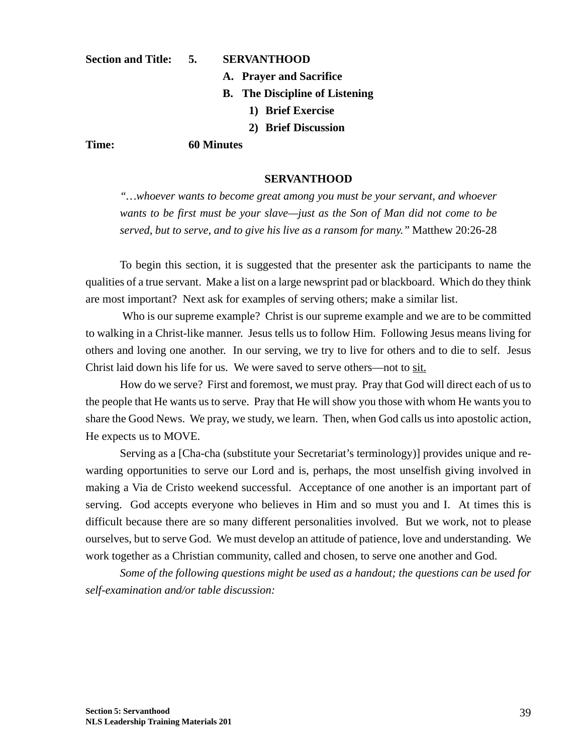**Section and Title:** **5. SERVANTHOOD**

- **A. Prayer and Sacrifice**
- **B. The Discipline of Listening**
  1) **Brief Exercise**
  2) **Brief Discussion**

**Time:** **60 Minutes**

## SERVANTHOOD

> *"…whoever wants to become great among you must be your servant, and whoever wants to be first must be your slave—just as the Son of Man did not come to be served, but to serve, and to give his live as a ransom for many."* Matthew 20:26-28

To begin this section, it is suggested that the presenter ask the participants to name the qualities of a true servant. Make a list on a large newsprint pad or blackboard. Which do they think are most important? Next ask for examples of serving others; make a similar list.

Who is our supreme example? Christ is our supreme example and we are to be committed to walking in a Christ-like manner. Jesus tells us to follow Him. Following Jesus means living for others and loving one another. In our serving, we try to live for others and to die to self. Jesus Christ laid down his life for us. We were saved to serve others—not to <u>sit.</u>

How do we serve? First and foremost, we must pray. Pray that God will direct each of us to the people that He wants us to serve. Pray that He will show you those with whom He wants you to share the Good News. We pray, we study, we learn. Then, when God calls us into apostolic action, He expects us to MOVE.

Serving as a [Cha-cha (substitute your Secretariat's terminology)] provides unique and rewarding opportunities to serve our Lord and is, perhaps, the most unselfish giving involved in making a Via de Cristo weekend successful. Acceptance of one another is an important part of serving. God accepts everyone who believes in Him and so must you and I. At times this is difficult because there are so many different personalities involved. But we work, not to please ourselves, but to serve God. We must develop an attitude of patience, love and understanding. We work together as a Christian community, called and chosen, to serve one another and God.

*Some of the following questions might be used as a handout; the questions can be used for self-examination and/or table discussion:*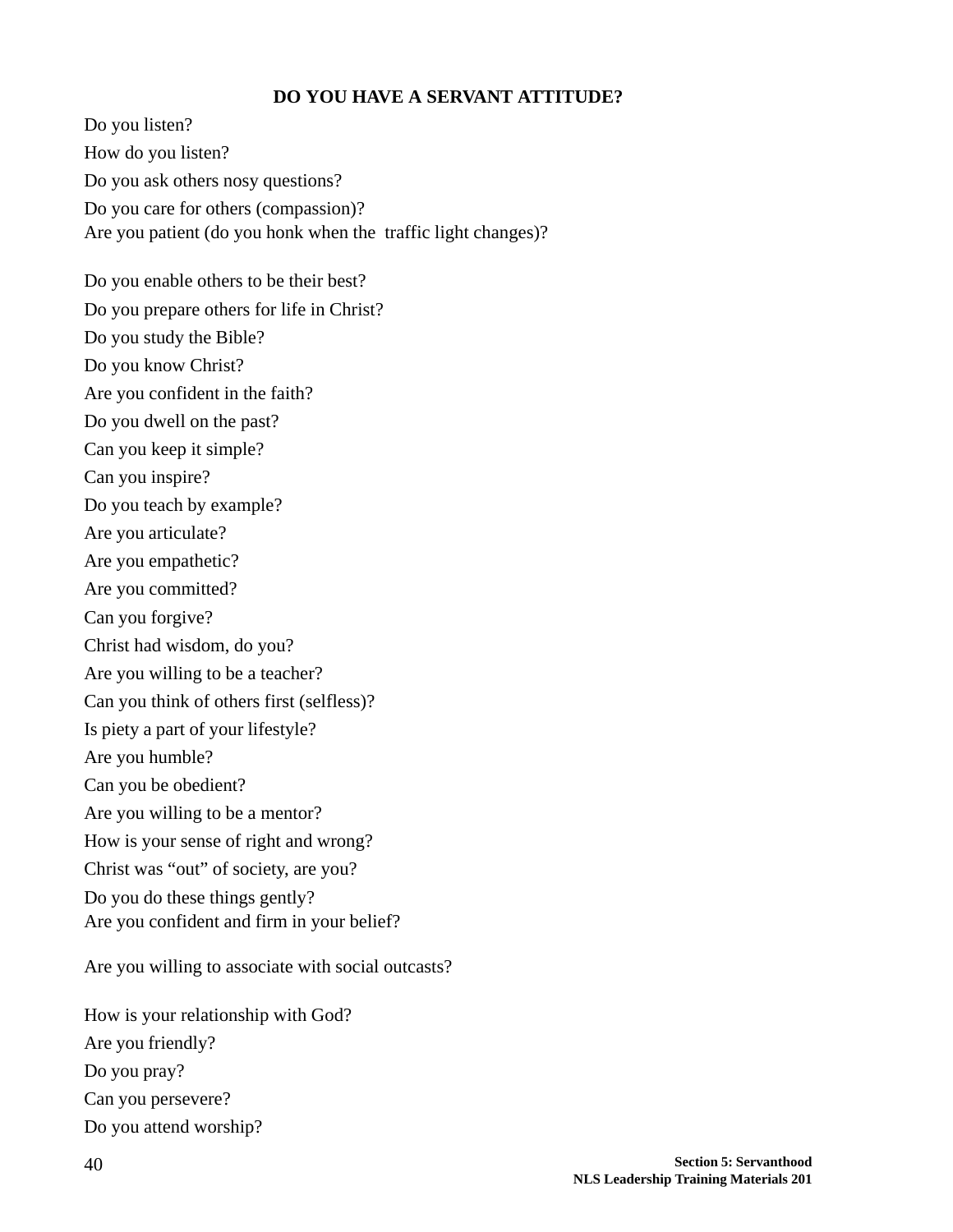## DO YOU HAVE A SERVANT ATTITUDE?

Do you listen?

How do you listen?

Do you ask others nosy questions?

Do you care for others (compassion)?

Are you patient (do you honk when the traffic light changes)?

Do you enable others to be their best?

Do you prepare others for life in Christ?

Do you study the Bible?

Do you know Christ?

Are you confident in the faith?

Do you dwell on the past?

Can you keep it simple?

Can you inspire?

Do you teach by example?

Are you articulate?

Are you empathetic?

Are you committed?

Can you forgive?

Christ had wisdom, do you?

Are you willing to be a teacher?

Can you think of others first (selfless)?

Is piety a part of your lifestyle?

Are you humble?

Can you be obedient?

Are you willing to be a mentor?

How is your sense of right and wrong?

Christ was "out" of society, are you?

Do you do these things gently?

Are you confident and firm in your belief?

Are you willing to associate with social outcasts?

How is your relationship with God?

Are you friendly?

Do you pray?

Can you persevere?

Do you attend worship?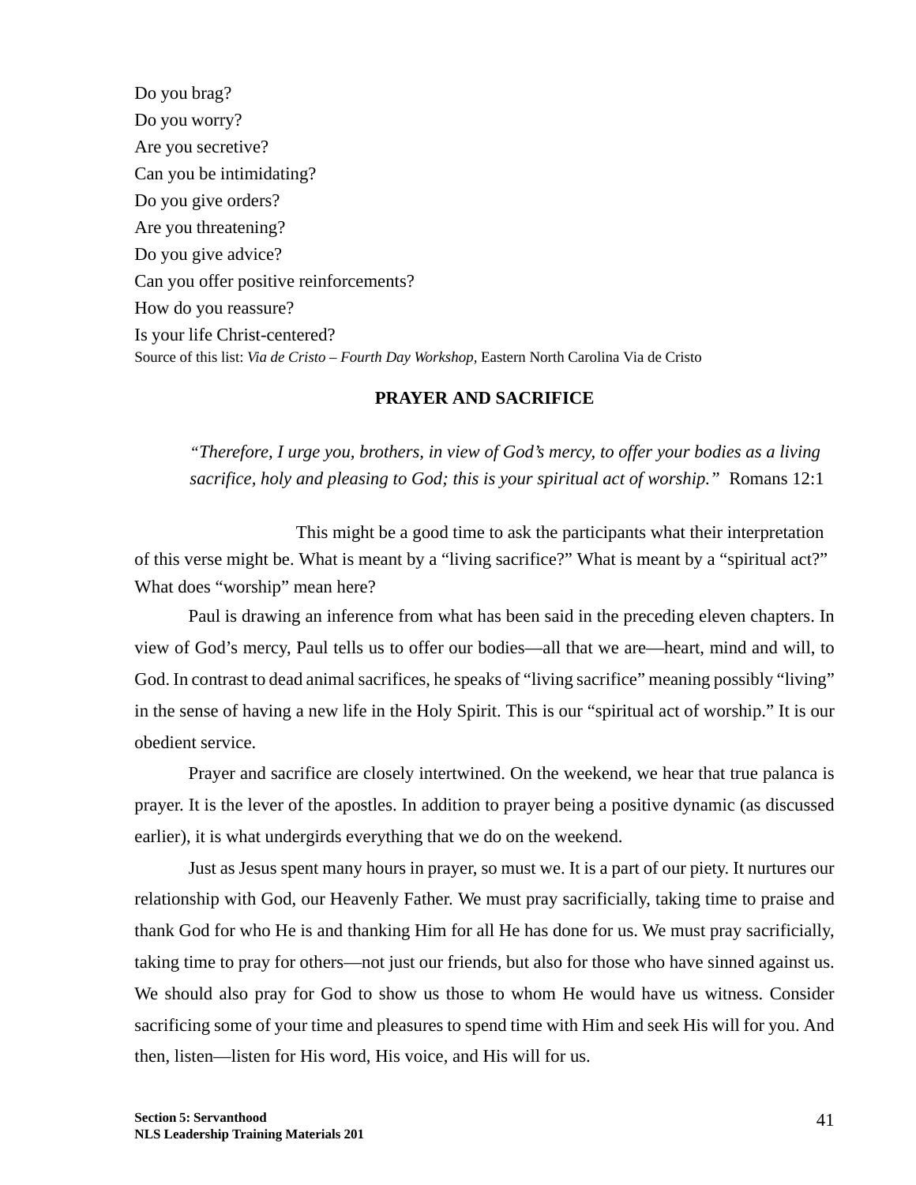Do you brag?
Do you worry?
Are you secretive?
Can you be intimidating?
Do you give orders?
Are you threatening?
Do you give advice?
Can you offer positive reinforcements?
How do you reassure?
Is your life Christ-centered?
Source of this list: *Via de Cristo – Fourth Day Workshop*, Eastern North Carolina Via de Cristo

## PRAYER AND SACRIFICE

> *"Therefore, I urge you, brothers, in view of God's mercy, to offer your bodies as a living sacrifice, holy and pleasing to God; this is your spiritual act of worship."* Romans 12:1

This might be a good time to ask the participants what their interpretation of this verse might be. What is meant by a "living sacrifice?" What is meant by a "spiritual act?" What does "worship" mean here?

Paul is drawing an inference from what has been said in the preceding eleven chapters. In view of God's mercy, Paul tells us to offer our bodies—all that we are—heart, mind and will, to God. In contrast to dead animal sacrifices, he speaks of "living sacrifice" meaning possibly "living" in the sense of having a new life in the Holy Spirit. This is our "spiritual act of worship." It is our obedient service.

Prayer and sacrifice are closely intertwined. On the weekend, we hear that true palanca is prayer. It is the lever of the apostles. In addition to prayer being a positive dynamic (as discussed earlier), it is what undergirds everything that we do on the weekend.

Just as Jesus spent many hours in prayer, so must we. It is a part of our piety. It nurtures our relationship with God, our Heavenly Father. We must pray sacrificially, taking time to praise and thank God for who He is and thanking Him for all He has done for us. We must pray sacrificially, taking time to pray for others—not just our friends, but also for those who have sinned against us. We should also pray for God to show us those to whom He would have us witness. Consider sacrificing some of your time and pleasures to spend time with Him and seek His will for you. And then, listen—listen for His word, His voice, and His will for us.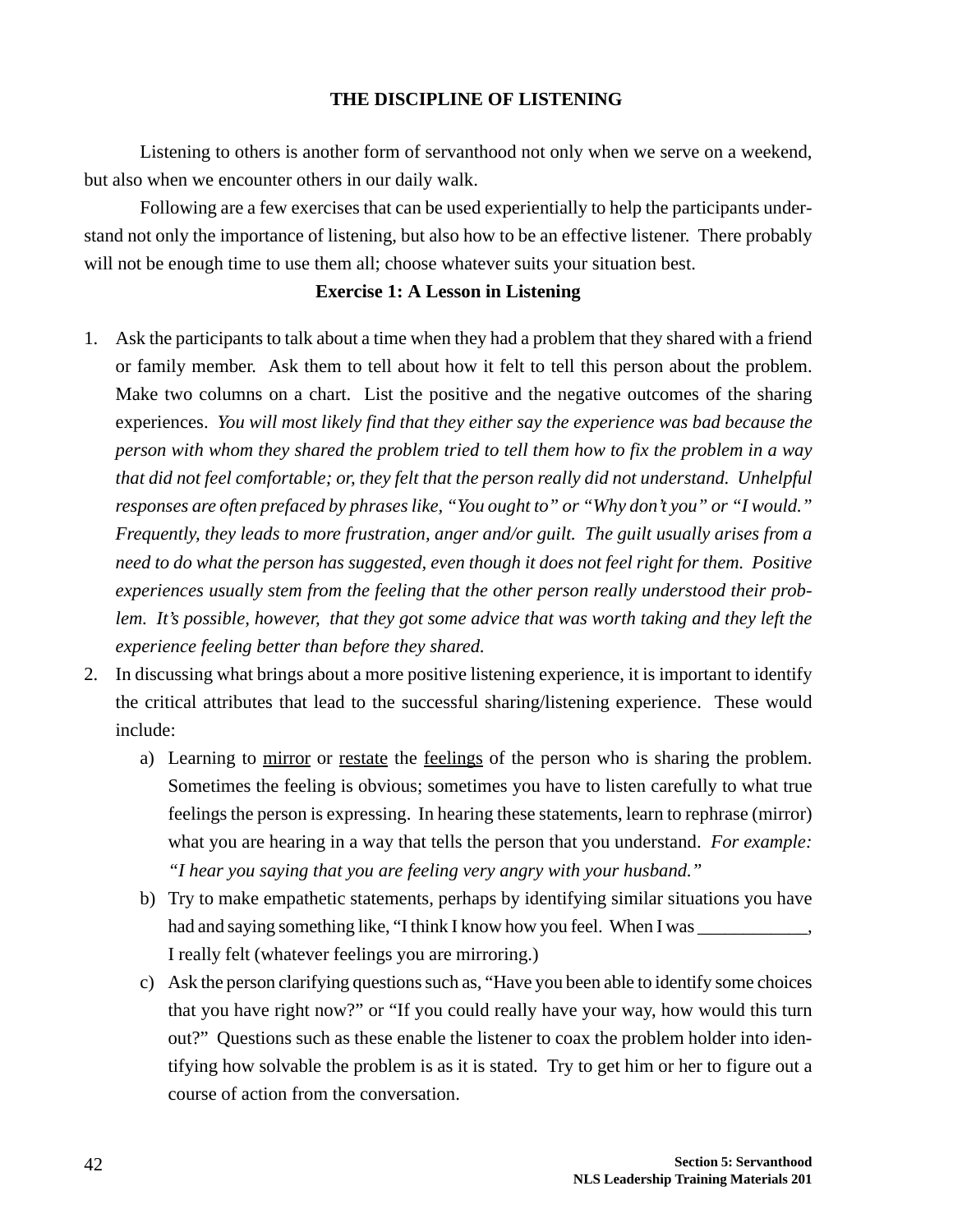## THE DISCIPLINE OF LISTENING

Listening to others is another form of servanthood not only when we serve on a weekend, but also when we encounter others in our daily walk.

Following are a few exercises that can be used experientially to help the participants understand not only the importance of listening, but also how to be an effective listener. There probably will not be enough time to use them all; choose whatever suits your situation best.

### Exercise 1: A Lesson in Listening

1. Ask the participants to talk about a time when they had a problem that they shared with a friend or family member. Ask them to tell about how it felt to tell this person about the problem. Make two columns on a chart. List the positive and the negative outcomes of the sharing experiences. *You will most likely find that they either say the experience was bad because the person with whom they shared the problem tried to tell them how to fix the problem in a way that did not feel comfortable; or, they felt that the person really did not understand. Unhelpful responses are often prefaced by phrases like, "You ought to" or "Why don't you" or "I would." Frequently, they leads to more frustration, anger and/or guilt. The guilt usually arises from a need to do what the person has suggested, even though it does not feel right for them. Positive experiences usually stem from the feeling that the other person really understood their problem. It's possible, however, that they got some advice that was worth taking and they left the experience feeling better than before they shared.*
2. In discussing what brings about a more positive listening experience, it is important to identify the critical attributes that lead to the successful sharing/listening experience. These would include:
   a) Learning to <u>mirror</u> or <u>restate</u> the <u>feelings</u> of the person who is sharing the problem. Sometimes the feeling is obvious; sometimes you have to listen carefully to what true feelings the person is expressing. In hearing these statements, learn to rephrase (mirror) what you are hearing in a way that tells the person that you understand. *For example: "I hear you saying that you are feeling very angry with your husband."*
   b) Try to make empathetic statements, perhaps by identifying similar situations you have had and saying something like, "I think I know how you feel. When I was ____________, I really felt (whatever feelings you are mirroring.)
   c) Ask the person clarifying questions such as, "Have you been able to identify some choices that you have right now?" or "If you could really have your way, how would this turn out?" Questions such as these enable the listener to coax the problem holder into identifying how solvable the problem is as it is stated. Try to get him or her to figure out a course of action from the conversation.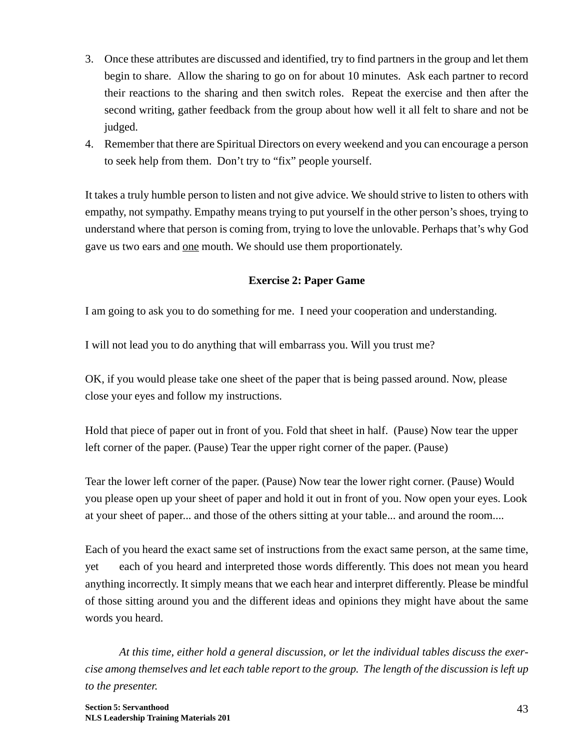3. Once these attributes are discussed and identified, try to find partners in the group and let them begin to share. Allow the sharing to go on for about 10 minutes. Ask each partner to record their reactions to the sharing and then switch roles. Repeat the exercise and then after the second writing, gather feedback from the group about how well it all felt to share and not be judged.
4. Remember that there are Spiritual Directors on every weekend and you can encourage a person to seek help from them. Don't try to "fix" people yourself.

It takes a truly humble person to listen and not give advice. We should strive to listen to others with empathy, not sympathy. Empathy means trying to put yourself in the other person's shoes, trying to understand where that person is coming from, trying to love the unlovable. Perhaps that's why God gave us two ears and <u>one</u> mouth. We should use them proportionately.

**Exercise 2: Paper Game**

I am going to ask you to do something for me. I need your cooperation and understanding.

I will not lead you to do anything that will embarrass you. Will you trust me?

OK, if you would please take one sheet of the paper that is being passed around. Now, please close your eyes and follow my instructions.

Hold that piece of paper out in front of you. Fold that sheet in half. (Pause) Now tear the upper left corner of the paper. (Pause) Tear the upper right corner of the paper. (Pause)

Tear the lower left corner of the paper. (Pause) Now tear the lower right corner. (Pause) Would you please open up your sheet of paper and hold it out in front of you. Now open your eyes. Look at your sheet of paper... and those of the others sitting at your table... and around the room....

Each of you heard the exact same set of instructions from the exact same person, at the same time, yet each of you heard and interpreted those words differently. This does not mean you heard anything incorrectly. It simply means that we each hear and interpret differently. Please be mindful of those sitting around you and the different ideas and opinions they might have about the same words you heard.

*At this time, either hold a general discussion, or let the individual tables discuss the exercise among themselves and let each table report to the group. The length of the discussion is left up to the presenter.*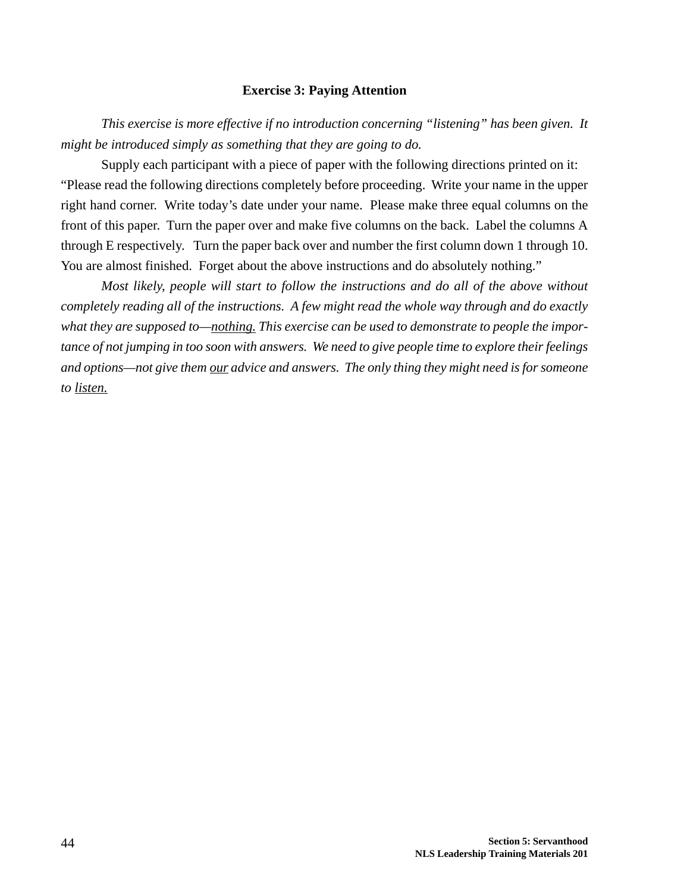### Exercise 3: Paying Attention

*This exercise is more effective if no introduction concerning "listening" has been given. It might be introduced simply as something that they are going to do.*

Supply each participant with a piece of paper with the following directions printed on it: "Please read the following directions completely before proceeding. Write your name in the upper right hand corner. Write today's date under your name. Please make three equal columns on the front of this paper. Turn the paper over and make five columns on the back. Label the columns A through E respectively. Turn the paper back over and number the first column down 1 through 10. You are almost finished. Forget about the above instructions and do absolutely nothing."

*Most likely, people will start to follow the instructions and do all of the above without completely reading all of the instructions. A few might read the whole way through and do exactly what they are supposed to—<u>nothing.</u> This exercise can be used to demonstrate to people the importance of not jumping in too soon with answers. We need to give people time to explore their feelings and options—not give them <u>our</u> advice and answers. The only thing they might need is for someone to <u>listen.</u>*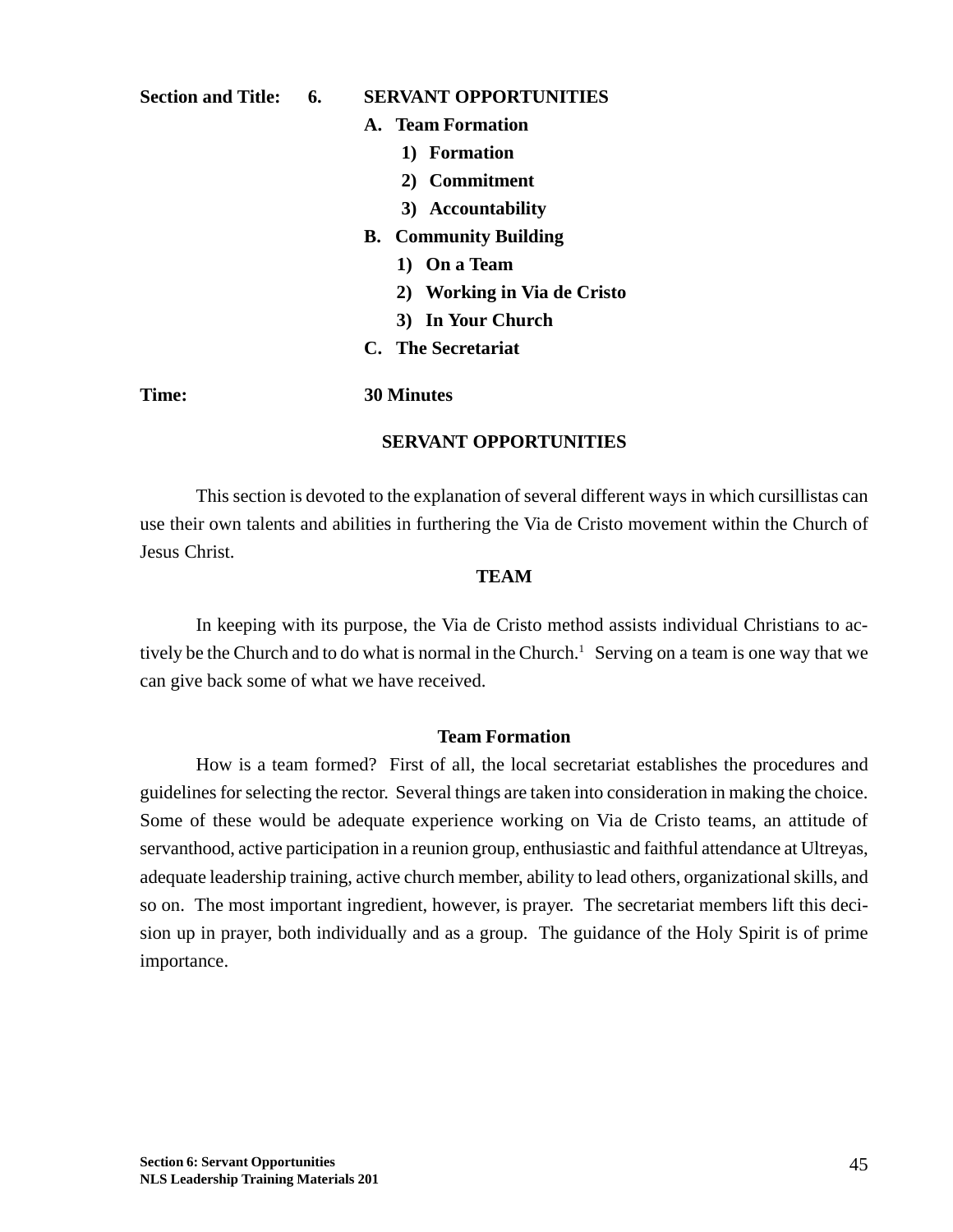**Section and Title:** **6.** **SERVANT OPPORTUNITIES**

**A. Team Formation**

**1) Formation**

**2) Commitment**

**3) Accountability**

**B. Community Building**

**1) On a Team**

**2) Working in Via de Cristo**

**3) In Your Church**

**C. The Secretariat**

**Time:** **30 Minutes**

## SERVANT OPPORTUNITIES

This section is devoted to the explanation of several different ways in which cursillistas can use their own talents and abilities in furthering the Via de Cristo movement within the Church of Jesus Christ.

### TEAM

In keeping with its purpose, the Via de Cristo method assists individual Christians to actively be the Church and to do what is normal in the Church.[1] Serving on a team is one way that we can give back some of what we have received.

### Team Formation

How is a team formed? First of all, the local secretariat establishes the procedures and guidelines for selecting the rector. Several things are taken into consideration in making the choice. Some of these would be adequate experience working on Via de Cristo teams, an attitude of servanthood, active participation in a reunion group, enthusiastic and faithful attendance at Ultreyas, adequate leadership training, active church member, ability to lead others, organizational skills, and so on. The most important ingredient, however, is prayer. The secretariat members lift this decision up in prayer, both individually and as a group. The guidance of the Holy Spirit is of prime importance.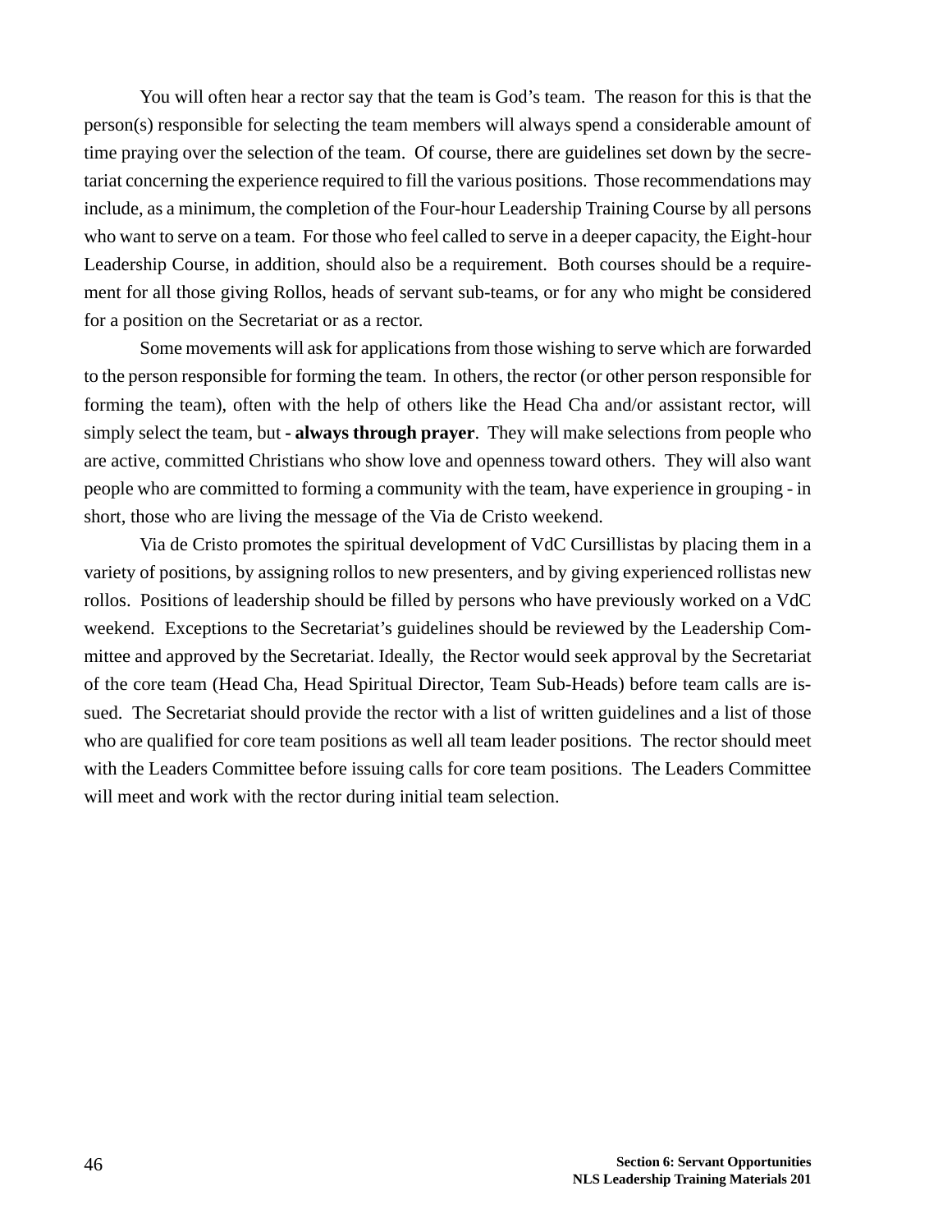You will often hear a rector say that the team is God's team. The reason for this is that the person(s) responsible for selecting the team members will always spend a considerable amount of time praying over the selection of the team. Of course, there are guidelines set down by the secretariat concerning the experience required to fill the various positions. Those recommendations may include, as a minimum, the completion of the Four-hour Leadership Training Course by all persons who want to serve on a team. For those who feel called to serve in a deeper capacity, the Eight-hour Leadership Course, in addition, should also be a requirement. Both courses should be a requirement for all those giving Rollos, heads of servant sub-teams, or for any who might be considered for a position on the Secretariat or as a rector.

Some movements will ask for applications from those wishing to serve which are forwarded to the person responsible for forming the team. In others, the rector (or other person responsible for forming the team), often with the help of others like the Head Cha and/or assistant rector, will simply select the team, but **- always through prayer**. They will make selections from people who are active, committed Christians who show love and openness toward others. They will also want people who are committed to forming a community with the team, have experience in grouping - in short, those who are living the message of the Via de Cristo weekend.

Via de Cristo promotes the spiritual development of VdC Cursillistas by placing them in a variety of positions, by assigning rollos to new presenters, and by giving experienced rollistas new rollos. Positions of leadership should be filled by persons who have previously worked on a VdC weekend. Exceptions to the Secretariat's guidelines should be reviewed by the Leadership Committee and approved by the Secretariat. Ideally, the Rector would seek approval by the Secretariat of the core team (Head Cha, Head Spiritual Director, Team Sub-Heads) before team calls are issued. The Secretariat should provide the rector with a list of written guidelines and a list of those who are qualified for core team positions as well all team leader positions. The rector should meet with the Leaders Committee before issuing calls for core team positions. The Leaders Committee will meet and work with the rector during initial team selection.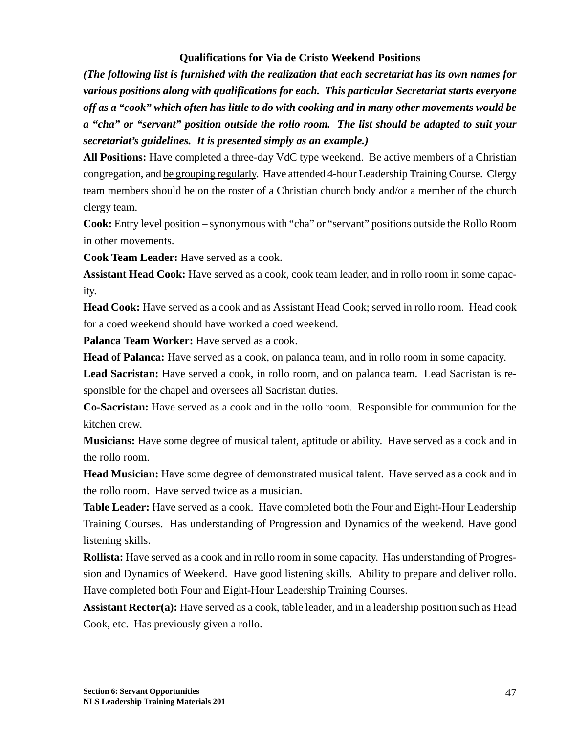### Qualifications for Via de Cristo Weekend Positions

***(The following list is furnished with the realization that each secretariat has its own names for various positions along with qualifications for each. This particular Secretariat starts everyone off as a "cook" which often has little to do with cooking and in many other movements would be a "cha" or "servant" position outside the rollo room. The list should be adapted to suit your secretariat's guidelines. It is presented simply as an example.)***

**All Positions:** Have completed a three-day VdC type weekend. Be active members of a Christian congregation, and <u>be grouping regularly</u>. Have attended 4-hour Leadership Training Course. Clergy team members should be on the roster of a Christian church body and/or a member of the church clergy team.

**Cook:** Entry level position – synonymous with "cha" or "servant" positions outside the Rollo Room in other movements.

**Cook Team Leader:** Have served as a cook.

**Assistant Head Cook:** Have served as a cook, cook team leader, and in rollo room in some capacity.

**Head Cook:** Have served as a cook and as Assistant Head Cook; served in rollo room. Head cook for a coed weekend should have worked a coed weekend.

**Palanca Team Worker:** Have served as a cook.

**Head of Palanca:** Have served as a cook, on palanca team, and in rollo room in some capacity.

**Lead Sacristan:** Have served a cook, in rollo room, and on palanca team. Lead Sacristan is responsible for the chapel and oversees all Sacristan duties.

**Co-Sacristan:** Have served as a cook and in the rollo room. Responsible for communion for the kitchen crew.

**Musicians:** Have some degree of musical talent, aptitude or ability. Have served as a cook and in the rollo room.

**Head Musician:** Have some degree of demonstrated musical talent. Have served as a cook and in the rollo room. Have served twice as a musician.

**Table Leader:** Have served as a cook. Have completed both the Four and Eight-Hour Leadership Training Courses. Has understanding of Progression and Dynamics of the weekend. Have good listening skills.

**Rollista:** Have served as a cook and in rollo room in some capacity. Has understanding of Progression and Dynamics of Weekend. Have good listening skills. Ability to prepare and deliver rollo. Have completed both Four and Eight-Hour Leadership Training Courses.

**Assistant Rector(a):** Have served as a cook, table leader, and in a leadership position such as Head Cook, etc. Has previously given a rollo.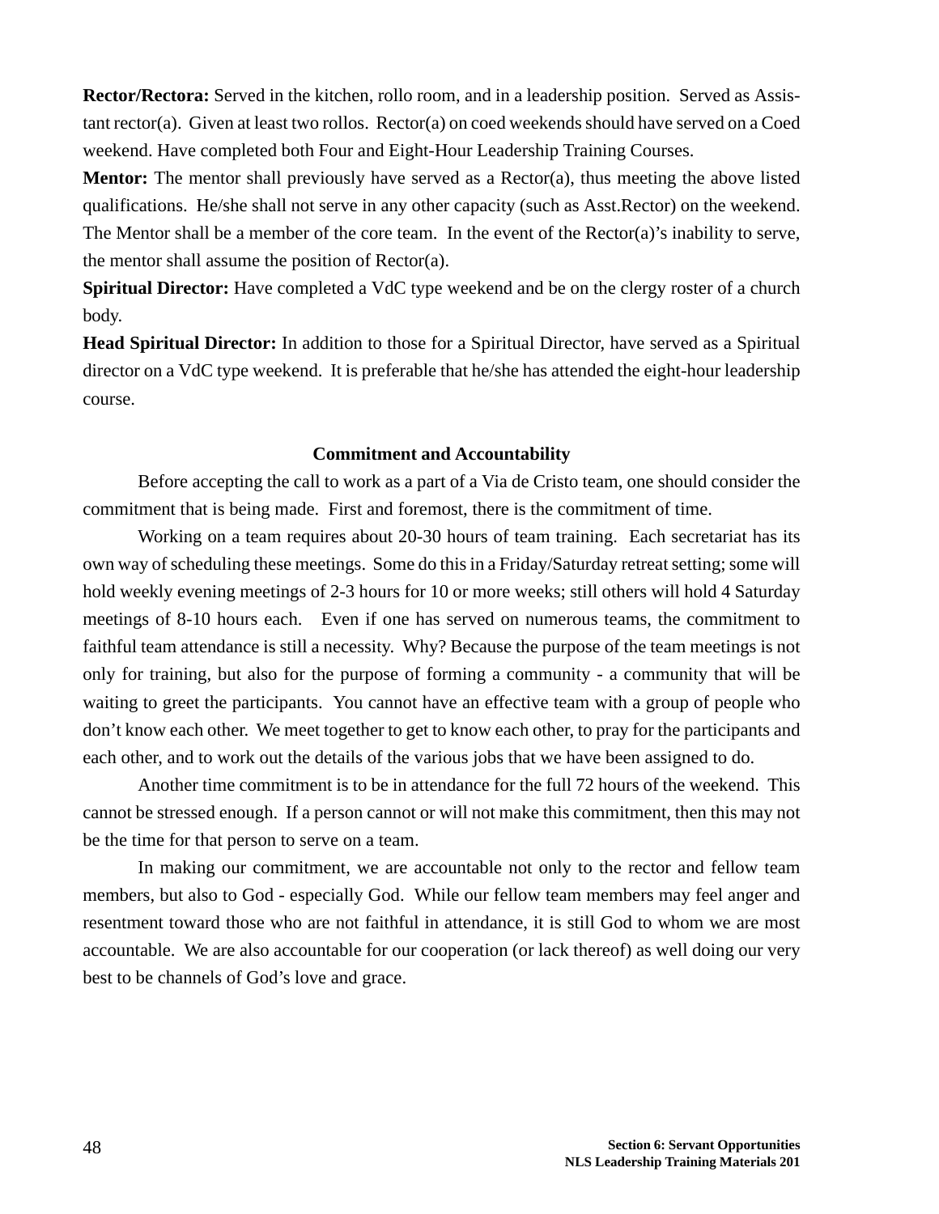**Rector/Rectora:** Served in the kitchen, rollo room, and in a leadership position. Served as Assistant rector(a). Given at least two rollos. Rector(a) on coed weekends should have served on a Coed weekend. Have completed both Four and Eight-Hour Leadership Training Courses.

**Mentor:** The mentor shall previously have served as a Rector(a), thus meeting the above listed qualifications. He/she shall not serve in any other capacity (such as Asst.Rector) on the weekend. The Mentor shall be a member of the core team. In the event of the Rector(a)'s inability to serve, the mentor shall assume the position of Rector(a).

**Spiritual Director:** Have completed a VdC type weekend and be on the clergy roster of a church body.

**Head Spiritual Director:** In addition to those for a Spiritual Director, have served as a Spiritual director on a VdC type weekend. It is preferable that he/she has attended the eight-hour leadership course.

### Commitment and Accountability

Before accepting the call to work as a part of a Via de Cristo team, one should consider the commitment that is being made. First and foremost, there is the commitment of time.

Working on a team requires about 20-30 hours of team training. Each secretariat has its own way of scheduling these meetings. Some do this in a Friday/Saturday retreat setting; some will hold weekly evening meetings of 2-3 hours for 10 or more weeks; still others will hold 4 Saturday meetings of 8-10 hours each. Even if one has served on numerous teams, the commitment to faithful team attendance is still a necessity. Why? Because the purpose of the team meetings is not only for training, but also for the purpose of forming a community - a community that will be waiting to greet the participants. You cannot have an effective team with a group of people who don't know each other. We meet together to get to know each other, to pray for the participants and each other, and to work out the details of the various jobs that we have been assigned to do.

Another time commitment is to be in attendance for the full 72 hours of the weekend. This cannot be stressed enough. If a person cannot or will not make this commitment, then this may not be the time for that person to serve on a team.

In making our commitment, we are accountable not only to the rector and fellow team members, but also to God - especially God. While our fellow team members may feel anger and resentment toward those who are not faithful in attendance, it is still God to whom we are most accountable. We are also accountable for our cooperation (or lack thereof) as well doing our very best to be channels of God's love and grace.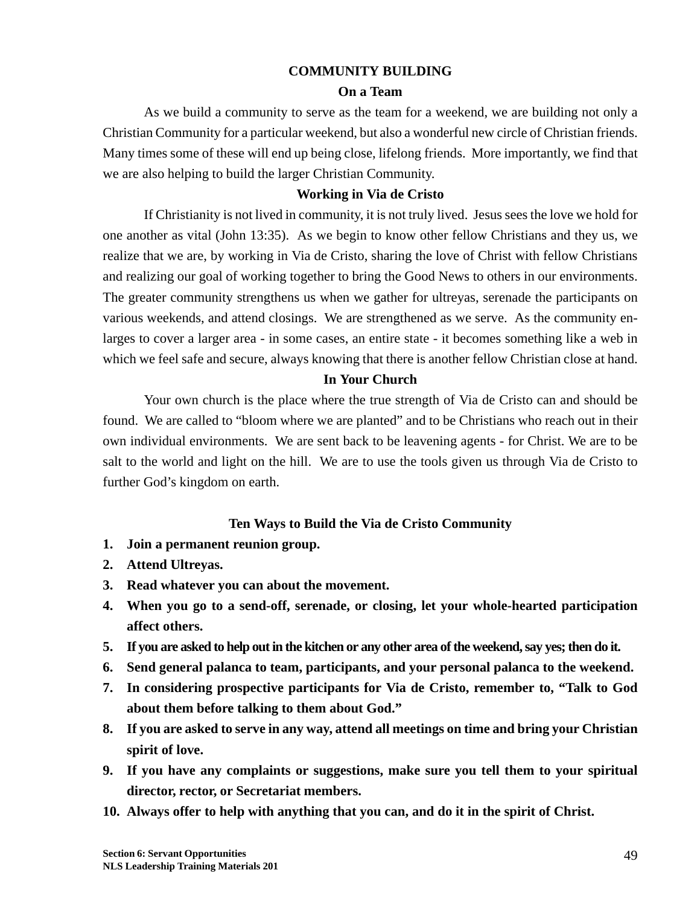## COMMUNITY BUILDING

### On a Team

As we build a community to serve as the team for a weekend, we are building not only a Christian Community for a particular weekend, but also a wonderful new circle of Christian friends. Many times some of these will end up being close, lifelong friends. More importantly, we find that we are also helping to build the larger Christian Community.

### Working in Via de Cristo

If Christianity is not lived in community, it is not truly lived. Jesus sees the love we hold for one another as vital (John 13:35). As we begin to know other fellow Christians and they us, we realize that we are, by working in Via de Cristo, sharing the love of Christ with fellow Christians and realizing our goal of working together to bring the Good News to others in our environments. The greater community strengthens us when we gather for ultreyas, serenade the participants on various weekends, and attend closings. We are strengthened as we serve. As the community enlarges to cover a larger area - in some cases, an entire state - it becomes something like a web in which we feel safe and secure, always knowing that there is another fellow Christian close at hand.

### In Your Church

Your own church is the place where the true strength of Via de Cristo can and should be found. We are called to "bloom where we are planted" and to be Christians who reach out in their own individual environments. We are sent back to be leavening agents - for Christ. We are to be salt to the world and light on the hill. We are to use the tools given us through Via de Cristo to further God's kingdom on earth.

### Ten Ways to Build the Via de Cristo Community

1. **Join a permanent reunion group.**
2. **Attend Ultreyas.**
3. **Read whatever you can about the movement.**
4. **When you go to a send-off, serenade, or closing, let your whole-hearted participation affect others.**
5. **If you are asked to help out in the kitchen or any other area of the weekend, say yes; then do it.**
6. **Send general palanca to team, participants, and your personal palanca to the weekend.**
7. **In considering prospective participants for Via de Cristo, remember to, "Talk to God about them before talking to them about God."**
8. **If you are asked to serve in any way, attend all meetings on time and bring your Christian spirit of love.**
9. **If you have any complaints or suggestions, make sure you tell them to your spiritual director, rector, or Secretariat members.**
10. **Always offer to help with anything that you can, and do it in the spirit of Christ.**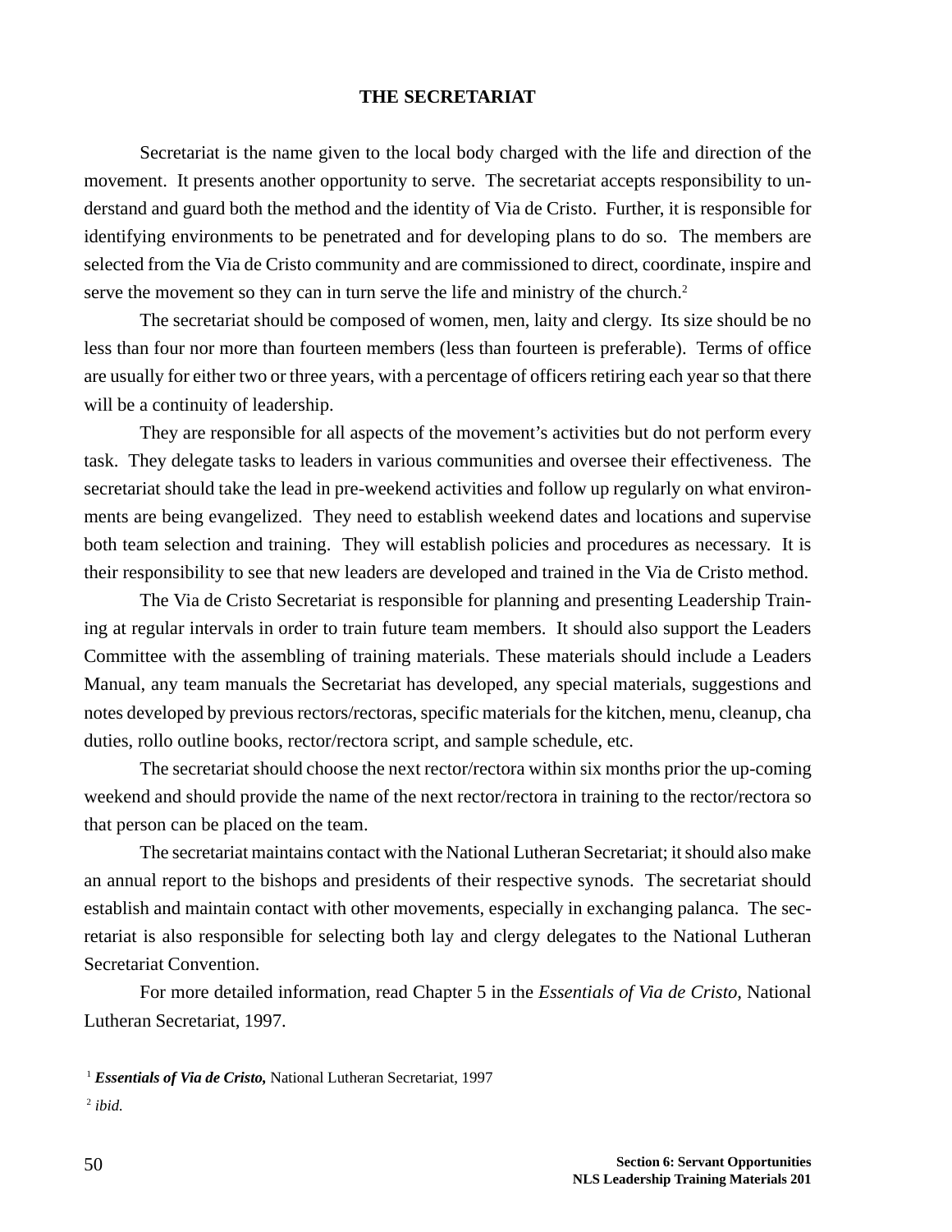# THE SECRETARIAT

Secretariat is the name given to the local body charged with the life and direction of the movement. It presents another opportunity to serve. The secretariat accepts responsibility to understand and guard both the method and the identity of Via de Cristo. Further, it is responsible for identifying environments to be penetrated and for developing plans to do so. The members are selected from the Via de Cristo community and are commissioned to direct, coordinate, inspire and serve the movement so they can in turn serve the life and ministry of the church.[2]

The secretariat should be composed of women, men, laity and clergy. Its size should be no less than four nor more than fourteen members (less than fourteen is preferable). Terms of office are usually for either two or three years, with a percentage of officers retiring each year so that there will be a continuity of leadership.

They are responsible for all aspects of the movement's activities but do not perform every task. They delegate tasks to leaders in various communities and oversee their effectiveness. The secretariat should take the lead in pre-weekend activities and follow up regularly on what environments are being evangelized. They need to establish weekend dates and locations and supervise both team selection and training. They will establish policies and procedures as necessary. It is their responsibility to see that new leaders are developed and trained in the Via de Cristo method.

The Via de Cristo Secretariat is responsible for planning and presenting Leadership Training at regular intervals in order to train future team members. It should also support the Leaders Committee with the assembling of training materials. These materials should include a Leaders Manual, any team manuals the Secretariat has developed, any special materials, suggestions and notes developed by previous rectors/rectoras, specific materials for the kitchen, menu, cleanup, cha duties, rollo outline books, rector/rectora script, and sample schedule, etc.

The secretariat should choose the next rector/rectora within six months prior the up-coming weekend and should provide the name of the next rector/rectora in training to the rector/rectora so that person can be placed on the team.

The secretariat maintains contact with the National Lutheran Secretariat; it should also make an annual report to the bishops and presidents of their respective synods. The secretariat should establish and maintain contact with other movements, especially in exchanging palanca. The secretariat is also responsible for selecting both lay and clergy delegates to the National Lutheran Secretariat Convention.

For more detailed information, read Chapter 5 in the *Essentials of Via de Cristo,* National Lutheran Secretariat, 1997.

---

[1] ***Essentials of Via de Cristo,*** National Lutheran Secretariat, 1997

[2] *ibid.*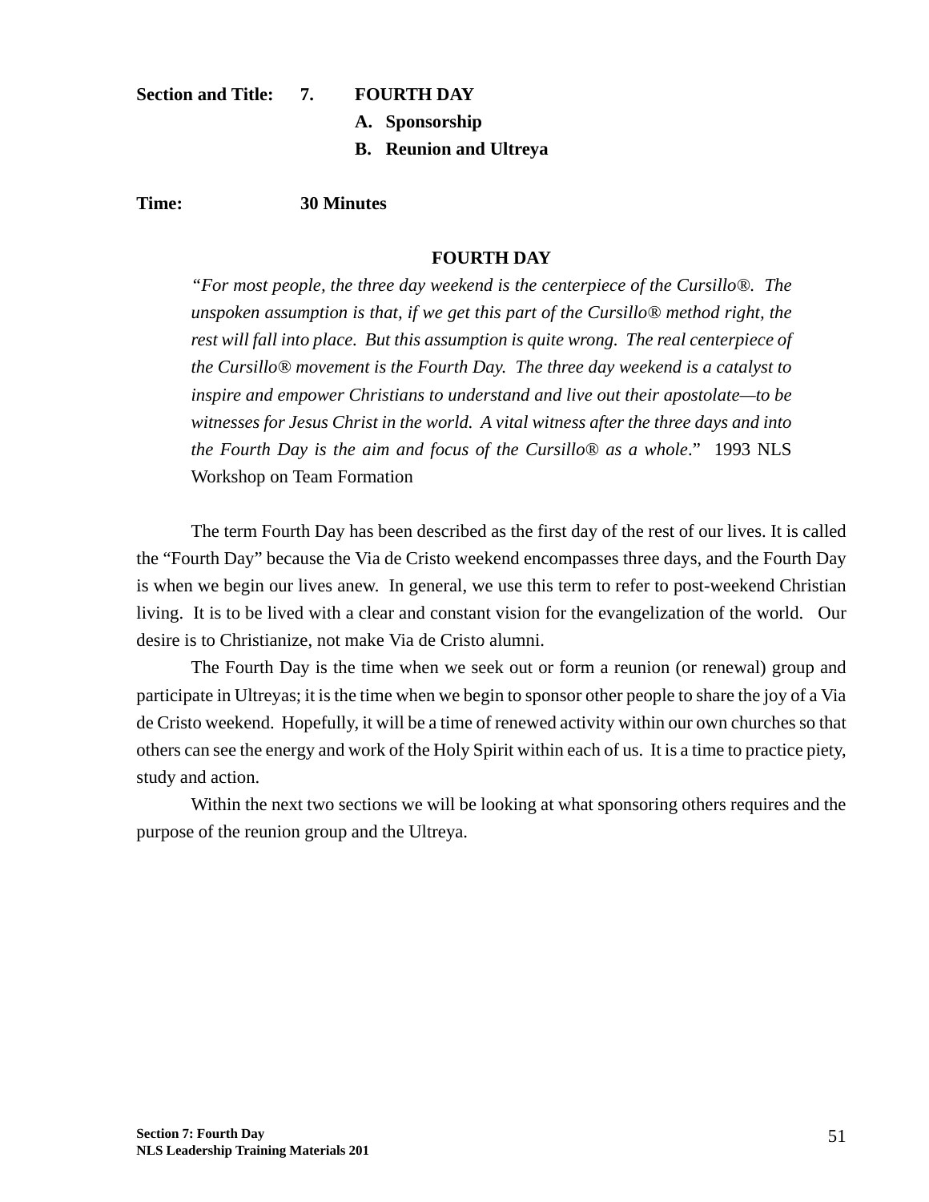**Section and Title:** **7. FOURTH DAY**

**A. Sponsorship**

**B. Reunion and Ultreya**

**Time:** **30 Minutes**

## FOURTH DAY

> *"For most people, the three day weekend is the centerpiece of the Cursillo®. The unspoken assumption is that, if we get this part of the Cursillo® method right, the rest will fall into place. But this assumption is quite wrong. The real centerpiece of the Cursillo® movement is the Fourth Day. The three day weekend is a catalyst to inspire and empower Christians to understand and live out their apostolate—to be witnesses for Jesus Christ in the world. A vital witness after the three days and into the Fourth Day is the aim and focus of the Cursillo® as a whole*." 1993 NLS Workshop on Team Formation

The term Fourth Day has been described as the first day of the rest of our lives. It is called the "Fourth Day" because the Via de Cristo weekend encompasses three days, and the Fourth Day is when we begin our lives anew. In general, we use this term to refer to post-weekend Christian living. It is to be lived with a clear and constant vision for the evangelization of the world. Our desire is to Christianize, not make Via de Cristo alumni.

The Fourth Day is the time when we seek out or form a reunion (or renewal) group and participate in Ultreyas; it is the time when we begin to sponsor other people to share the joy of a Via de Cristo weekend. Hopefully, it will be a time of renewed activity within our own churches so that others can see the energy and work of the Holy Spirit within each of us. It is a time to practice piety, study and action.

Within the next two sections we will be looking at what sponsoring others requires and the purpose of the reunion group and the Ultreya.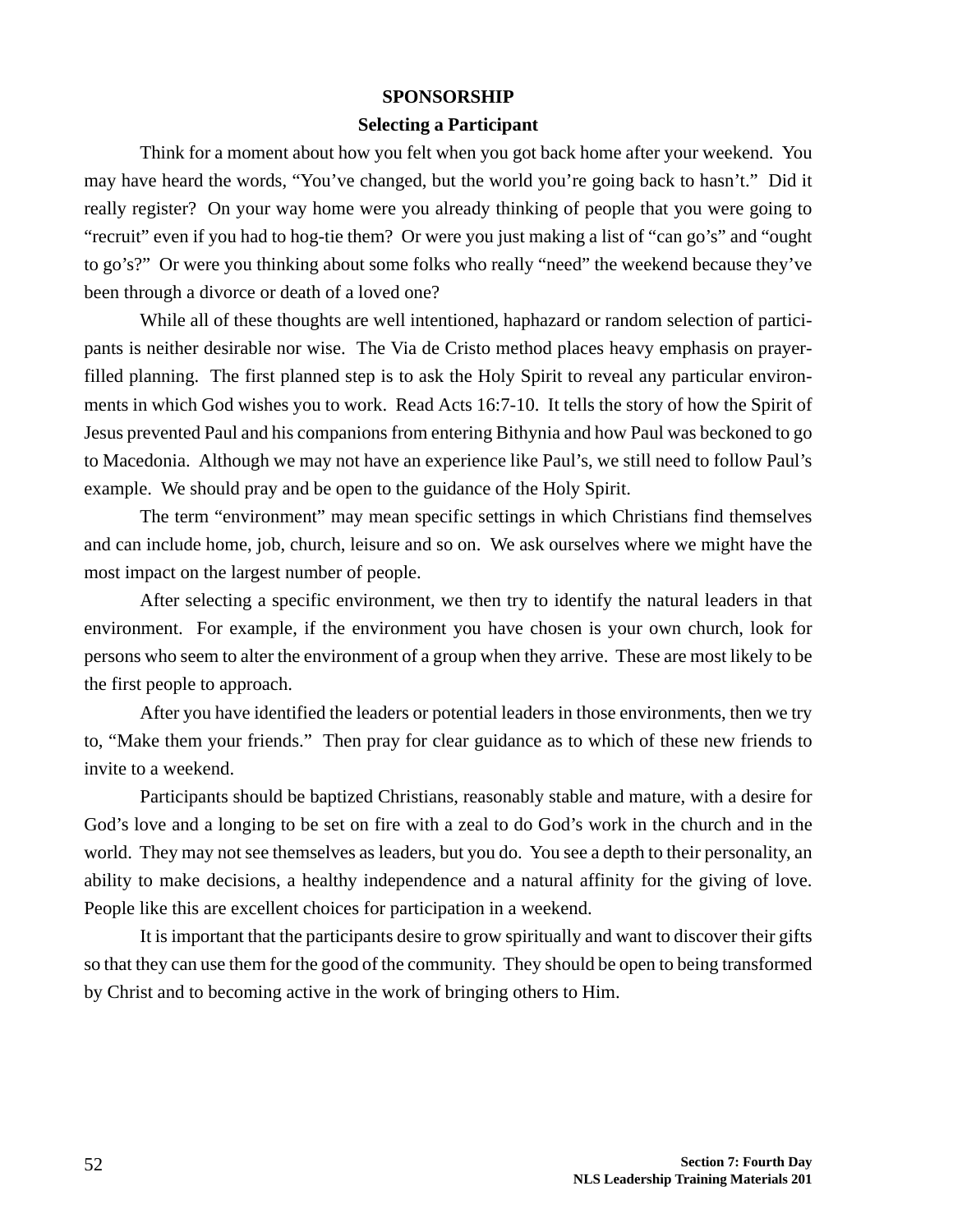## SPONSORSHIP

### Selecting a Participant

Think for a moment about how you felt when you got back home after your weekend. You may have heard the words, “You’ve changed, but the world you’re going back to hasn’t.” Did it really register? On your way home were you already thinking of people that you were going to “recruit” even if you had to hog-tie them? Or were you just making a list of “can go’s” and “ought to go’s?” Or were you thinking about some folks who really “need” the weekend because they’ve been through a divorce or death of a loved one?

While all of these thoughts are well intentioned, haphazard or random selection of participants is neither desirable nor wise. The Via de Cristo method places heavy emphasis on prayer-filled planning. The first planned step is to ask the Holy Spirit to reveal any particular environments in which God wishes you to work. Read Acts 16:7-10. It tells the story of how the Spirit of Jesus prevented Paul and his companions from entering Bithynia and how Paul was beckoned to go to Macedonia. Although we may not have an experience like Paul’s, we still need to follow Paul’s example. We should pray and be open to the guidance of the Holy Spirit.

The term “environment” may mean specific settings in which Christians find themselves and can include home, job, church, leisure and so on. We ask ourselves where we might have the most impact on the largest number of people.

After selecting a specific environment, we then try to identify the natural leaders in that environment. For example, if the environment you have chosen is your own church, look for persons who seem to alter the environment of a group when they arrive. These are most likely to be the first people to approach.

After you have identified the leaders or potential leaders in those environments, then we try to, “Make them your friends.” Then pray for clear guidance as to which of these new friends to invite to a weekend.

Participants should be baptized Christians, reasonably stable and mature, with a desire for God’s love and a longing to be set on fire with a zeal to do God’s work in the church and in the world. They may not see themselves as leaders, but you do. You see a depth to their personality, an ability to make decisions, a healthy independence and a natural affinity for the giving of love. People like this are excellent choices for participation in a weekend.

It is important that the participants desire to grow spiritually and want to discover their gifts so that they can use them for the good of the community. They should be open to being transformed by Christ and to becoming active in the work of bringing others to Him.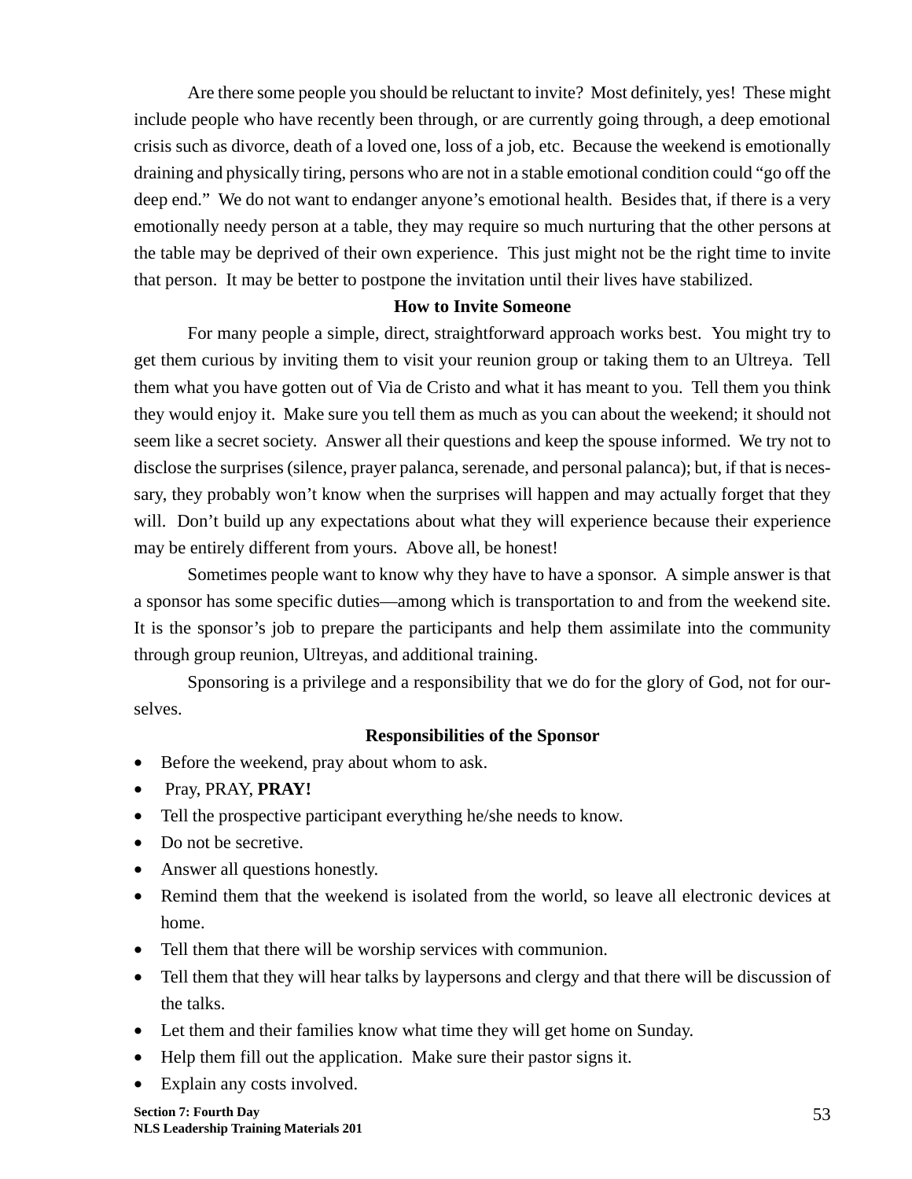Are there some people you should be reluctant to invite? Most definitely, yes! These might include people who have recently been through, or are currently going through, a deep emotional crisis such as divorce, death of a loved one, loss of a job, etc. Because the weekend is emotionally draining and physically tiring, persons who are not in a stable emotional condition could "go off the deep end." We do not want to endanger anyone's emotional health. Besides that, if there is a very emotionally needy person at a table, they may require so much nurturing that the other persons at the table may be deprived of their own experience. This just might not be the right time to invite that person. It may be better to postpone the invitation until their lives have stabilized.

### How to Invite Someone

For many people a simple, direct, straightforward approach works best. You might try to get them curious by inviting them to visit your reunion group or taking them to an Ultreya. Tell them what you have gotten out of Via de Cristo and what it has meant to you. Tell them you think they would enjoy it. Make sure you tell them as much as you can about the weekend; it should not seem like a secret society. Answer all their questions and keep the spouse informed. We try not to disclose the surprises (silence, prayer palanca, serenade, and personal palanca); but, if that is necessary, they probably won't know when the surprises will happen and may actually forget that they will. Don't build up any expectations about what they will experience because their experience may be entirely different from yours. Above all, be honest!

Sometimes people want to know why they have to have a sponsor. A simple answer is that a sponsor has some specific duties—among which is transportation to and from the weekend site. It is the sponsor's job to prepare the participants and help them assimilate into the community through group reunion, Ultreyas, and additional training.

Sponsoring is a privilege and a responsibility that we do for the glory of God, not for ourselves.

### Responsibilities of the Sponsor

- Before the weekend, pray about whom to ask.
- Pray, PRAY, **PRAY!**
- Tell the prospective participant everything he/she needs to know.
- Do not be secretive.
- Answer all questions honestly.
- Remind them that the weekend is isolated from the world, so leave all electronic devices at home.
- Tell them that there will be worship services with communion.
- Tell them that they will hear talks by laypersons and clergy and that there will be discussion of the talks.
- Let them and their families know what time they will get home on Sunday.
- Help them fill out the application. Make sure their pastor signs it.
- Explain any costs involved.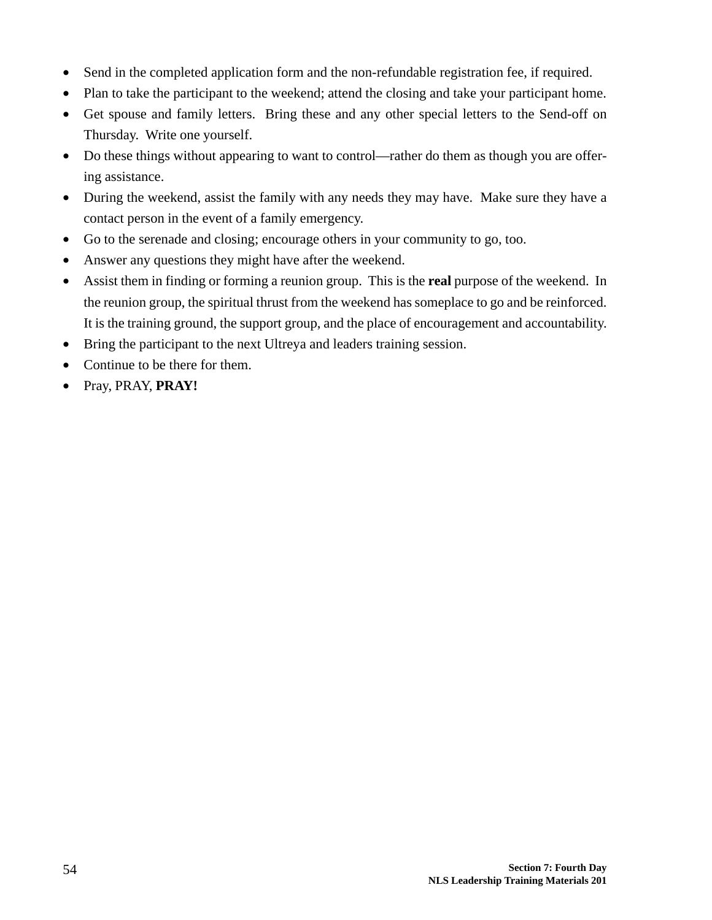- Send in the completed application form and the non-refundable registration fee, if required.
- Plan to take the participant to the weekend; attend the closing and take your participant home.
- Get spouse and family letters. Bring these and any other special letters to the Send-off on Thursday. Write one yourself.
- Do these things without appearing to want to control—rather do them as though you are offering assistance.
- During the weekend, assist the family with any needs they may have. Make sure they have a contact person in the event of a family emergency.
- Go to the serenade and closing; encourage others in your community to go, too.
- Answer any questions they might have after the weekend.
- Assist them in finding or forming a reunion group. This is the **real** purpose of the weekend. In the reunion group, the spiritual thrust from the weekend has someplace to go and be reinforced. It is the training ground, the support group, and the place of encouragement and accountability.
- Bring the participant to the next Ultreya and leaders training session.
- Continue to be there for them.
- Pray, PRAY, **PRAY!**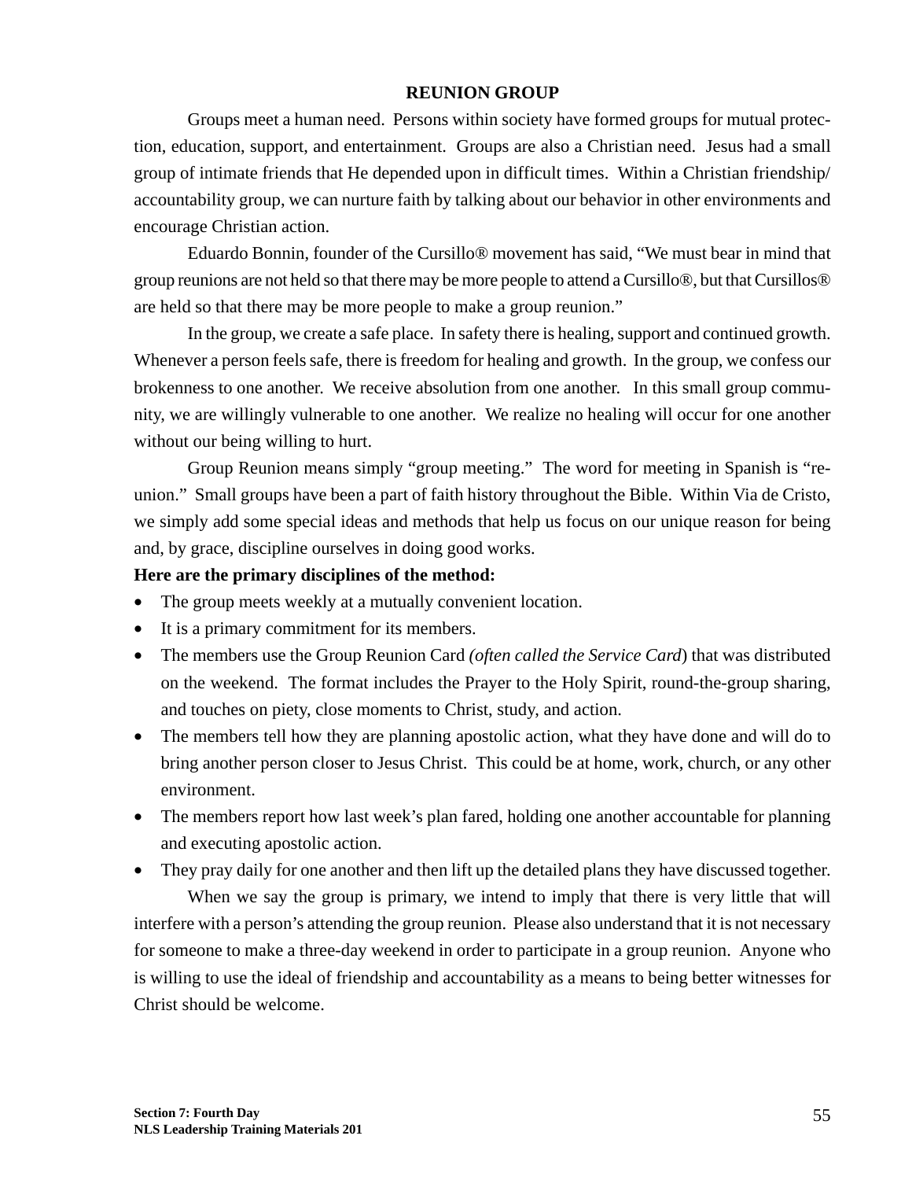## REUNION GROUP

Groups meet a human need. Persons within society have formed groups for mutual protection, education, support, and entertainment. Groups are also a Christian need. Jesus had a small group of intimate friends that He depended upon in difficult times. Within a Christian friendship/ accountability group, we can nurture faith by talking about our behavior in other environments and encourage Christian action.

Eduardo Bonnin, founder of the Cursillo® movement has said, "We must bear in mind that group reunions are not held so that there may be more people to attend a Cursillo®, but that Cursillos® are held so that there may be more people to make a group reunion."

In the group, we create a safe place. In safety there is healing, support and continued growth. Whenever a person feels safe, there is freedom for healing and growth. In the group, we confess our brokenness to one another. We receive absolution from one another. In this small group community, we are willingly vulnerable to one another. We realize no healing will occur for one another without our being willing to hurt.

Group Reunion means simply "group meeting." The word for meeting in Spanish is "reunion." Small groups have been a part of faith history throughout the Bible. Within Via de Cristo, we simply add some special ideas and methods that help us focus on our unique reason for being and, by grace, discipline ourselves in doing good works.

**Here are the primary disciplines of the method:**

- The group meets weekly at a mutually convenient location.
- It is a primary commitment for its members.
- The members use the Group Reunion Card *(often called the Service Card*) that was distributed on the weekend. The format includes the Prayer to the Holy Spirit, round-the-group sharing, and touches on piety, close moments to Christ, study, and action.
- The members tell how they are planning apostolic action, what they have done and will do to bring another person closer to Jesus Christ. This could be at home, work, church, or any other environment.
- The members report how last week's plan fared, holding one another accountable for planning and executing apostolic action.
- They pray daily for one another and then lift up the detailed plans they have discussed together.

When we say the group is primary, we intend to imply that there is very little that will interfere with a person's attending the group reunion. Please also understand that it is not necessary for someone to make a three-day weekend in order to participate in a group reunion. Anyone who is willing to use the ideal of friendship and accountability as a means to being better witnesses for Christ should be welcome.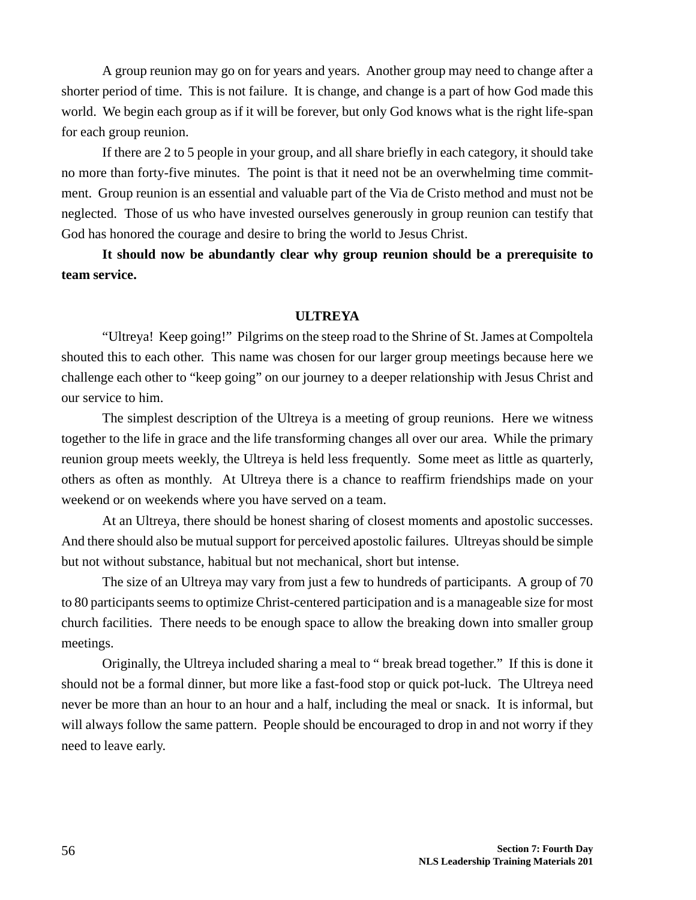A group reunion may go on for years and years. Another group may need to change after a shorter period of time. This is not failure. It is change, and change is a part of how God made this world. We begin each group as if it will be forever, but only God knows what is the right life-span for each group reunion.

If there are 2 to 5 people in your group, and all share briefly in each category, it should take no more than forty-five minutes. The point is that it need not be an overwhelming time commitment. Group reunion is an essential and valuable part of the Via de Cristo method and must not be neglected. Those of us who have invested ourselves generously in group reunion can testify that God has honored the courage and desire to bring the world to Jesus Christ.

**It should now be abundantly clear why group reunion should be a prerequisite to team service.**

## ULTREYA

"Ultreya! Keep going!" Pilgrims on the steep road to the Shrine of St. James at Compoltela shouted this to each other. This name was chosen for our larger group meetings because here we challenge each other to "keep going" on our journey to a deeper relationship with Jesus Christ and our service to him.

The simplest description of the Ultreya is a meeting of group reunions. Here we witness together to the life in grace and the life transforming changes all over our area. While the primary reunion group meets weekly, the Ultreya is held less frequently. Some meet as little as quarterly, others as often as monthly. At Ultreya there is a chance to reaffirm friendships made on your weekend or on weekends where you have served on a team.

At an Ultreya, there should be honest sharing of closest moments and apostolic successes. And there should also be mutual support for perceived apostolic failures. Ultreyas should be simple but not without substance, habitual but not mechanical, short but intense.

The size of an Ultreya may vary from just a few to hundreds of participants. A group of 70 to 80 participants seems to optimize Christ-centered participation and is a manageable size for most church facilities. There needs to be enough space to allow the breaking down into smaller group meetings.

Originally, the Ultreya included sharing a meal to " break bread together." If this is done it should not be a formal dinner, but more like a fast-food stop or quick pot-luck. The Ultreya need never be more than an hour to an hour and a half, including the meal or snack. It is informal, but will always follow the same pattern. People should be encouraged to drop in and not worry if they need to leave early.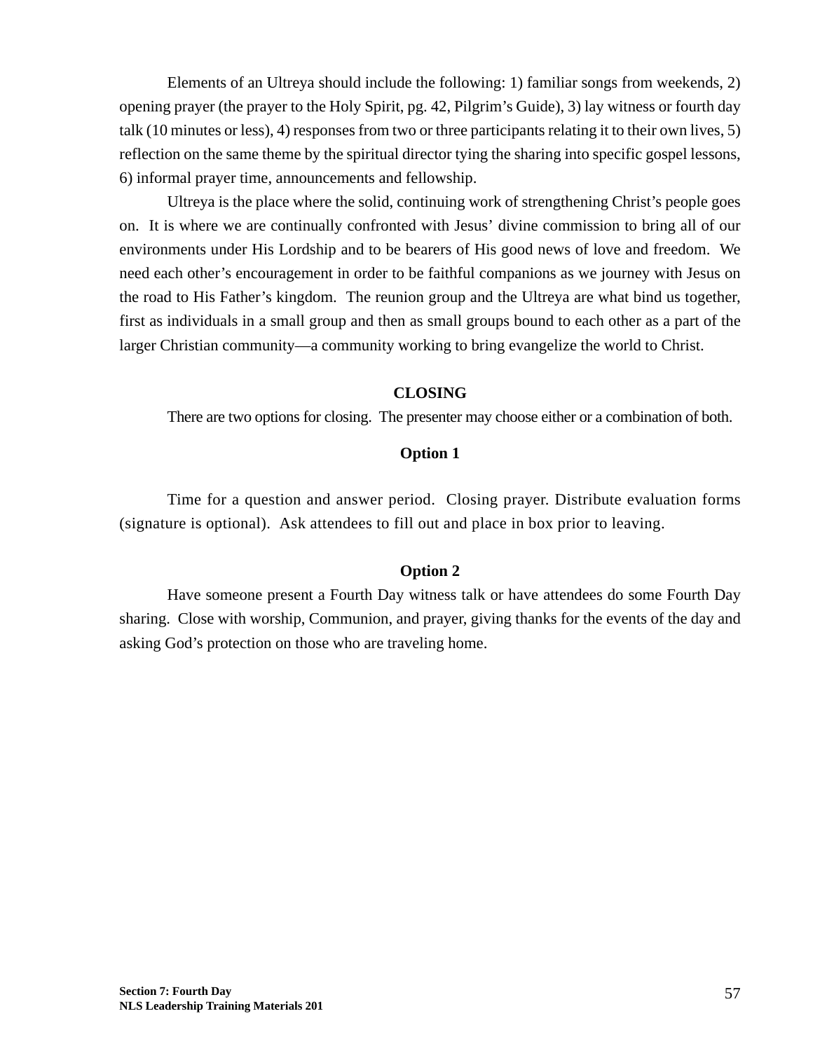Elements of an Ultreya should include the following: 1) familiar songs from weekends, 2) opening prayer (the prayer to the Holy Spirit, pg. 42, Pilgrim's Guide), 3) lay witness or fourth day talk (10 minutes or less), 4) responses from two or three participants relating it to their own lives, 5) reflection on the same theme by the spiritual director tying the sharing into specific gospel lessons, 6) informal prayer time, announcements and fellowship.

Ultreya is the place where the solid, continuing work of strengthening Christ's people goes on. It is where we are continually confronted with Jesus' divine commission to bring all of our environments under His Lordship and to be bearers of His good news of love and freedom. We need each other's encouragement in order to be faithful companions as we journey with Jesus on the road to His Father's kingdom. The reunion group and the Ultreya are what bind us together, first as individuals in a small group and then as small groups bound to each other as a part of the larger Christian community—a community working to bring evangelize the world to Christ.

## CLOSING

There are two options for closing. The presenter may choose either or a combination of both.

### Option 1

Time for a question and answer period. Closing prayer. Distribute evaluation forms (signature is optional). Ask attendees to fill out and place in box prior to leaving.

### Option 2

Have someone present a Fourth Day witness talk or have attendees do some Fourth Day sharing. Close with worship, Communion, and prayer, giving thanks for the events of the day and asking God's protection on those who are traveling home.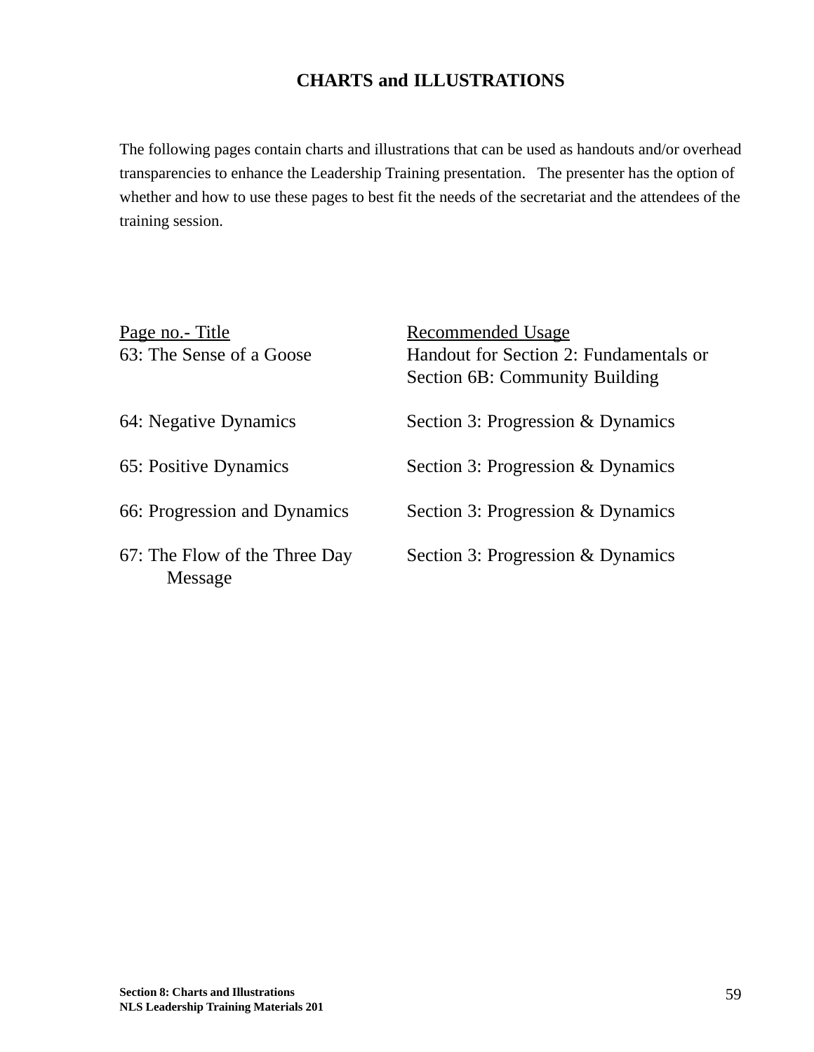# CHARTS and ILLUSTRATIONS

The following pages contain charts and illustrations that can be used as handouts and/or overhead transparencies to enhance the Leadership Training presentation. The presenter has the option of whether and how to use these pages to best fit the needs of the secretariat and the attendees of the training session.

| Page no.- Title | Recommended Usage |
|---|---|
| 63: The Sense of a Goose | Handout for Section 2: Fundamentals or Section 6B: Community Building |
| 64: Negative Dynamics | Section 3: Progression & Dynamics |
| 65: Positive Dynamics | Section 3: Progression & Dynamics |
| 66: Progression and Dynamics | Section 3: Progression & Dynamics |
| 67: The Flow of the Three Day Message | Section 3: Progression & Dynamics |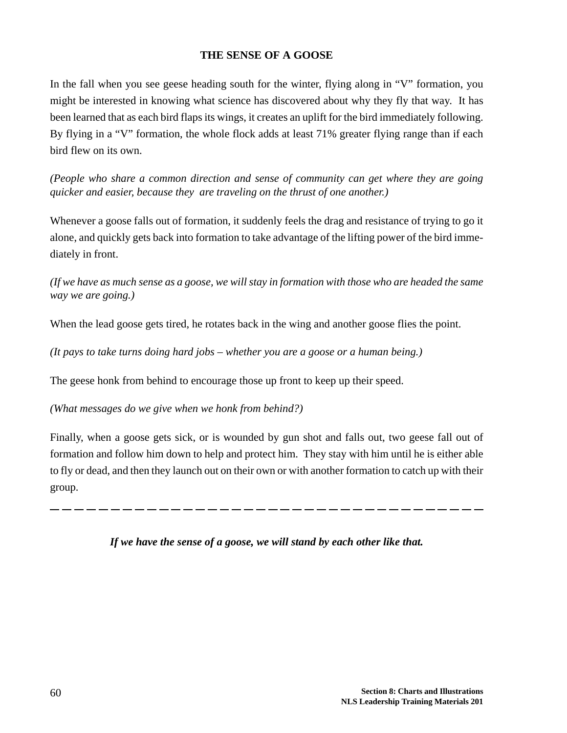**THE SENSE OF A GOOSE**

In the fall when you see geese heading south for the winter, flying along in "V" formation, you might be interested in knowing what science has discovered about why they fly that way. It has been learned that as each bird flaps its wings, it creates an uplift for the bird immediately following. By flying in a "V" formation, the whole flock adds at least 71% greater flying range than if each bird flew on its own.

*(People who share a common direction and sense of community can get where they are going quicker and easier, because they are traveling on the thrust of one another.)*

Whenever a goose falls out of formation, it suddenly feels the drag and resistance of trying to go it alone, and quickly gets back into formation to take advantage of the lifting power of the bird immediately in front.

*(If we have as much sense as a goose, we will stay in formation with those who are headed the same way we are going.)*

When the lead goose gets tired, he rotates back in the wing and another goose flies the point.

*(It pays to take turns doing hard jobs – whether you are a goose or a human being.)*

The geese honk from behind to encourage those up front to keep up their speed.

*(What messages do we give when we honk from behind?)*

Finally, when a goose gets sick, or is wounded by gun shot and falls out, two geese fall out of formation and follow him down to help and protect him. They stay with him until he is either able to fly or dead, and then they launch out on their own or with another formation to catch up with their group.

---

***If we have the sense of a goose, we will stand by each other like that.***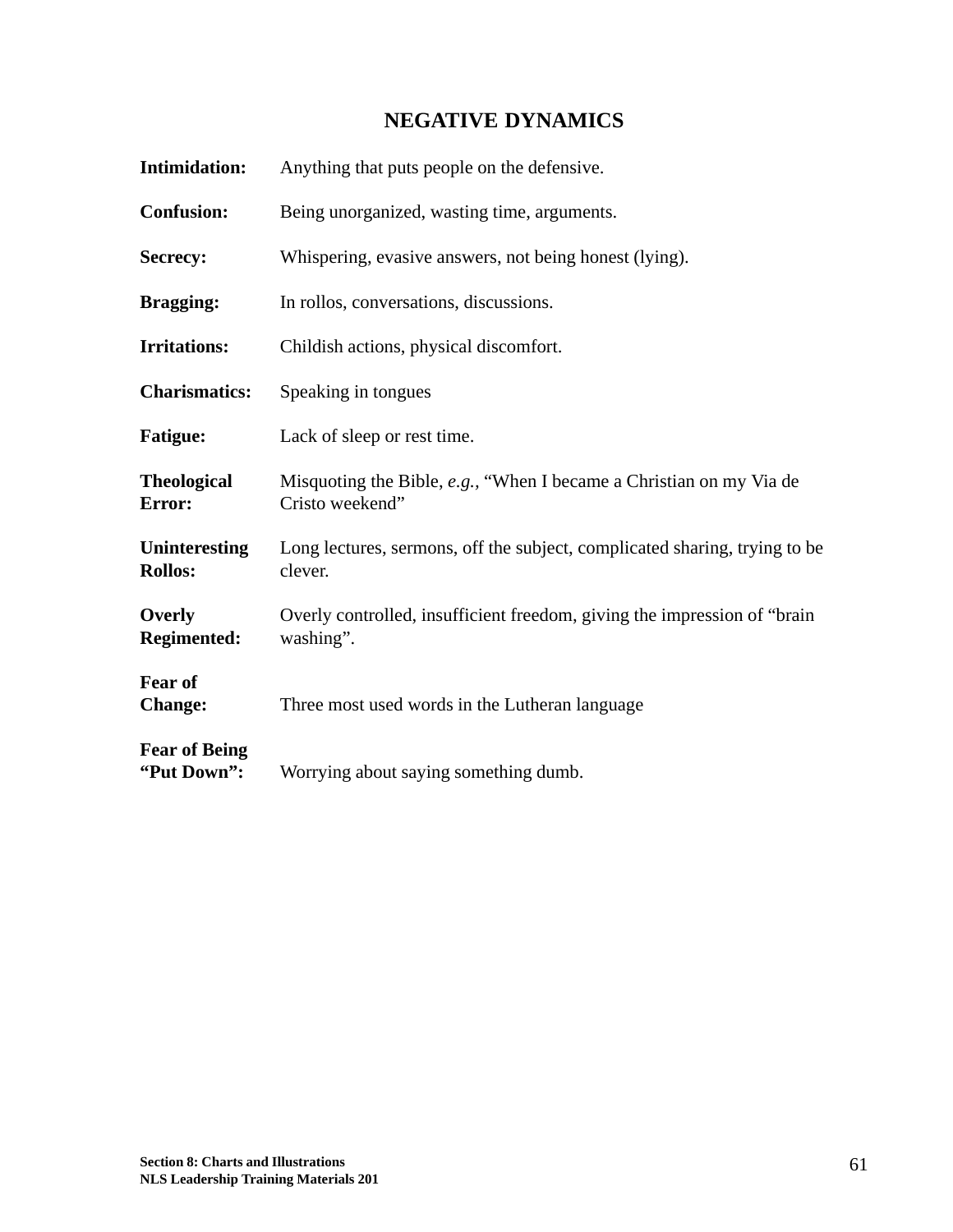# NEGATIVE DYNAMICS

**Intimidation:** Anything that puts people on the defensive.

**Confusion:** Being unorganized, wasting time, arguments.

**Secrecy:** Whispering, evasive answers, not being honest (lying).

**Bragging:** In rollos, conversations, discussions.

**Irritations:** Childish actions, physical discomfort.

**Charismatics:** Speaking in tongues

**Fatigue:** Lack of sleep or rest time.

**Theological Error:** Misquoting the Bible, *e.g.*, "When I became a Christian on my Via de Cristo weekend"

**Uninteresting Rollos:** Long lectures, sermons, off the subject, complicated sharing, trying to be clever.

**Overly Regimented:** Overly controlled, insufficient freedom, giving the impression of "brain washing".

**Fear of Change:** Three most used words in the Lutheran language

**Fear of Being "Put Down":** Worrying about saying something dumb.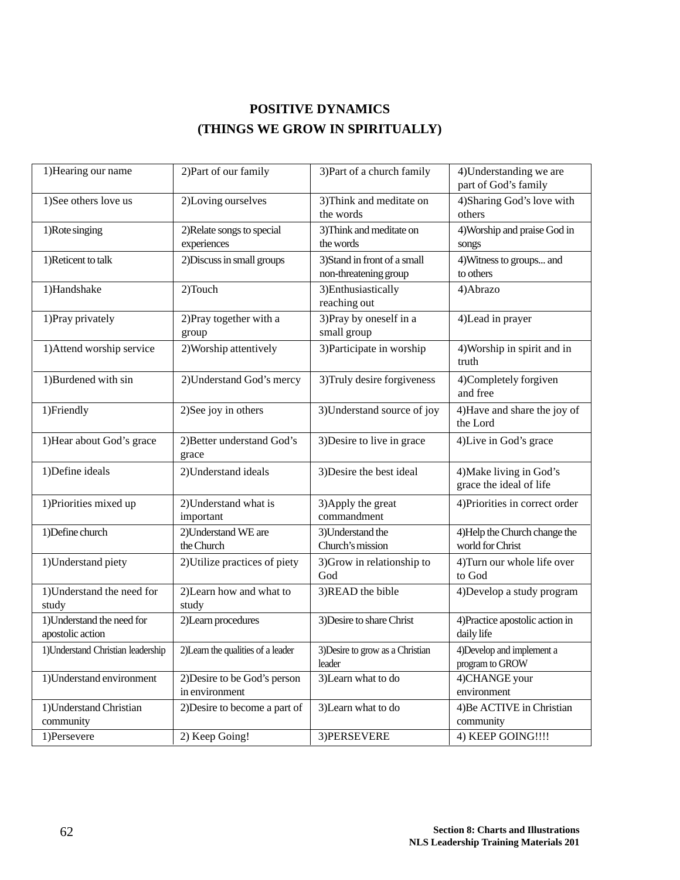# POSITIVE DYNAMICS
## (THINGS WE GROW IN SPIRITUALLY)

| | | | |
|---|---|---|---|
| 1)Hearing our name | 2)Part of our family | 3)Part of a church family | 4)Understanding we are part of God's family |
| 1)See others love us | 2)Loving ourselves | 3)Think and meditate on the words | 4)Sharing God's love with others |
| 1)Rote singing | 2)Relate songs to special experiences | 3)Think and meditate on the words | 4)Worship and praise God in songs |
| 1)Reticent to talk | 2)Discuss in small groups | 3)Stand in front of a small non-threatening group | 4)Witness to groups... and to others |
| 1)Handshake | 2)Touch | 3)Enthusiastically reaching out | 4)Abrazo |
| 1)Pray privately | 2)Pray together with a group | 3)Pray by oneself in a small group | 4)Lead in prayer |
| 1)Attend worship service | 2)Worship attentively | 3)Participate in worship | 4)Worship in spirit and in truth |
| 1)Burdened with sin | 2)Understand God's mercy | 3)Truly desire forgiveness | 4)Completely forgiven and free |
| 1)Friendly | 2)See joy in others | 3)Understand source of joy | 4)Have and share the joy of the Lord |
| 1)Hear about God's grace | 2)Better understand God's grace | 3)Desire to live in grace | 4)Live in God's grace |
| 1)Define ideals | 2)Understand ideals | 3)Desire the best ideal | 4)Make living in God's grace the ideal of life |
| 1)Priorities mixed up | 2)Understand what is important | 3)Apply the great commandment | 4)Priorities in correct order |
| 1)Define church | 2)Understand WE are the Church | 3)Understand the Church's mission | 4)Help the Church change the world for Christ |
| 1)Understand piety | 2)Utilize practices of piety | 3)Grow in relationship to God | 4)Turn our whole life over to God |
| 1)Understand the need for study | 2)Learn how and what to study | 3)READ the bible | 4)Develop a study program |
| 1)Understand the need for apostolic action | 2)Learn procedures | 3)Desire to share Christ | 4)Practice apostolic action in daily life |
| 1)Understand Christian leadership | 2)Learn the qualities of a leader | 3)Desire to grow as a Christian leader | 4)Develop and implement a program to GROW |
| 1)Understand environment | 2)Desire to be God's person in environment | 3)Learn what to do | 4)CHANGE your environment |
| 1)Understand Christian community | 2)Desire to become a part of | 3)Learn what to do | 4)Be ACTIVE in Christian community |
| 1)Persevere | 2) Keep Going! | 3)PERSEVERE | 4) KEEP GOING!!!! |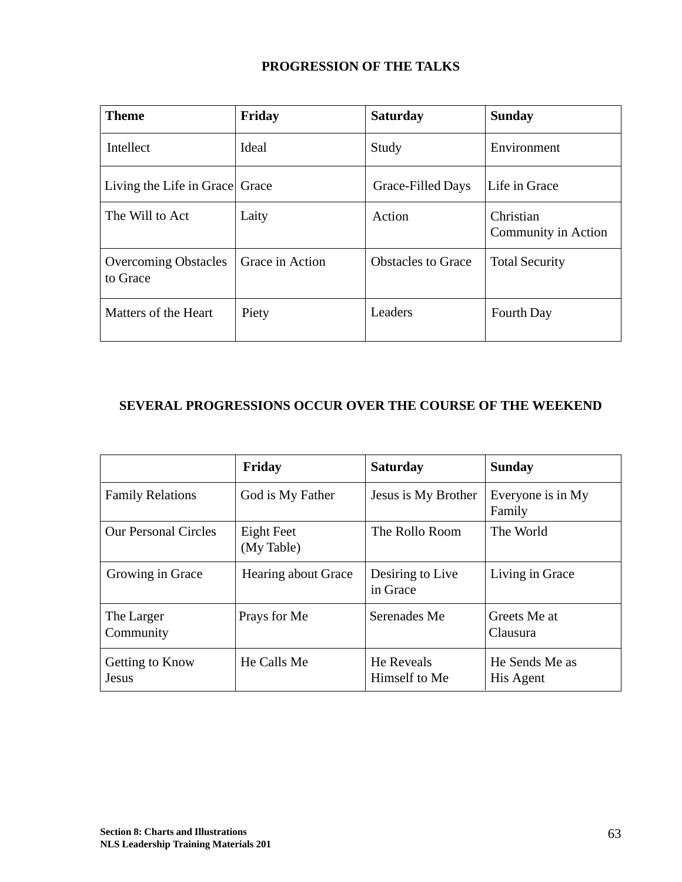## PROGRESSION OF THE TALKS

| Theme | Friday | Saturday | Sunday |
|---|---|---|---|
| Intellect | Ideal | Study | Environment |
| Living the Life in Grace | Grace | Grace-Filled Days | Life in Grace |
| The Will to Act | Laity | Action | Christian Community in Action |
| Overcoming Obstacles to Grace | Grace in Action | Obstacles to Grace | Total Security |
| Matters of the Heart | Piety | Leaders | Fourth Day |

## SEVERAL PROGRESSIONS OCCUR OVER THE COURSE OF THE WEEKEND

| | Friday | Saturday | Sunday |
|---|---|---|---|
| Family Relations | God is My Father | Jesus is My Brother | Everyone is in My Family |
| Our Personal Circles | Eight Feet (My Table) | The Rollo Room | The World |
| Growing in Grace | Hearing about Grace | Desiring to Live in Grace | Living in Grace |
| The Larger Community | Prays for Me | Serenades Me | Greets Me at Clausura |
| Getting to Know Jesus | He Calls Me | He Reveals Himself to Me | He Sends Me as His Agent |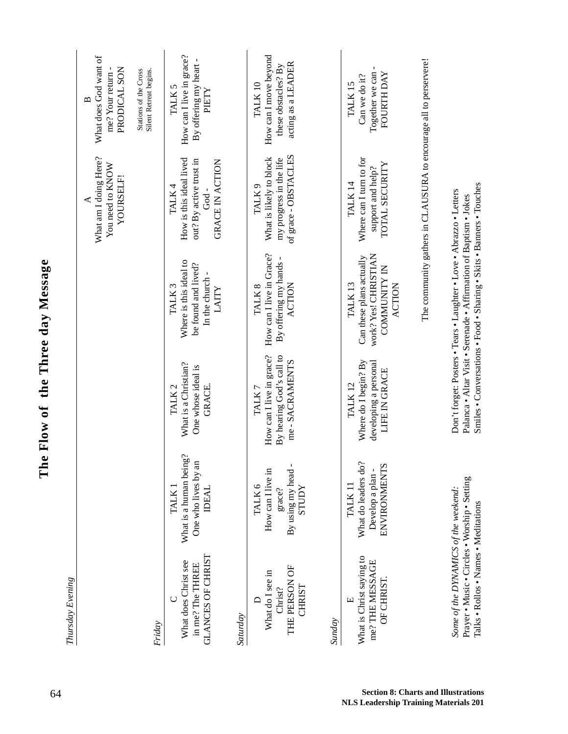# The Flow of the Three day Message

*Thursday Evening*

| | | | | | |
|---|---|---|---|---|---|
| | | | | A<br>What am I doing Here?<br>You need to KNOW YOURSELF! | B<br>What does God want of me? Your return - PRODICAL SON<br><br>Stations of the Cross<br>Silent Retreat begins. |

*Friday*

| | | | | | |
|---|---|---|---|---|---|
| C<br>What does Christ see in me? The THREE GLANCES OF CHRIST | TALK 1<br>What is a human being?<br>One who lives by an IDEAL | TALK 2<br>What is a Christian?<br>One whose ideal is GRACE. | TALK 3<br>Where is this ideal to be found and lived?<br>In the church - LAITY | TALK 4<br>How is this ideal lived out? By active trust in God -<br>GRACE IN ACTION | TALK 5<br>How can I live in grace?<br>By offering my heart - PIETY |

*Saturday*

| | | | | | |
|---|---|---|---|---|---|
| D<br>What do I see in Christ?<br>THE PERSON OF CHRIST | TALK 6<br>How can I live in grace?<br>By using my head - STUDY | TALK 7<br>How can I live in grace?<br>By hearing God's call to me - SACRAMENTS | TALK 8<br>How can I live in Grace?<br>By offering my hands - ACTION | TALK 9<br>What is likely to block my progress in the life of grace - OBSTACLES | TALK 10<br>How can I move beyond these obstacles? By acting as a LEADER |

*Sunday*

| | | | | | |
|---|---|---|---|---|---|
| E<br>What is Christ saying to me? THE MESSAGE OF CHRIST. | TALK 11<br>What do leaders do?<br>Develop a plan - ENVIRONMENTS | TALK 12<br>Where do I begin? By developing a personal LIFE IN GRACE | TALK 13<br>Can these plans actually work? Yes! CHRISTIAN COMMUNITY IN ACTION | TALK 14<br>Where can I turn to for support and help?<br>TOTAL SECURITY | TALK 15<br>Can we do it?<br>Together we can - FOURTH DAY |

The community gathers in CLAUSURA to encourage all to perservere!

*Some of the DYNAMICS of the weekend:*
Prayer • Music • Circles • Worship • Setting
Talks • Rollos • Names • Meditations

Don't forget: Posters • Tears • Laughter • Love • Abrazzo • Letters
Palanca • Altar Visit • Serenade • Affirmation of Baptism • Jokes
Smiles • Conversations • Food • Sharing • Skits • Banners • Touches